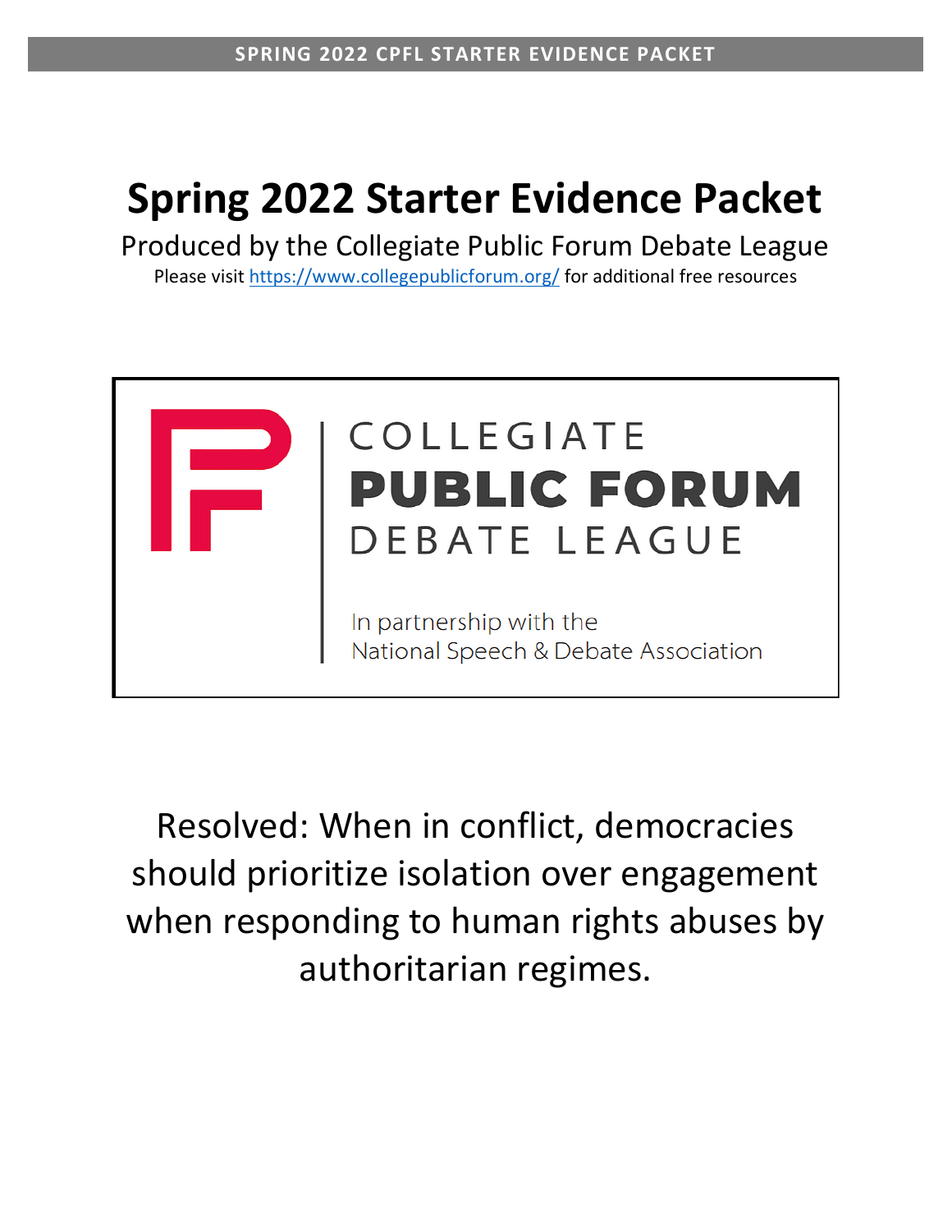# Spring 2022 Starter Evidence Packet

Produced by the Collegiate Public Forum Debate League

Please visit https://www.collegepublicforum.org/ for additional free resources

COLLEGIATE
**PUBLIC FORUM**
DEBATE LEAGUE

In partnership with the
National Speech & Debate Association

Resolved: When in conflict, democracies should prioritize isolation over engagement when responding to human rights abuses by authoritarian regimes.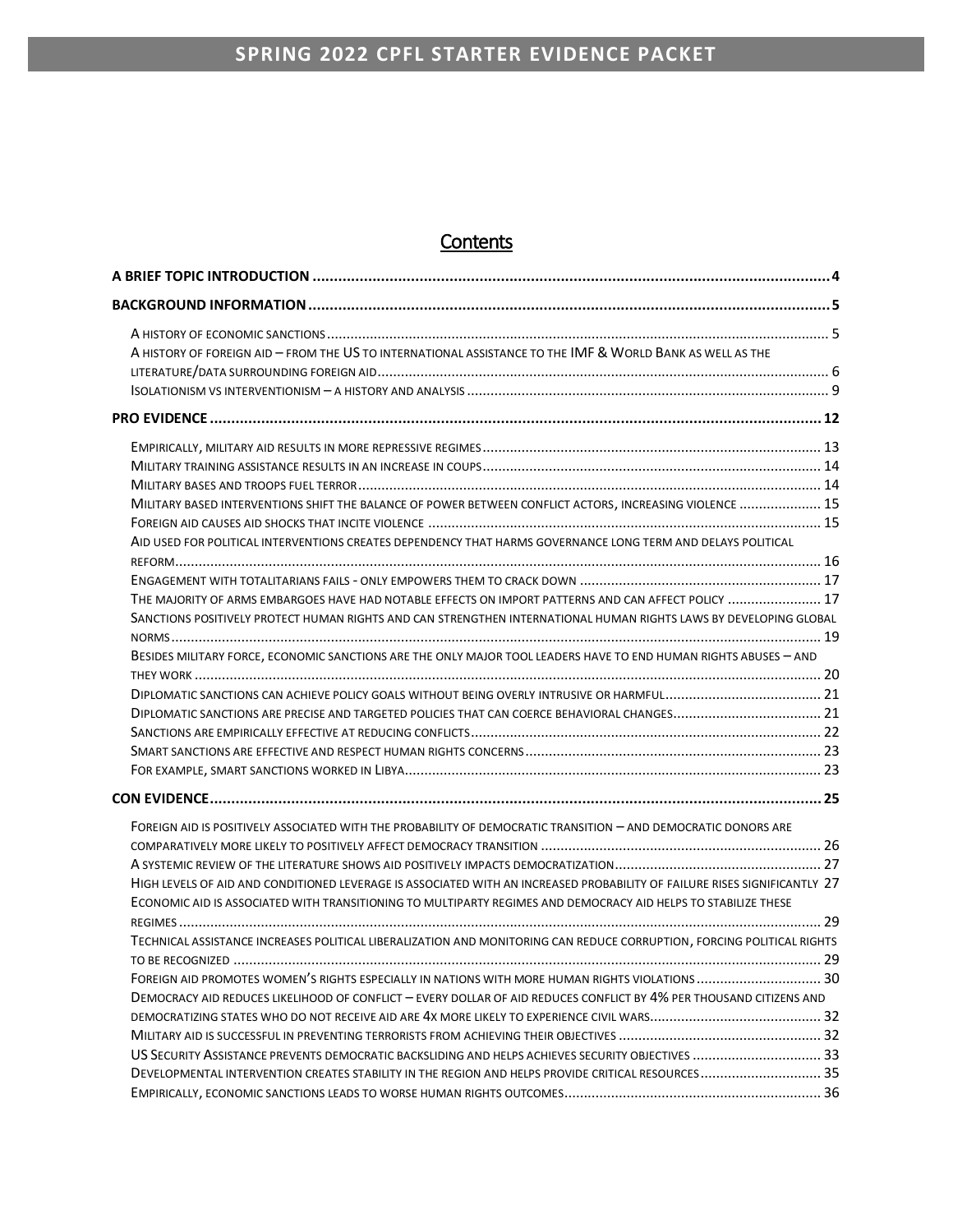# SPRING 2022 CPFL STARTER EVIDENCE PACKET

## Contents

**A BRIEF TOPIC INTRODUCTION** .......... 4

**BACKGROUND INFORMATION** .......... 5

- A history of economic sanctions .......... 5
- A history of foreign aid – from the US to international assistance to the IMF & World Bank as well as the literature/data surrounding foreign aid .......... 6
- Isolationism vs interventionism – a history and analysis .......... 9

**PRO EVIDENCE** .......... 12

- Empirically, military aid results in more repressive regimes .......... 13
- Military training assistance results in an increase in coups .......... 14
- Military bases and troops fuel terror .......... 14
- Military based interventions shift the balance of power between conflict actors, increasing violence .......... 15
- Foreign aid causes aid shocks that incite violence .......... 15
- Aid used for political interventions creates dependency that harms governance long term and delays political reform .......... 16
- Engagement with totalitarians fails - only empowers them to crack down .......... 17
- The majority of arms embargoes have had notable effects on import patterns and can affect policy .......... 17
- Sanctions positively protect human rights and can strengthen international human rights laws by developing global norms .......... 19
- Besides military force, economic sanctions are the only major tool leaders have to end human rights abuses – and they work .......... 20
- Diplomatic sanctions can achieve policy goals without being overly intrusive or harmful .......... 21
- Diplomatic sanctions are precise and targeted policies that can coerce behavioral changes .......... 21
- Sanctions are empirically effective at reducing conflicts .......... 22
- Smart sanctions are effective and respect human rights concerns .......... 23
- For example, smart sanctions worked in Libya .......... 23

**CON EVIDENCE** .......... 25

- Foreign aid is positively associated with the probability of democratic transition – and democratic donors are comparatively more likely to positively affect democracy transition .......... 26
- A systemic review of the literature shows aid positively impacts democratization .......... 27
- High levels of aid and conditioned leverage is associated with an increased probability of failure rises significantly .......... 27
- Economic aid is associated with transitioning to multiparty regimes and democracy aid helps to stabilize these regimes .......... 29
- Technical assistance increases political liberalization and monitoring can reduce corruption, forcing political rights to be recognized .......... 29
- Foreign aid promotes women's rights especially in nations with more human rights violations .......... 30
- Democracy aid reduces likelihood of conflict – every dollar of aid reduces conflict by 4% per thousand citizens and democratizing states who do not receive aid are 4x more likely to experience civil wars .......... 32
- Military aid is successful in preventing terrorists from achieving their objectives .......... 32
- US Security Assistance prevents democratic backsliding and helps achieves security objectives .......... 33
- Developmental intervention creates stability in the region and helps provide critical resources .......... 35
- Empirically, economic sanctions leads to worse human rights outcomes .......... 36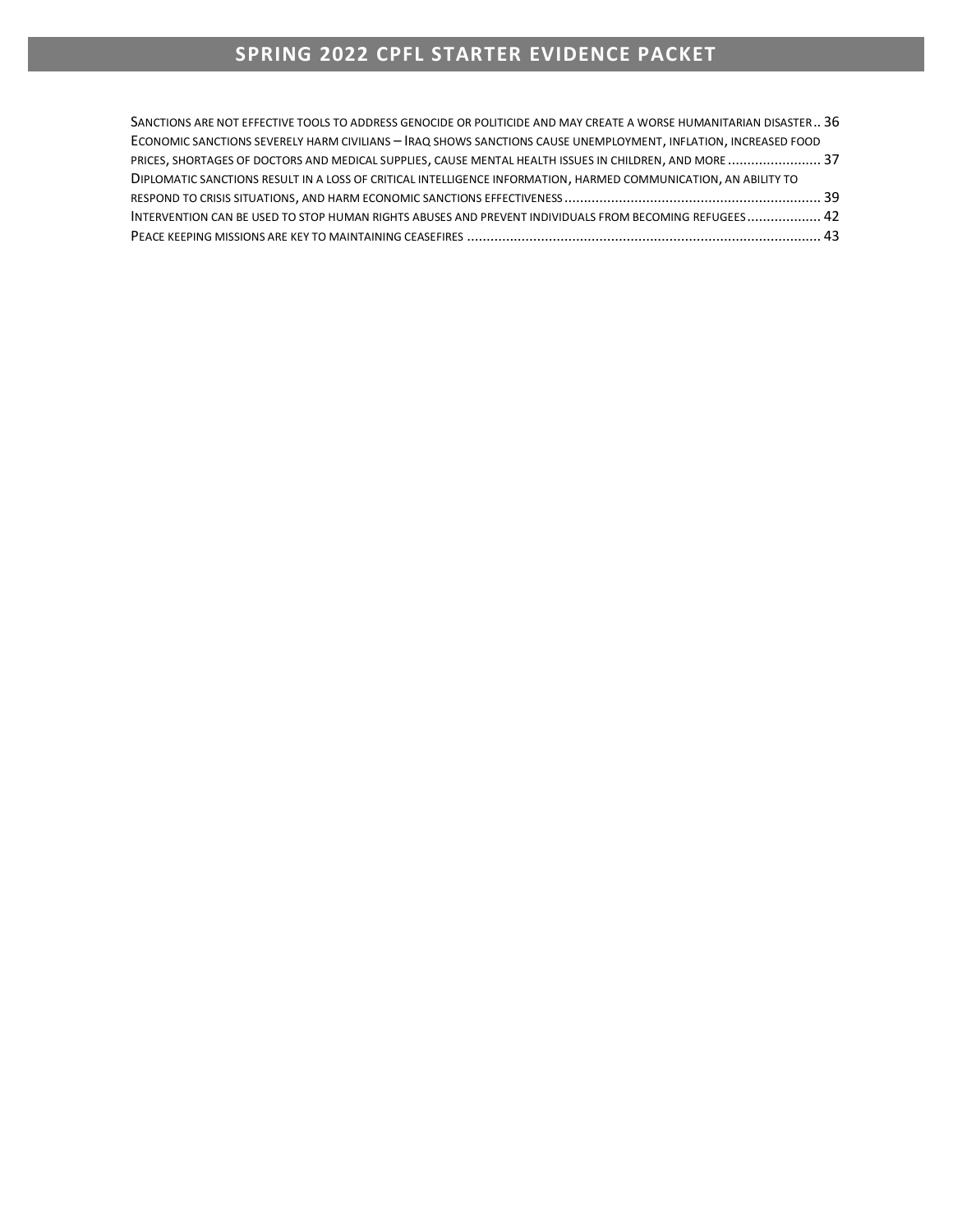Sanctions are not effective tools to address genocide or politicide and may create a worse humanitarian disaster .. 36

Economic sanctions severely harm civilians – Iraq shows sanctions cause unemployment, inflation, increased food prices, shortages of doctors and medical supplies, cause mental health issues in children, and more ........................ 37

Diplomatic sanctions result in a loss of critical intelligence information, harmed communication, an ability to respond to crisis situations, and harm economic sanctions effectiveness ................................................................. 39

Intervention can be used to stop human rights abuses and prevent individuals from becoming refugees ................... 42

Peace keeping missions are key to maintaining ceasefires .......................................................................................... 43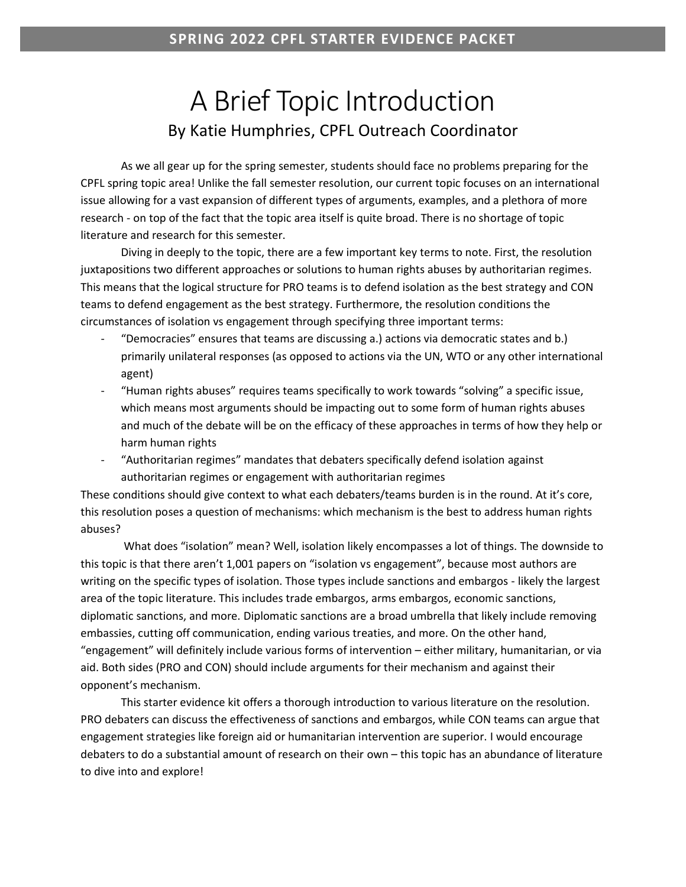# A Brief Topic Introduction

## By Katie Humphries, CPFL Outreach Coordinator

As we all gear up for the spring semester, students should face no problems preparing for the CPFL spring topic area! Unlike the fall semester resolution, our current topic focuses on an international issue allowing for a vast expansion of different types of arguments, examples, and a plethora of more research - on top of the fact that the topic area itself is quite broad. There is no shortage of topic literature and research for this semester.

Diving in deeply to the topic, there are a few important key terms to note. First, the resolution juxtapositions two different approaches or solutions to human rights abuses by authoritarian regimes. This means that the logical structure for PRO teams is to defend isolation as the best strategy and CON teams to defend engagement as the best strategy. Furthermore, the resolution conditions the circumstances of isolation vs engagement through specifying three important terms:

- "Democracies" ensures that teams are discussing a.) actions via democratic states and b.) primarily unilateral responses (as opposed to actions via the UN, WTO or any other international agent)
- "Human rights abuses" requires teams specifically to work towards "solving" a specific issue, which means most arguments should be impacting out to some form of human rights abuses and much of the debate will be on the efficacy of these approaches in terms of how they help or harm human rights
- "Authoritarian regimes" mandates that debaters specifically defend isolation against authoritarian regimes or engagement with authoritarian regimes

These conditions should give context to what each debaters/teams burden is in the round. At it's core, this resolution poses a question of mechanisms: which mechanism is the best to address human rights abuses?

What does "isolation" mean? Well, isolation likely encompasses a lot of things. The downside to this topic is that there aren't 1,001 papers on "isolation vs engagement", because most authors are writing on the specific types of isolation. Those types include sanctions and embargos - likely the largest area of the topic literature. This includes trade embargos, arms embargos, economic sanctions, diplomatic sanctions, and more. Diplomatic sanctions are a broad umbrella that likely include removing embassies, cutting off communication, ending various treaties, and more. On the other hand, "engagement" will definitely include various forms of intervention – either military, humanitarian, or via aid. Both sides (PRO and CON) should include arguments for their mechanism and against their opponent's mechanism.

This starter evidence kit offers a thorough introduction to various literature on the resolution. PRO debaters can discuss the effectiveness of sanctions and embargos, while CON teams can argue that engagement strategies like foreign aid or humanitarian intervention are superior. I would encourage debaters to do a substantial amount of research on their own – this topic has an abundance of literature to dive into and explore!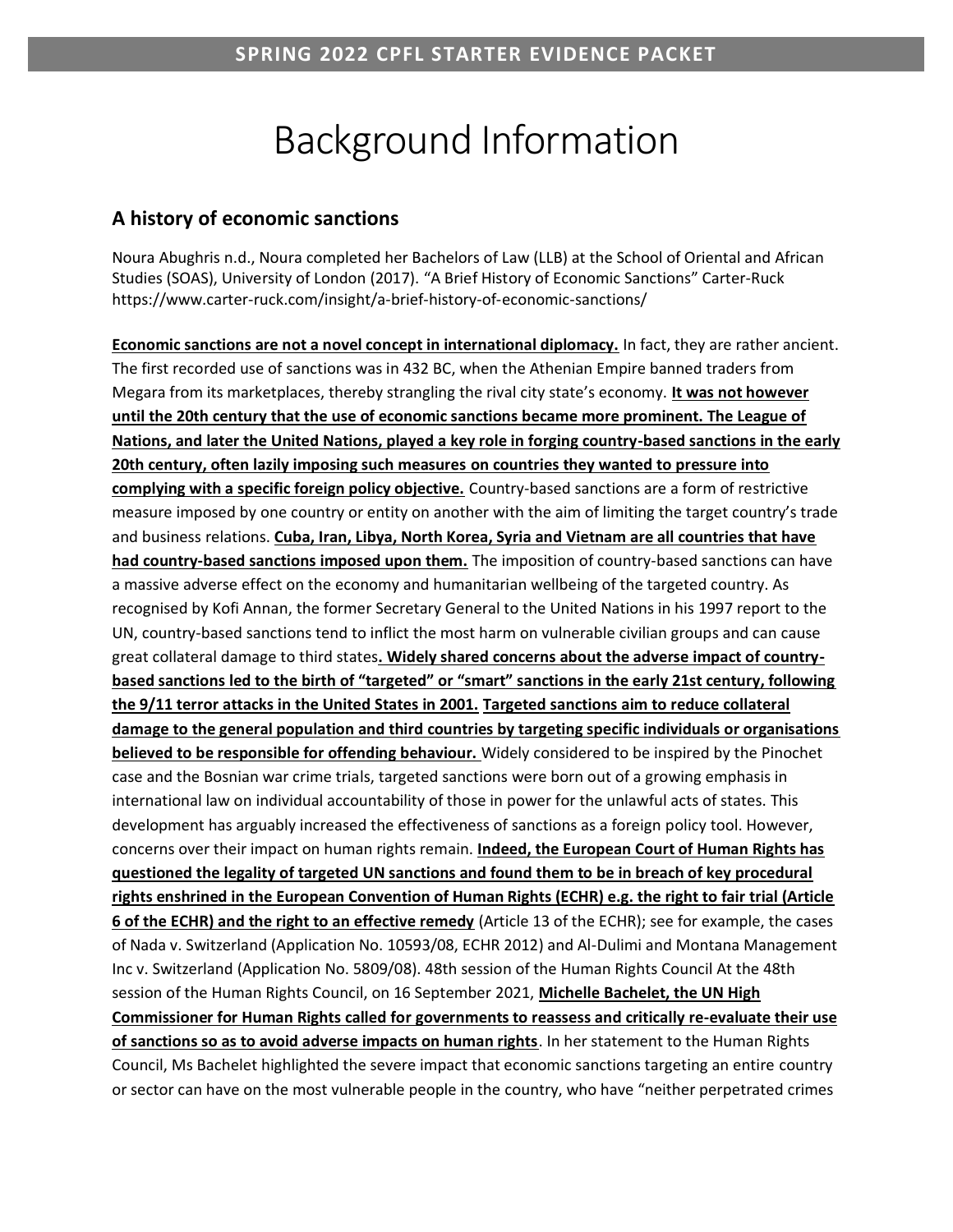# Background Information

## A history of economic sanctions

Noura Abughris n.d., Noura completed her Bachelors of Law (LLB) at the School of Oriental and African Studies (SOAS), University of London (2017). "A Brief History of Economic Sanctions" Carter-Ruck https://www.carter-ruck.com/insight/a-brief-history-of-economic-sanctions/

**Economic sanctions are not a novel concept in international diplomacy.** In fact, they are rather ancient. The first recorded use of sanctions was in 432 BC, when the Athenian Empire banned traders from Megara from its marketplaces, thereby strangling the rival city state's economy. **It was not however until the 20th century that the use of economic sanctions became more prominent. The League of Nations, and later the United Nations, played a key role in forging country-based sanctions in the early 20th century, often lazily imposing such measures on countries they wanted to pressure into complying with a specific foreign policy objective.** Country-based sanctions are a form of restrictive measure imposed by one country or entity on another with the aim of limiting the target country's trade and business relations. **Cuba, Iran, Libya, North Korea, Syria and Vietnam are all countries that have had country-based sanctions imposed upon them.** The imposition of country-based sanctions can have a massive adverse effect on the economy and humanitarian wellbeing of the targeted country. As recognised by Kofi Annan, the former Secretary General to the United Nations in his 1997 report to the UN, country-based sanctions tend to inflict the most harm on vulnerable civilian groups and can cause great collateral damage to third states**. Widely shared concerns about the adverse impact of country-based sanctions led to the birth of "targeted" or "smart" sanctions in the early 21st century, following the 9/11 terror attacks in the United States in 2001. Targeted sanctions aim to reduce collateral damage to the general population and third countries by targeting specific individuals or organisations believed to be responsible for offending behaviour.** Widely considered to be inspired by the Pinochet case and the Bosnian war crime trials, targeted sanctions were born out of a growing emphasis in international law on individual accountability of those in power for the unlawful acts of states. This development has arguably increased the effectiveness of sanctions as a foreign policy tool. However, concerns over their impact on human rights remain. **Indeed, the European Court of Human Rights has questioned the legality of targeted UN sanctions and found them to be in breach of key procedural rights enshrined in the European Convention of Human Rights (ECHR) e.g. the right to fair trial (Article 6 of the ECHR) and the right to an effective remedy** (Article 13 of the ECHR); see for example, the cases of Nada v. Switzerland (Application No. 10593/08, ECHR 2012) and Al-Dulimi and Montana Management Inc v. Switzerland (Application No. 5809/08). 48th session of the Human Rights Council At the 48th session of the Human Rights Council, on 16 September 2021, **Michelle Bachelet, the UN High Commissioner for Human Rights called for governments to reassess and critically re-evaluate their use of sanctions so as to avoid adverse impacts on human rights**. In her statement to the Human Rights Council, Ms Bachelet highlighted the severe impact that economic sanctions targeting an entire country or sector can have on the most vulnerable people in the country, who have "neither perpetrated crimes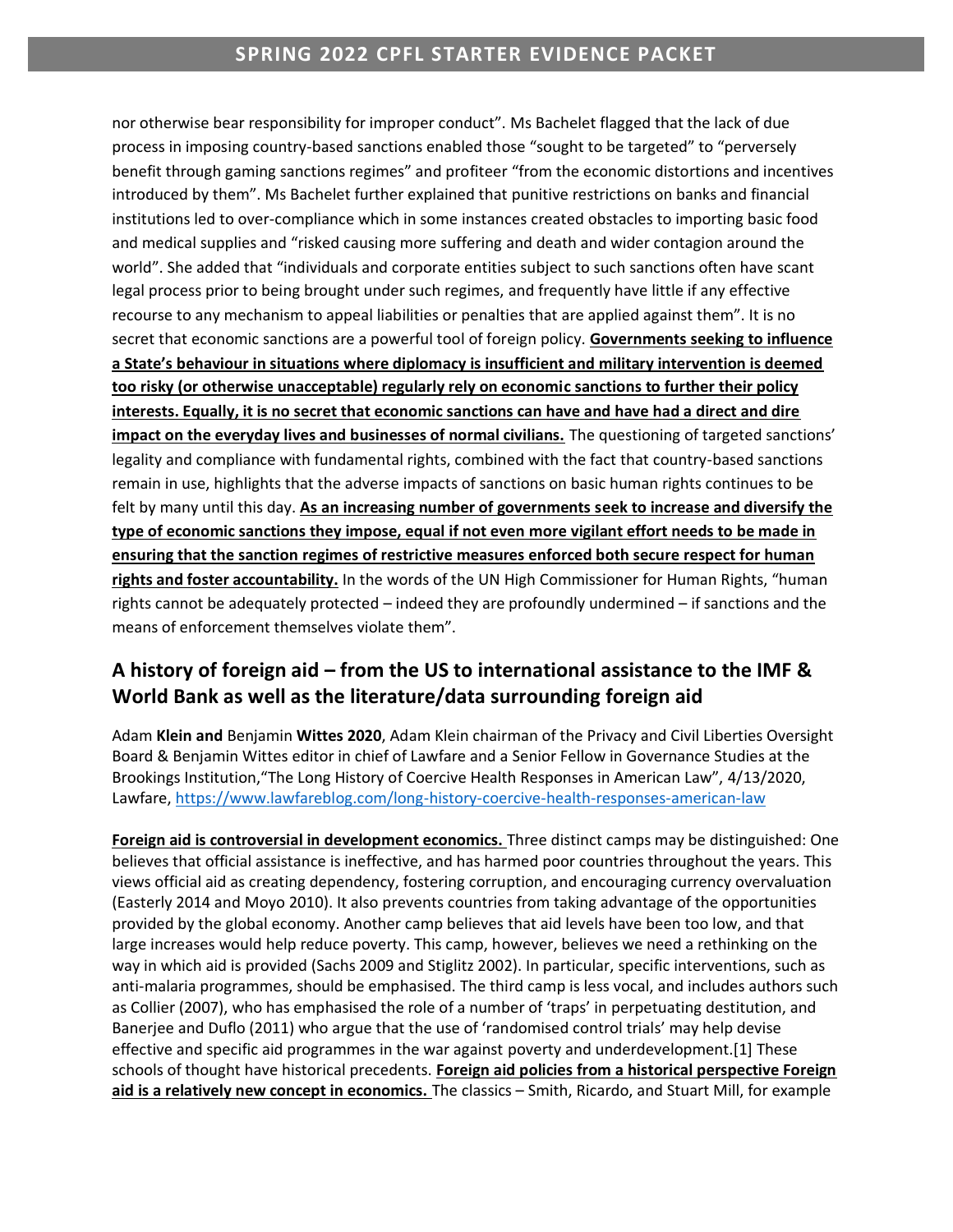nor otherwise bear responsibility for improper conduct". Ms Bachelet flagged that the lack of due process in imposing country-based sanctions enabled those "sought to be targeted" to "perversely benefit through gaming sanctions regimes" and profiteer "from the economic distortions and incentives introduced by them". Ms Bachelet further explained that punitive restrictions on banks and financial institutions led to over-compliance which in some instances created obstacles to importing basic food and medical supplies and "risked causing more suffering and death and wider contagion around the world". She added that "individuals and corporate entities subject to such sanctions often have scant legal process prior to being brought under such regimes, and frequently have little if any effective recourse to any mechanism to appeal liabilities or penalties that are applied against them". It is no secret that economic sanctions are a powerful tool of foreign policy. **Governments seeking to influence a State's behaviour in situations where diplomacy is insufficient and military intervention is deemed too risky (or otherwise unacceptable) regularly rely on economic sanctions to further their policy interests. Equally, it is no secret that economic sanctions can have and have had a direct and dire impact on the everyday lives and businesses of normal civilians.** The questioning of targeted sanctions' legality and compliance with fundamental rights, combined with the fact that country-based sanctions remain in use, highlights that the adverse impacts of sanctions on basic human rights continues to be felt by many until this day. **As an increasing number of governments seek to increase and diversify the type of economic sanctions they impose, equal if not even more vigilant effort needs to be made in ensuring that the sanction regimes of restrictive measures enforced both secure respect for human rights and foster accountability.** In the words of the UN High Commissioner for Human Rights, "human rights cannot be adequately protected – indeed they are profoundly undermined – if sanctions and the means of enforcement themselves violate them".

## A history of foreign aid – from the US to international assistance to the IMF & World Bank as well as the literature/data surrounding foreign aid

Adam **Klein and** Benjamin **Wittes 2020**, Adam Klein chairman of the Privacy and Civil Liberties Oversight Board & Benjamin Wittes editor in chief of Lawfare and a Senior Fellow in Governance Studies at the Brookings Institution,"The Long History of Coercive Health Responses in American Law", 4/13/2020, Lawfare, https://www.lawfareblog.com/long-history-coercive-health-responses-american-law

**Foreign aid is controversial in development economics.** Three distinct camps may be distinguished: One believes that official assistance is ineffective, and has harmed poor countries throughout the years. This views official aid as creating dependency, fostering corruption, and encouraging currency overvaluation (Easterly 2014 and Moyo 2010). It also prevents countries from taking advantage of the opportunities provided by the global economy. Another camp believes that aid levels have been too low, and that large increases would help reduce poverty. This camp, however, believes we need a rethinking on the way in which aid is provided (Sachs 2009 and Stiglitz 2002). In particular, specific interventions, such as anti-malaria programmes, should be emphasised. The third camp is less vocal, and includes authors such as Collier (2007), who has emphasised the role of a number of 'traps' in perpetuating destitution, and Banerjee and Duflo (2011) who argue that the use of 'randomised control trials' may help devise effective and specific aid programmes in the war against poverty and underdevelopment.[1] These schools of thought have historical precedents. **Foreign aid policies from a historical perspective Foreign aid is a relatively new concept in economics.** The classics – Smith, Ricardo, and Stuart Mill, for example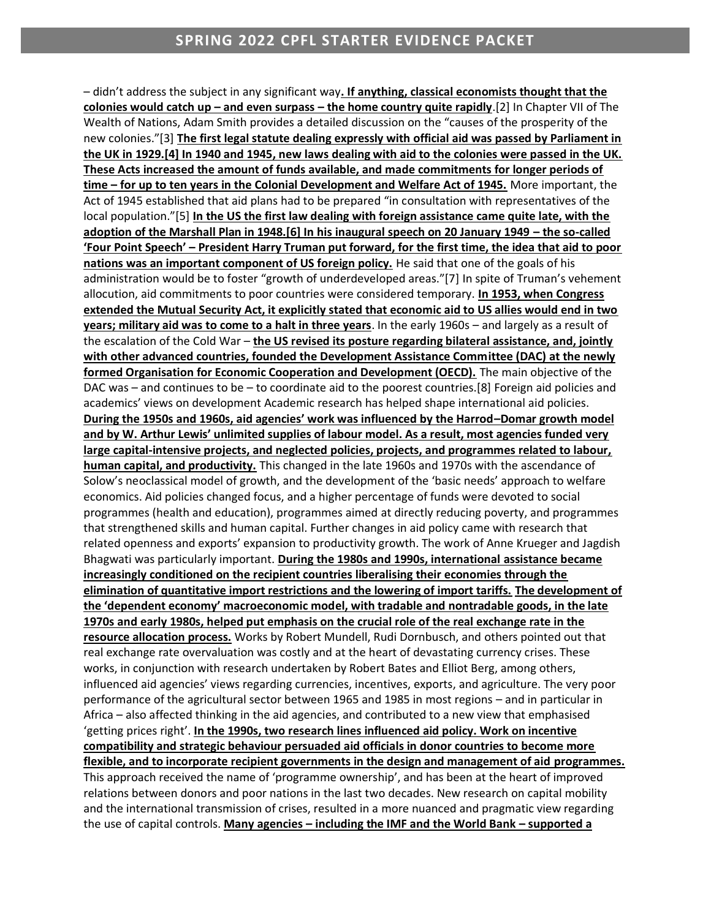– didn't address the subject in any significant way**. If anything, classical economists thought that the colonies would catch up – and even surpass – the home country quite rapidly**.[2] In Chapter VII of The Wealth of Nations, Adam Smith provides a detailed discussion on the "causes of the prosperity of the new colonies."[3] **The first legal statute dealing expressly with official aid was passed by Parliament in the UK in 1929.[4] In 1940 and 1945, new laws dealing with aid to the colonies were passed in the UK. These Acts increased the amount of funds available, and made commitments for longer periods of time – for up to ten years in the Colonial Development and Welfare Act of 1945.** More important, the Act of 1945 established that aid plans had to be prepared "in consultation with representatives of the local population."[5] **In the US the first law dealing with foreign assistance came quite late, with the adoption of the Marshall Plan in 1948.[6] In his inaugural speech on 20 January 1949 – the so-called 'Four Point Speech' – President Harry Truman put forward, for the first time, the idea that aid to poor nations was an important component of US foreign policy.** He said that one of the goals of his administration would be to foster "growth of underdeveloped areas."[7] In spite of Truman's vehement allocution, aid commitments to poor countries were considered temporary. **In 1953, when Congress extended the Mutual Security Act, it explicitly stated that economic aid to US allies would end in two years; military aid was to come to a halt in three years**. In the early 1960s – and largely as a result of the escalation of the Cold War – **the US revised its posture regarding bilateral assistance, and, jointly with other advanced countries, founded the Development Assistance Committee (DAC) at the newly formed Organisation for Economic Cooperation and Development (OECD).** The main objective of the DAC was – and continues to be – to coordinate aid to the poorest countries.[8] Foreign aid policies and academics' views on development Academic research has helped shape international aid policies. **During the 1950s and 1960s, aid agencies' work was influenced by the Harrod–Domar growth model and by W. Arthur Lewis' unlimited supplies of labour model. As a result, most agencies funded very large capital-intensive projects, and neglected policies, projects, and programmes related to labour, human capital, and productivity.** This changed in the late 1960s and 1970s with the ascendance of Solow's neoclassical model of growth, and the development of the 'basic needs' approach to welfare economics. Aid policies changed focus, and a higher percentage of funds were devoted to social programmes (health and education), programmes aimed at directly reducing poverty, and programmes that strengthened skills and human capital. Further changes in aid policy came with research that related openness and exports' expansion to productivity growth. The work of Anne Krueger and Jagdish Bhagwati was particularly important. **During the 1980s and 1990s, international assistance became increasingly conditioned on the recipient countries liberalising their economies through the elimination of quantitative import restrictions and the lowering of import tariffs.** **The development of the 'dependent economy' macroeconomic model, with tradable and nontradable goods, in the late 1970s and early 1980s, helped put emphasis on the crucial role of the real exchange rate in the resource allocation process.** Works by Robert Mundell, Rudi Dornbusch, and others pointed out that real exchange rate overvaluation was costly and at the heart of devastating currency crises. These works, in conjunction with research undertaken by Robert Bates and Elliot Berg, among others, influenced aid agencies' views regarding currencies, incentives, exports, and agriculture. The very poor performance of the agricultural sector between 1965 and 1985 in most regions – and in particular in Africa – also affected thinking in the aid agencies, and contributed to a new view that emphasised 'getting prices right'. **In the 1990s, two research lines influenced aid policy. Work on incentive compatibility and strategic behaviour persuaded aid officials in donor countries to become more flexible, and to incorporate recipient governments in the design and management of aid programmes.** This approach received the name of 'programme ownership', and has been at the heart of improved relations between donors and poor nations in the last two decades. New research on capital mobility and the international transmission of crises, resulted in a more nuanced and pragmatic view regarding the use of capital controls. **Many agencies – including the IMF and the World Bank – supported a**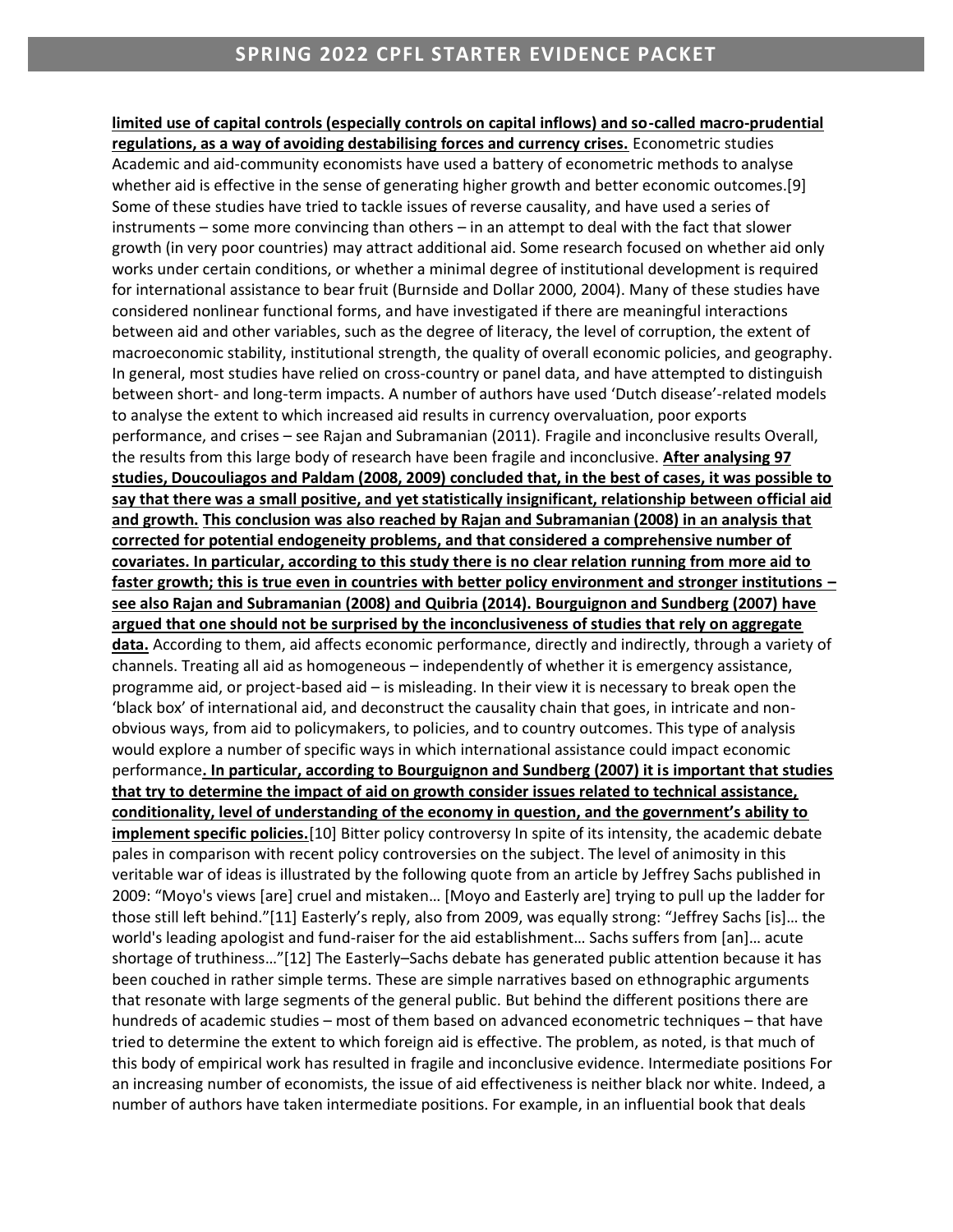**limited use of capital controls (especially controls on capital inflows) and so-called macro-prudential regulations, as a way of avoiding destabilising forces and currency crises.** Econometric studies Academic and aid-community economists have used a battery of econometric methods to analyse whether aid is effective in the sense of generating higher growth and better economic outcomes.[9] Some of these studies have tried to tackle issues of reverse causality, and have used a series of instruments – some more convincing than others – in an attempt to deal with the fact that slower growth (in very poor countries) may attract additional aid. Some research focused on whether aid only works under certain conditions, or whether a minimal degree of institutional development is required for international assistance to bear fruit (Burnside and Dollar 2000, 2004). Many of these studies have considered nonlinear functional forms, and have investigated if there are meaningful interactions between aid and other variables, such as the degree of literacy, the level of corruption, the extent of macroeconomic stability, institutional strength, the quality of overall economic policies, and geography. In general, most studies have relied on cross-country or panel data, and have attempted to distinguish between short- and long-term impacts. A number of authors have used 'Dutch disease'-related models to analyse the extent to which increased aid results in currency overvaluation, poor exports performance, and crises – see Rajan and Subramanian (2011). Fragile and inconclusive results Overall, the results from this large body of research have been fragile and inconclusive. **After analysing 97 studies, Doucouliagos and Paldam (2008, 2009) concluded that, in the best of cases, it was possible to say that there was a small positive, and yet statistically insignificant, relationship between official aid and growth. This conclusion was also reached by Rajan and Subramanian (2008) in an analysis that corrected for potential endogeneity problems, and that considered a comprehensive number of covariates. In particular, according to this study there is no clear relation running from more aid to faster growth; this is true even in countries with better policy environment and stronger institutions – see also Rajan and Subramanian (2008) and Quibria (2014). Bourguignon and Sundberg (2007) have argued that one should not be surprised by the inconclusiveness of studies that rely on aggregate data.** According to them, aid affects economic performance, directly and indirectly, through a variety of channels. Treating all aid as homogeneous – independently of whether it is emergency assistance, programme aid, or project-based aid – is misleading. In their view it is necessary to break open the 'black box' of international aid, and deconstruct the causality chain that goes, in intricate and non-obvious ways, from aid to policymakers, to policies, and to country outcomes. This type of analysis would explore a number of specific ways in which international assistance could impact economic performance**. In particular, according to Bourguignon and Sundberg (2007) it is important that studies that try to determine the impact of aid on growth consider issues related to technical assistance, conditionality, level of understanding of the economy in question, and the government's ability to implement specific policies.**[10] Bitter policy controversy In spite of its intensity, the academic debate pales in comparison with recent policy controversies on the subject. The level of animosity in this veritable war of ideas is illustrated by the following quote from an article by Jeffrey Sachs published in 2009: "Moyo's views [are] cruel and mistaken… [Moyo and Easterly are] trying to pull up the ladder for those still left behind."[11] Easterly's reply, also from 2009, was equally strong: "Jeffrey Sachs [is]… the world's leading apologist and fund-raiser for the aid establishment… Sachs suffers from [an]… acute shortage of truthiness…"[12] The Easterly–Sachs debate has generated public attention because it has been couched in rather simple terms. These are simple narratives based on ethnographic arguments that resonate with large segments of the general public. But behind the different positions there are hundreds of academic studies – most of them based on advanced econometric techniques – that have tried to determine the extent to which foreign aid is effective. The problem, as noted, is that much of this body of empirical work has resulted in fragile and inconclusive evidence. Intermediate positions For an increasing number of economists, the issue of aid effectiveness is neither black nor white. Indeed, a number of authors have taken intermediate positions. For example, in an influential book that deals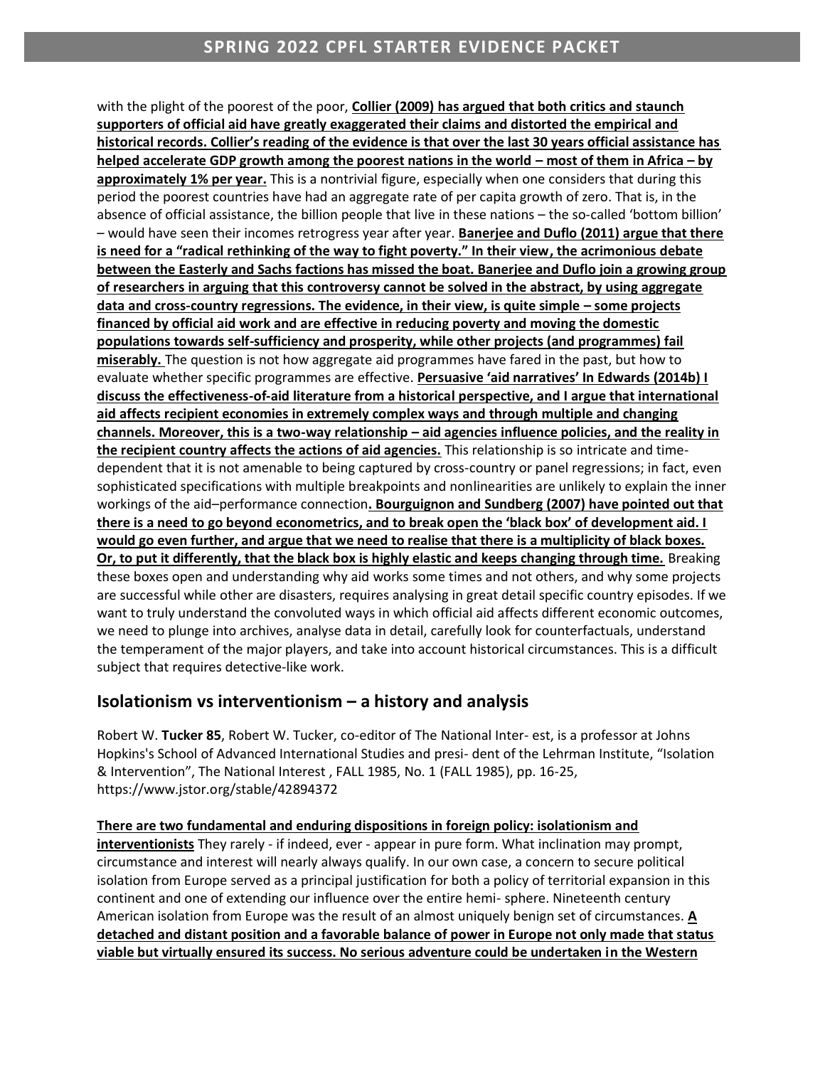with the plight of the poorest of the poor, **Collier (2009) has argued that both critics and staunch supporters of official aid have greatly exaggerated their claims and distorted the empirical and historical records. Collier's reading of the evidence is that over the last 30 years official assistance has helped accelerate GDP growth among the poorest nations in the world – most of them in Africa – by approximately 1% per year.** This is a nontrivial figure, especially when one considers that during this period the poorest countries have had an aggregate rate of per capita growth of zero. That is, in the absence of official assistance, the billion people that live in these nations – the so-called 'bottom billion' – would have seen their incomes retrogress year after year. **Banerjee and Duflo (2011) argue that there is need for a "radical rethinking of the way to fight poverty." In their view, the acrimonious debate between the Easterly and Sachs factions has missed the boat. Banerjee and Duflo join a growing group of researchers in arguing that this controversy cannot be solved in the abstract, by using aggregate data and cross-country regressions. The evidence, in their view, is quite simple – some projects financed by official aid work and are effective in reducing poverty and moving the domestic populations towards self-sufficiency and prosperity, while other projects (and programmes) fail miserably.** The question is not how aggregate aid programmes have fared in the past, but how to evaluate whether specific programmes are effective. **Persuasive 'aid narratives' In Edwards (2014b) I discuss the effectiveness-of-aid literature from a historical perspective, and I argue that international aid affects recipient economies in extremely complex ways and through multiple and changing channels. Moreover, this is a two-way relationship – aid agencies influence policies, and the reality in the recipient country affects the actions of aid agencies.** This relationship is so intricate and time-dependent that it is not amenable to being captured by cross-country or panel regressions; in fact, even sophisticated specifications with multiple breakpoints and nonlinearities are unlikely to explain the inner workings of the aid–performance connection**. Bourguignon and Sundberg (2007) have pointed out that there is a need to go beyond econometrics, and to break open the 'black box' of development aid. I would go even further, and argue that we need to realise that there is a multiplicity of black boxes. Or, to put it differently, that the black box is highly elastic and keeps changing through time.** Breaking these boxes open and understanding why aid works some times and not others, and why some projects are successful while other are disasters, requires analysing in great detail specific country episodes. If we want to truly understand the convoluted ways in which official aid affects different economic outcomes, we need to plunge into archives, analyse data in detail, carefully look for counterfactuals, understand the temperament of the major players, and take into account historical circumstances. This is a difficult subject that requires detective-like work.

## Isolationism vs interventionism – a history and analysis

Robert W. **Tucker 85**, Robert W. Tucker, co-editor of The National Inter- est, is a professor at Johns Hopkins's School of Advanced International Studies and presi- dent of the Lehrman Institute, "Isolation & Intervention", The National Interest , FALL 1985, No. 1 (FALL 1985), pp. 16-25, https://www.jstor.org/stable/42894372

**There are two fundamental and enduring dispositions in foreign policy: isolationism and interventionists** They rarely - if indeed, ever - appear in pure form. What inclination may prompt, circumstance and interest will nearly always qualify. In our own case, a concern to secure political isolation from Europe served as a principal justification for both a policy of territorial expansion in this continent and one of extending our influence over the entire hemi- sphere. Nineteenth century American isolation from Europe was the result of an almost uniquely benign set of circumstances. **A detached and distant position and a favorable balance of power in Europe not only made that status viable but virtually ensured its success. No serious adventure could be undertaken in the Western**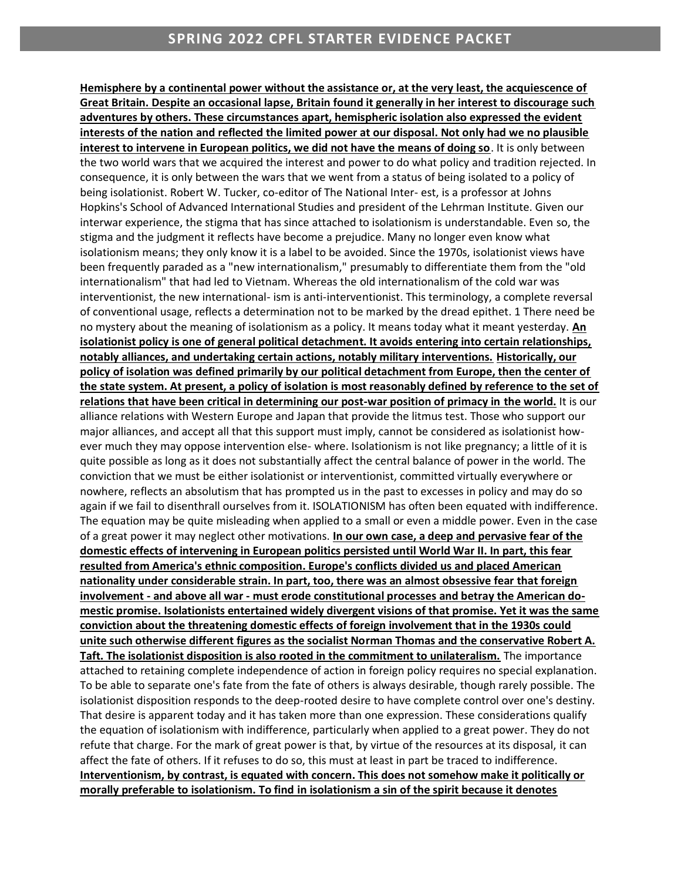**Hemisphere by a continental power without the assistance or, at the very least, the acquiescence of Great Britain. Despite an occasional lapse, Britain found it generally in her interest to discourage such adventures by others. These circumstances apart, hemispheric isolation also expressed the evident interests of the nation and reflected the limited power at our disposal. Not only had we no plausible interest to intervene in European politics, we did not have the means of doing so**. It is only between the two world wars that we acquired the interest and power to do what policy and tradition rejected. In consequence, it is only between the wars that we went from a status of being isolated to a policy of being isolationist. Robert W. Tucker, co-editor of The National Inter- est, is a professor at Johns Hopkins's School of Advanced International Studies and president of the Lehrman Institute. Given our interwar experience, the stigma that has since attached to isolationism is understandable. Even so, the stigma and the judgment it reflects have become a prejudice. Many no longer even know what isolationism means; they only know it is a label to be avoided. Since the 1970s, isolationist views have been frequently paraded as a "new internationalism," presumably to differentiate them from the "old internationalism" that had led to Vietnam. Whereas the old internationalism of the cold war was interventionist, the new international- ism is anti-interventionist. This terminology, a complete reversal of conventional usage, reflects a determination not to be marked by the dread epithet. 1 There need be no mystery about the meaning of isolationism as a policy. It means today what it meant yesterday. **An isolationist policy is one of general political detachment. It avoids entering into certain relationships, notably alliances, and undertaking certain actions, notably military interventions. Historically, our policy of isolation was defined primarily by our political detachment from Europe, then the center of the state system. At present, a policy of isolation is most reasonably defined by reference to the set of relations that have been critical in determining our post-war position of primacy in the world.** It is our alliance relations with Western Europe and Japan that provide the litmus test. Those who support our major alliances, and accept all that this support must imply, cannot be considered as isolationist how- ever much they may oppose intervention else- where. Isolationism is not like pregnancy; a little of it is quite possible as long as it does not substantially affect the central balance of power in the world. The conviction that we must be either isolationist or interventionist, committed virtually everywhere or nowhere, reflects an absolutism that has prompted us in the past to excesses in policy and may do so again if we fail to disenthrall ourselves from it. ISOLATIONISM has often been equated with indifference. The equation may be quite misleading when applied to a small or even a middle power. Even in the case of a great power it may neglect other motivations. **In our own case, a deep and pervasive fear of the domestic effects of intervening in European politics persisted until World War II. In part, this fear resulted from America's ethnic composition. Europe's conflicts divided us and placed American nationality under considerable strain. In part, too, there was an almost obsessive fear that foreign involvement - and above all war - must erode constitutional processes and betray the American do- mestic promise. Isolationists entertained widely divergent visions of that promise. Yet it was the same conviction about the threatening domestic effects of foreign involvement that in the 1930s could unite such otherwise different figures as the socialist Norman Thomas and the conservative Robert A. Taft. The isolationist disposition is also rooted in the commitment to unilateralism.** The importance attached to retaining complete independence of action in foreign policy requires no special explanation. To be able to separate one's fate from the fate of others is always desirable, though rarely possible. The isolationist disposition responds to the deep-rooted desire to have complete control over one's destiny. That desire is apparent today and it has taken more than one expression. These considerations qualify the equation of isolationism with indifference, particularly when applied to a great power. They do not refute that charge. For the mark of great power is that, by virtue of the resources at its disposal, it can affect the fate of others. If it refuses to do so, this must at least in part be traced to indifference. **Interventionism, by contrast, is equated with concern. This does not somehow make it politically or morally preferable to isolationism. To find in isolationism a sin of the spirit because it denotes**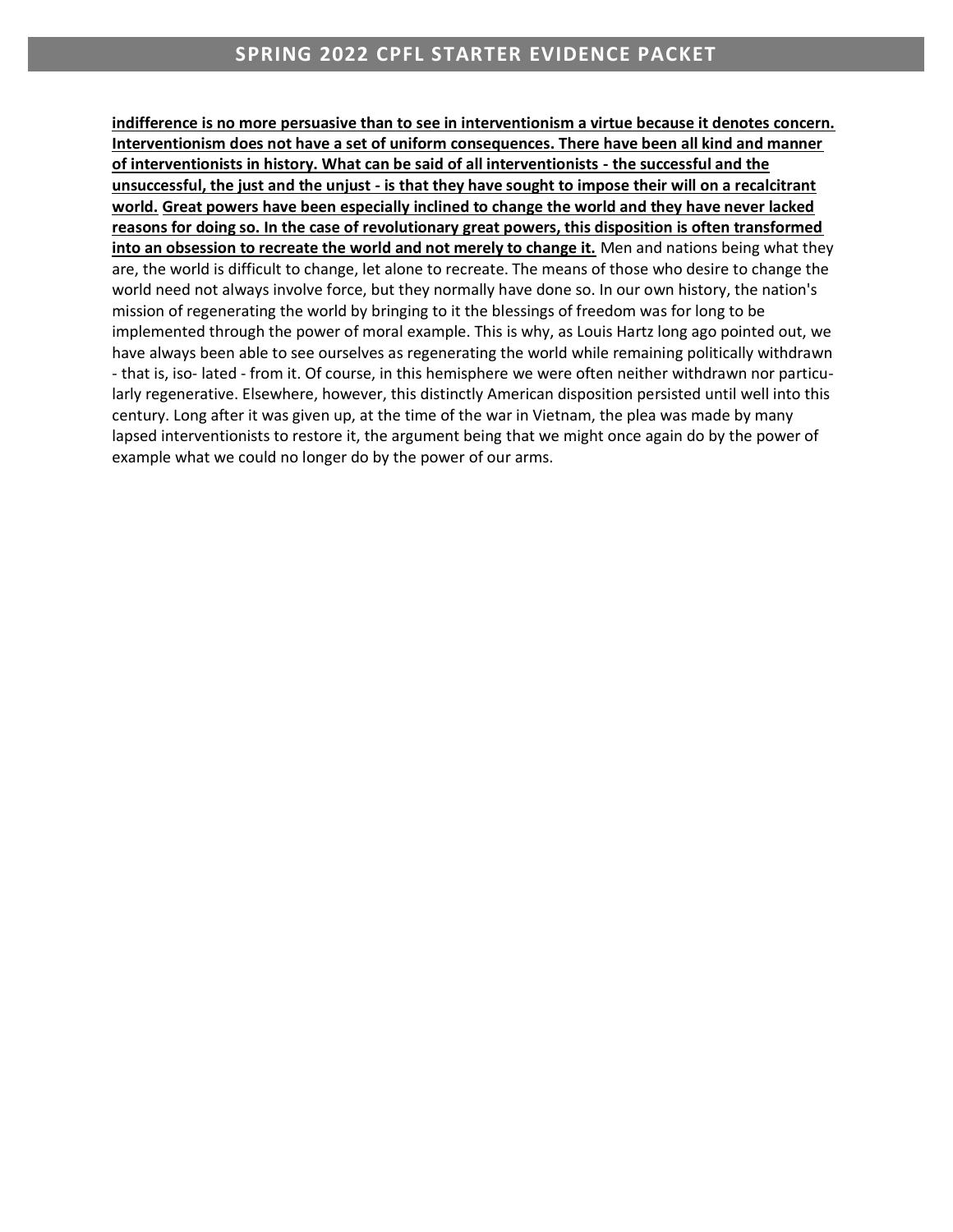**<u>indifference is no more persuasive than to see in interventionism a virtue because it denotes concern. Interventionism does not have a set of uniform consequences. There have been all kind and manner of interventionists in history. What can be said of all interventionists - the successful and the unsuccessful, the just and the unjust - is that they have sought to impose their will on a recalcitrant world.</u>** **<u>Great powers have been especially inclined to change the world and they have never lacked reasons for doing so. In the case of revolutionary great powers, this disposition is often transformed into an obsession to recreate the world and not merely to change it.</u>** Men and nations being what they are, the world is difficult to change, let alone to recreate. The means of those who desire to change the world need not always involve force, but they normally have done so. In our own history, the nation's mission of regenerating the world by bringing to it the blessings of freedom was for long to be implemented through the power of moral example. This is why, as Louis Hartz long ago pointed out, we have always been able to see ourselves as regenerating the world while remaining politically withdrawn - that is, iso- lated - from it. Of course, in this hemisphere we were often neither withdrawn nor particu- larly regenerative. Elsewhere, however, this distinctly American disposition persisted until well into this century. Long after it was given up, at the time of the war in Vietnam, the plea was made by many lapsed interventionists to restore it, the argument being that we might once again do by the power of example what we could no longer do by the power of our arms.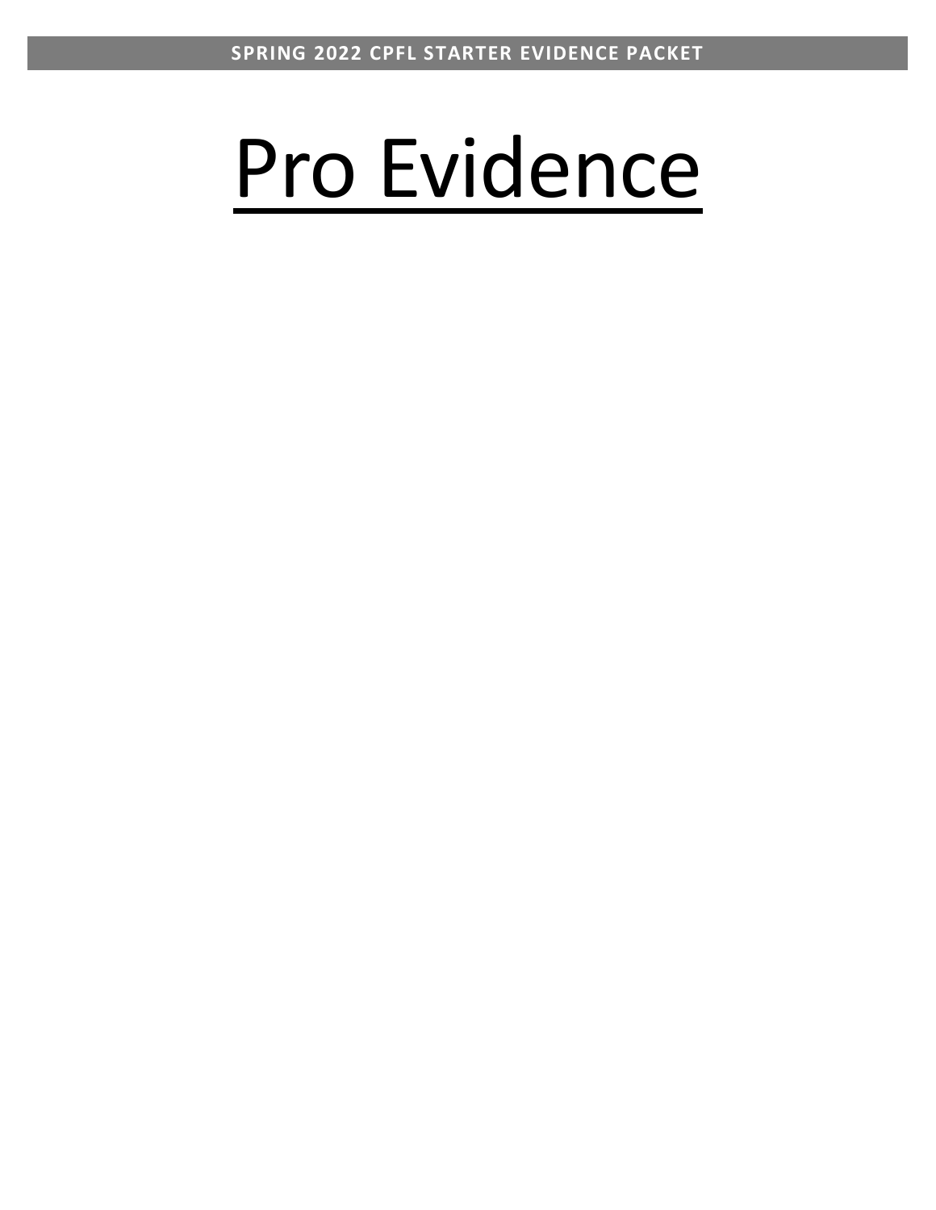# Pro Evidence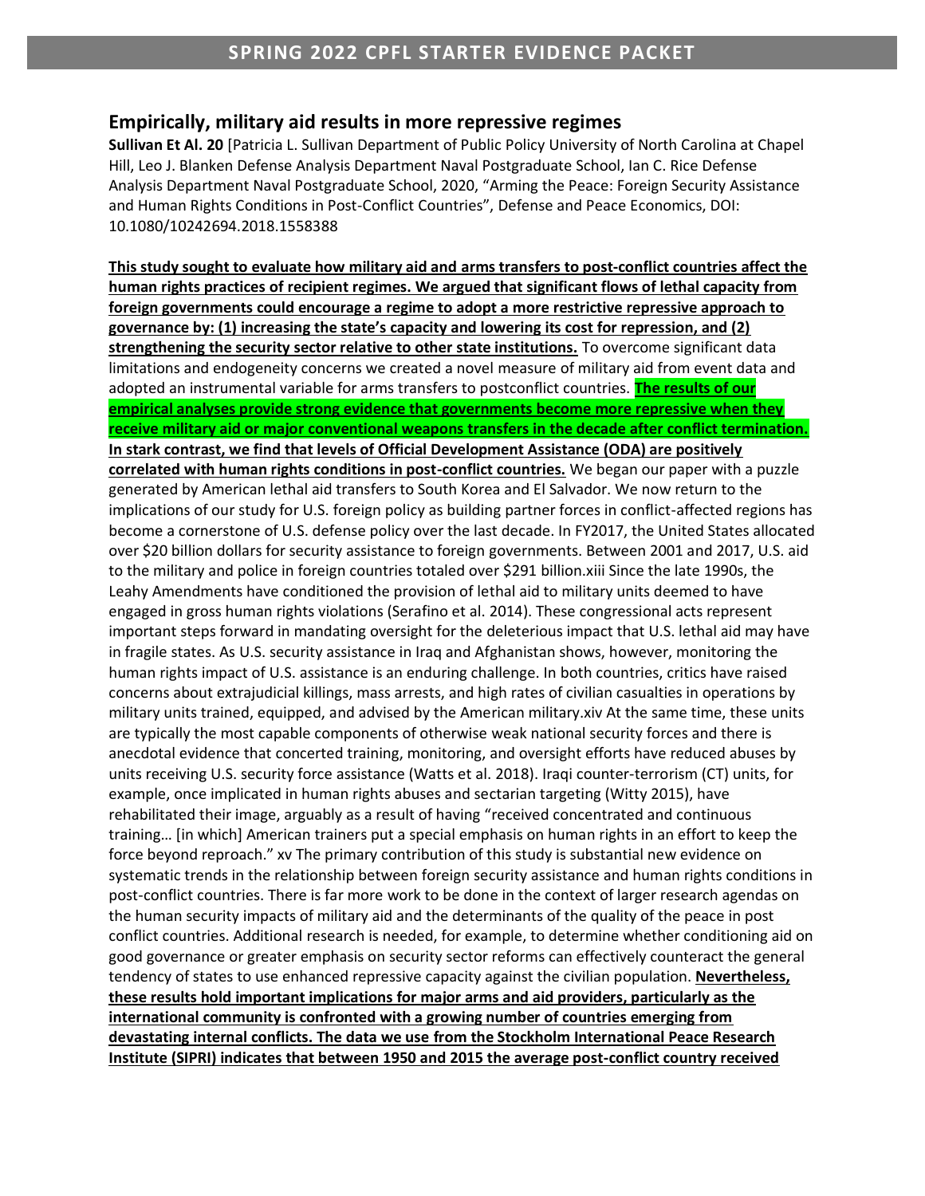## Empirically, military aid results in more repressive regimes

**Sullivan Et Al. 20** [Patricia L. Sullivan Department of Public Policy University of North Carolina at Chapel Hill, Leo J. Blanken Defense Analysis Department Naval Postgraduate School, Ian C. Rice Defense Analysis Department Naval Postgraduate School, 2020, "Arming the Peace: Foreign Security Assistance and Human Rights Conditions in Post-Conflict Countries", Defense and Peace Economics, DOI: 10.1080/10242694.2018.1558388

**This study sought to evaluate how military aid and arms transfers to post-conflict countries affect the human rights practices of recipient regimes. We argued that significant flows of lethal capacity from foreign governments could encourage a regime to adopt a more restrictive repressive approach to governance by: (1) increasing the state's capacity and lowering its cost for repression, and (2) strengthening the security sector relative to other state institutions.** To overcome significant data limitations and endogeneity concerns we created a novel measure of military aid from event data and adopted an instrumental variable for arms transfers to postconflict countries. **The results of our empirical analyses provide strong evidence that governments become more repressive when they receive military aid or major conventional weapons transfers in the decade after conflict termination. In stark contrast, we find that levels of Official Development Assistance (ODA) are positively correlated with human rights conditions in post-conflict countries.** We began our paper with a puzzle generated by American lethal aid transfers to South Korea and El Salvador. We now return to the implications of our study for U.S. foreign policy as building partner forces in conflict-affected regions has become a cornerstone of U.S. defense policy over the last decade. In FY2017, the United States allocated over $20 billion dollars for security assistance to foreign governments. Between 2001 and 2017, U.S. aid to the military and police in foreign countries totaled over $291 billion.xiii Since the late 1990s, the Leahy Amendments have conditioned the provision of lethal aid to military units deemed to have engaged in gross human rights violations (Serafino et al. 2014). These congressional acts represent important steps forward in mandating oversight for the deleterious impact that U.S. lethal aid may have in fragile states. As U.S. security assistance in Iraq and Afghanistan shows, however, monitoring the human rights impact of U.S. assistance is an enduring challenge. In both countries, critics have raised concerns about extrajudicial killings, mass arrests, and high rates of civilian casualties in operations by military units trained, equipped, and advised by the American military.xiv At the same time, these units are typically the most capable components of otherwise weak national security forces and there is anecdotal evidence that concerted training, monitoring, and oversight efforts have reduced abuses by units receiving U.S. security force assistance (Watts et al. 2018). Iraqi counter-terrorism (CT) units, for example, once implicated in human rights abuses and sectarian targeting (Witty 2015), have rehabilitated their image, arguably as a result of having "received concentrated and continuous training… [in which] American trainers put a special emphasis on human rights in an effort to keep the force beyond reproach." xv The primary contribution of this study is substantial new evidence on systematic trends in the relationship between foreign security assistance and human rights conditions in post-conflict countries. There is far more work to be done in the context of larger research agendas on the human security impacts of military aid and the determinants of the quality of the peace in post conflict countries. Additional research is needed, for example, to determine whether conditioning aid on good governance or greater emphasis on security sector reforms can effectively counteract the general tendency of states to use enhanced repressive capacity against the civilian population. **Nevertheless, these results hold important implications for major arms and aid providers, particularly as the international community is confronted with a growing number of countries emerging from devastating internal conflicts. The data we use from the Stockholm International Peace Research Institute (SIPRI) indicates that between 1950 and 2015 the average post-conflict country received**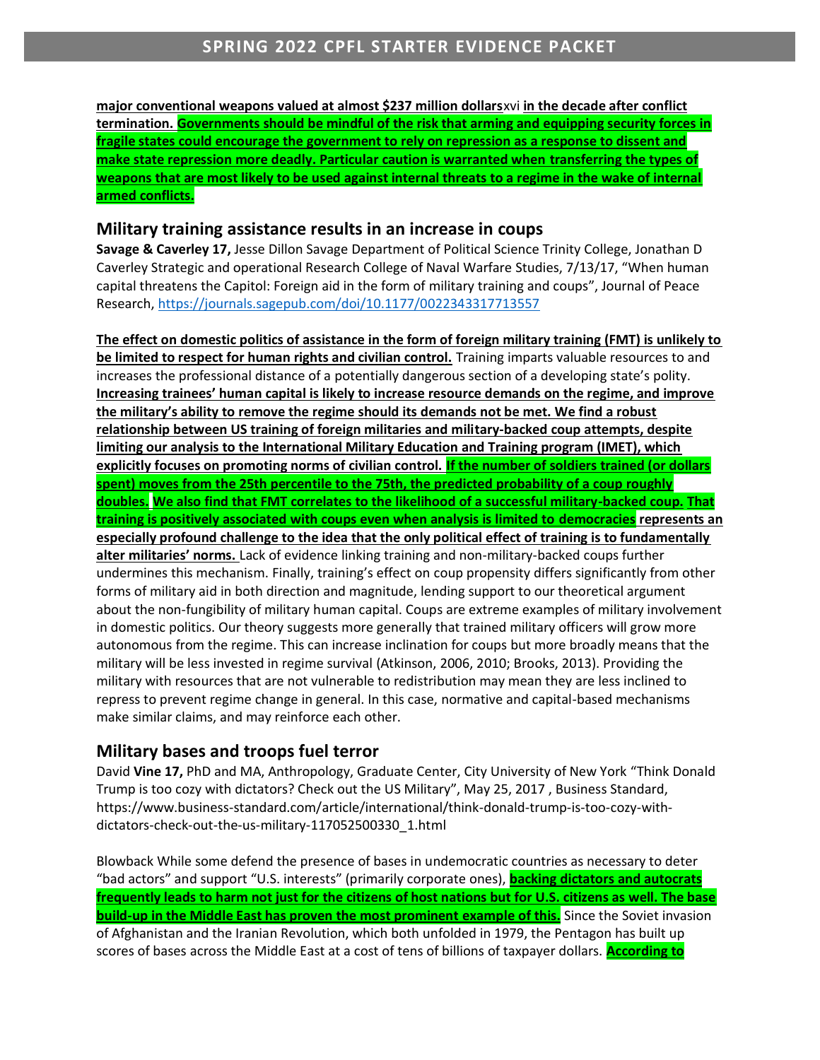**major conventional weapons valued at almost $237 million dollars**xvi **in the decade after conflict termination. Governments should be mindful of the risk that arming and equipping security forces in fragile states could encourage the government to rely on repression as a response to dissent and make state repression more deadly. Particular caution is warranted when transferring the types of weapons that are most likely to be used against internal threats to a regime in the wake of internal armed conflicts.**

## Military training assistance results in an increase in coups

**Savage & Caverley 17,** Jesse Dillon Savage Department of Political Science Trinity College, Jonathan D Caverley Strategic and operational Research College of Naval Warfare Studies, 7/13/17, "When human capital threatens the Capitol: Foreign aid in the form of military training and coups", Journal of Peace Research, https://journals.sagepub.com/doi/10.1177/0022343317713557

**The effect on domestic politics of assistance in the form of foreign military training (FMT) is unlikely to be limited to respect for human rights and civilian control.** Training imparts valuable resources to and increases the professional distance of a potentially dangerous section of a developing state's polity. **Increasing trainees' human capital is likely to increase resource demands on the regime, and improve the military's ability to remove the regime should its demands not be met. We find a robust relationship between US training of foreign militaries and military-backed coup attempts, despite limiting our analysis to the International Military Education and Training program (IMET), which explicitly focuses on promoting norms of civilian control. If the number of soldiers trained (or dollars spent) moves from the 25th percentile to the 75th, the predicted probability of a coup roughly doubles. We also find that FMT correlates to the likelihood of a successful military-backed coup. That training is positively associated with coups even when analysis is limited to democracies represents an especially profound challenge to the idea that the only political effect of training is to fundamentally alter militaries' norms.** Lack of evidence linking training and non-military-backed coups further undermines this mechanism. Finally, training's effect on coup propensity differs significantly from other forms of military aid in both direction and magnitude, lending support to our theoretical argument about the non-fungibility of military human capital. Coups are extreme examples of military involvement in domestic politics. Our theory suggests more generally that trained military officers will grow more autonomous from the regime. This can increase inclination for coups but more broadly means that the military will be less invested in regime survival (Atkinson, 2006, 2010; Brooks, 2013). Providing the military with resources that are not vulnerable to redistribution may mean they are less inclined to repress to prevent regime change in general. In this case, normative and capital-based mechanisms make similar claims, and may reinforce each other.

## Military bases and troops fuel terror

David **Vine 17,** PhD and MA, Anthropology, Graduate Center, City University of New York "Think Donald Trump is too cozy with dictators? Check out the US Military", May 25, 2017 , Business Standard, https://www.business-standard.com/article/international/think-donald-trump-is-too-cozy-with-dictators-check-out-the-us-military-117052500330_1.html

Blowback While some defend the presence of bases in undemocratic countries as necessary to deter "bad actors" and support "U.S. interests" (primarily corporate ones), **backing dictators and autocrats frequently leads to harm not just for the citizens of host nations but for U.S. citizens as well. The base build-up in the Middle East has proven the most prominent example of this.** Since the Soviet invasion of Afghanistan and the Iranian Revolution, which both unfolded in 1979, the Pentagon has built up scores of bases across the Middle East at a cost of tens of billions of taxpayer dollars. **According to**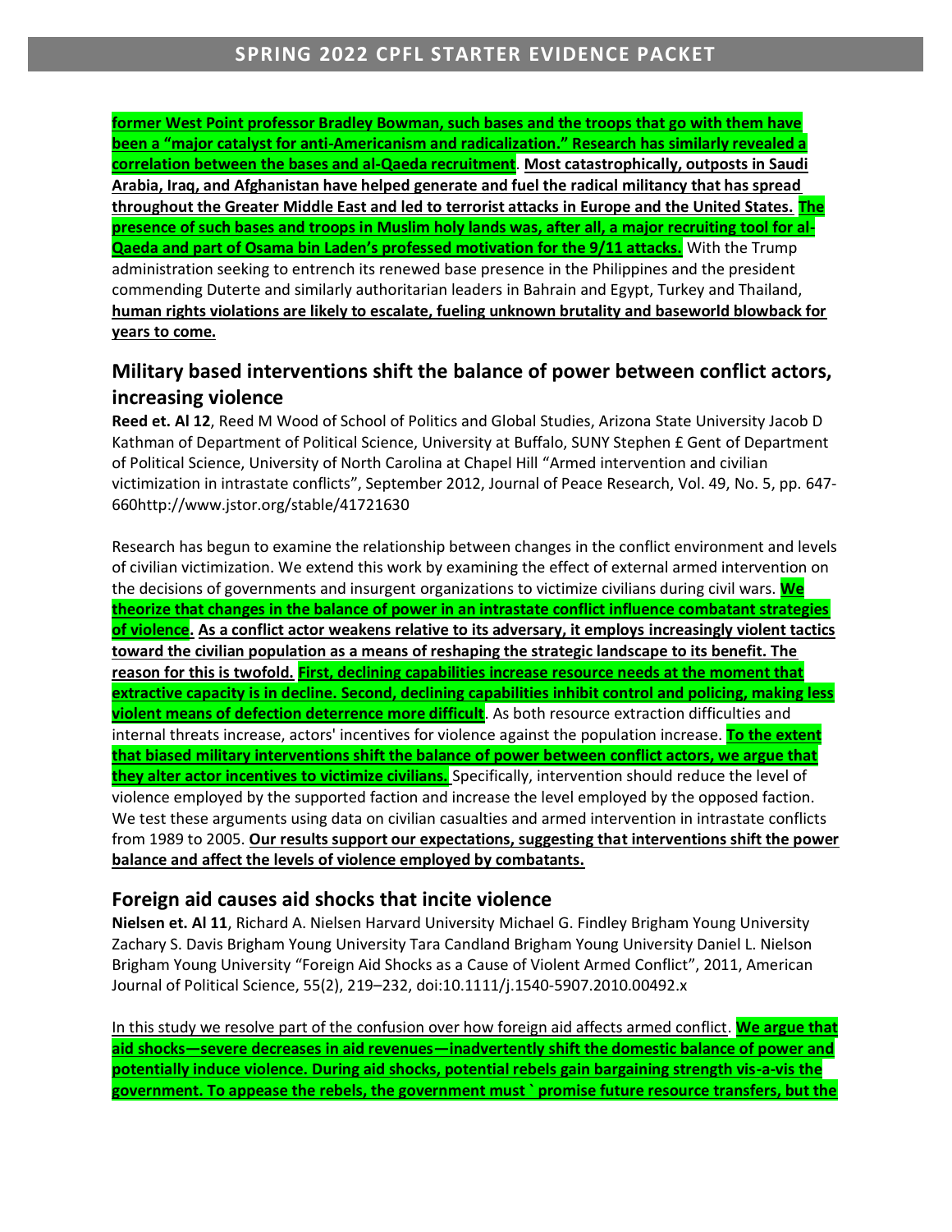**former West Point professor Bradley Bowman, such bases and the troops that go with them have been a "major catalyst for anti-Americanism and radicalization." Research has similarly revealed a correlation between the bases and al-Qaeda recruitment**. **Most catastrophically, outposts in Saudi Arabia, Iraq, and Afghanistan have helped generate and fuel the radical militancy that has spread throughout the Greater Middle East and led to terrorist attacks in Europe and the United States. The presence of such bases and troops in Muslim holy lands was, after all, a major recruiting tool for al-Qaeda and part of Osama bin Laden's professed motivation for the 9/11 attacks.** With the Trump administration seeking to entrench its renewed base presence in the Philippines and the president commending Duterte and similarly authoritarian leaders in Bahrain and Egypt, Turkey and Thailand, **human rights violations are likely to escalate, fueling unknown brutality and baseworld blowback for years to come.**

## Military based interventions shift the balance of power between conflict actors, increasing violence

**Reed et. Al 12**, Reed M Wood of School of Politics and Global Studies, Arizona State University Jacob D Kathman of Department of Political Science, University at Buffalo, SUNY Stephen £ Gent of Department of Political Science, University of North Carolina at Chapel Hill "Armed intervention and civilian victimization in intrastate conflicts", September 2012, Journal of Peace Research, Vol. 49, No. 5, pp. 647-660http://www.jstor.org/stable/41721630

Research has begun to examine the relationship between changes in the conflict environment and levels of civilian victimization. We extend this work by examining the effect of external armed intervention on the decisions of governments and insurgent organizations to victimize civilians during civil wars. **We theorize that changes in the balance of power in an intrastate conflict influence combatant strategies of violence. As a conflict actor weakens relative to its adversary, it employs increasingly violent tactics toward the civilian population as a means of reshaping the strategic landscape to its benefit. The reason for this is twofold. First, declining capabilities increase resource needs at the moment that extractive capacity is in decline. Second, declining capabilities inhibit control and policing, making less violent means of defection deterrence more difficult**. As both resource extraction difficulties and internal threats increase, actors' incentives for violence against the population increase. **To the extent that biased military interventions shift the balance of power between conflict actors, we argue that they alter actor incentives to victimize civilians.** Specifically, intervention should reduce the level of violence employed by the supported faction and increase the level employed by the opposed faction. We test these arguments using data on civilian casualties and armed intervention in intrastate conflicts from 1989 to 2005. **Our results support our expectations, suggesting that interventions shift the power balance and affect the levels of violence employed by combatants.**

## Foreign aid causes aid shocks that incite violence

**Nielsen et. Al 11**, Richard A. Nielsen Harvard University Michael G. Findley Brigham Young University Zachary S. Davis Brigham Young University Tara Candland Brigham Young University Daniel L. Nielson Brigham Young University "Foreign Aid Shocks as a Cause of Violent Armed Conflict", 2011, American Journal of Political Science, 55(2), 219–232, doi:10.1111/j.1540-5907.2010.00492.x

In this study we resolve part of the confusion over how foreign aid affects armed conflict. **We argue that aid shocks—severe decreases in aid revenues—inadvertently shift the domestic balance of power and potentially induce violence. During aid shocks, potential rebels gain bargaining strength vis-a-vis the government. To appease the rebels, the government must ` promise future resource transfers, but the**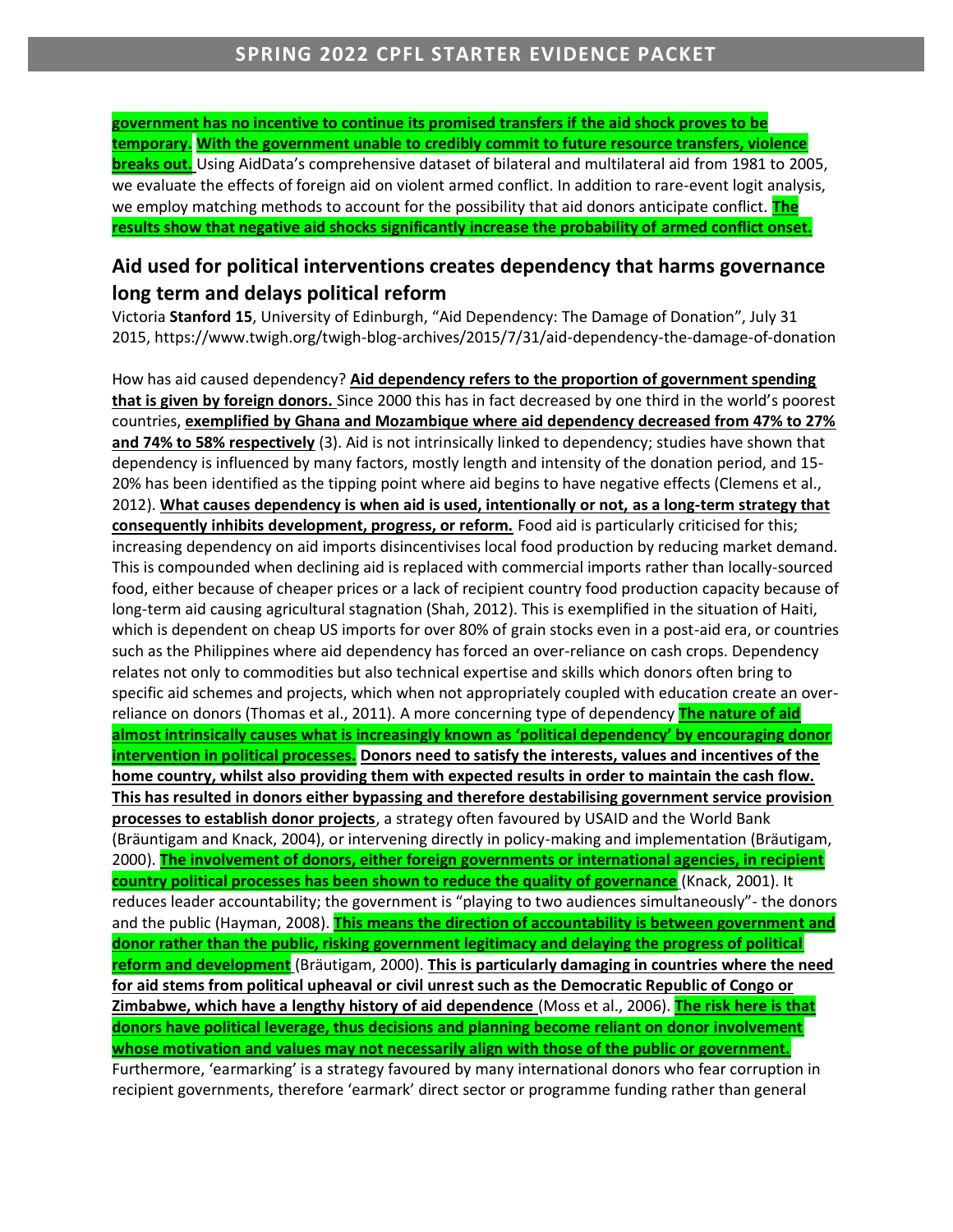**government has no incentive to continue its promised transfers if the aid shock proves to be temporary. With the government unable to credibly commit to future resource transfers, violence breaks out.** Using AidData's comprehensive dataset of bilateral and multilateral aid from 1981 to 2005, we evaluate the effects of foreign aid on violent armed conflict. In addition to rare-event logit analysis, we employ matching methods to account for the possibility that aid donors anticipate conflict. **The results show that negative aid shocks significantly increase the probability of armed conflict onset.**

## Aid used for political interventions creates dependency that harms governance long term and delays political reform

Victoria **Stanford 15**, University of Edinburgh, "Aid Dependency: The Damage of Donation", July 31 2015, https://www.twigh.org/twigh-blog-archives/2015/7/31/aid-dependency-the-damage-of-donation

How has aid caused dependency? **Aid dependency refers to the proportion of government spending that is given by foreign donors.** Since 2000 this has in fact decreased by one third in the world's poorest countries, **exemplified by Ghana and Mozambique where aid dependency decreased from 47% to 27% and 74% to 58% respectively** (3). Aid is not intrinsically linked to dependency; studies have shown that dependency is influenced by many factors, mostly length and intensity of the donation period, and 15-20% has been identified as the tipping point where aid begins to have negative effects (Clemens et al., 2012). **What causes dependency is when aid is used, intentionally or not, as a long-term strategy that consequently inhibits development, progress, or reform.** Food aid is particularly criticised for this; increasing dependency on aid imports disincentivises local food production by reducing market demand. This is compounded when declining aid is replaced with commercial imports rather than locally-sourced food, either because of cheaper prices or a lack of recipient country food production capacity because of long-term aid causing agricultural stagnation (Shah, 2012). This is exemplified in the situation of Haiti, which is dependent on cheap US imports for over 80% of grain stocks even in a post-aid era, or countries such as the Philippines where aid dependency has forced an over-reliance on cash crops. Dependency relates not only to commodities but also technical expertise and skills which donors often bring to specific aid schemes and projects, which when not appropriately coupled with education create an over-reliance on donors (Thomas et al., 2011). A more concerning type of dependency **The nature of aid almost intrinsically causes what is increasingly known as 'political dependency' by encouraging donor intervention in political processes. Donors need to satisfy the interests, values and incentives of the home country, whilst also providing them with expected results in order to maintain the cash flow. This has resulted in donors either bypassing and therefore destabilising government service provision processes to establish donor projects**, a strategy often favoured by USAID and the World Bank (Bräuntigam and Knack, 2004), or intervening directly in policy-making and implementation (Bräutigam, 2000). **The involvement of donors, either foreign governments or international agencies, in recipient country political processes has been shown to reduce the quality of governance** (Knack, 2001). It reduces leader accountability; the government is "playing to two audiences simultaneously"- the donors and the public (Hayman, 2008). **This means the direction of accountability is between government and donor rather than the public, risking government legitimacy and delaying the progress of political reform and development** (Bräutigam, 2000). **This is particularly damaging in countries where the need for aid stems from political upheaval or civil unrest such as the Democratic Republic of Congo or Zimbabwe, which have a lengthy history of aid dependence** (Moss et al., 2006). **The risk here is that donors have political leverage, thus decisions and planning become reliant on donor involvement whose motivation and values may not necessarily align with those of the public or government.** Furthermore, 'earmarking' is a strategy favoured by many international donors who fear corruption in recipient governments, therefore 'earmark' direct sector or programme funding rather than general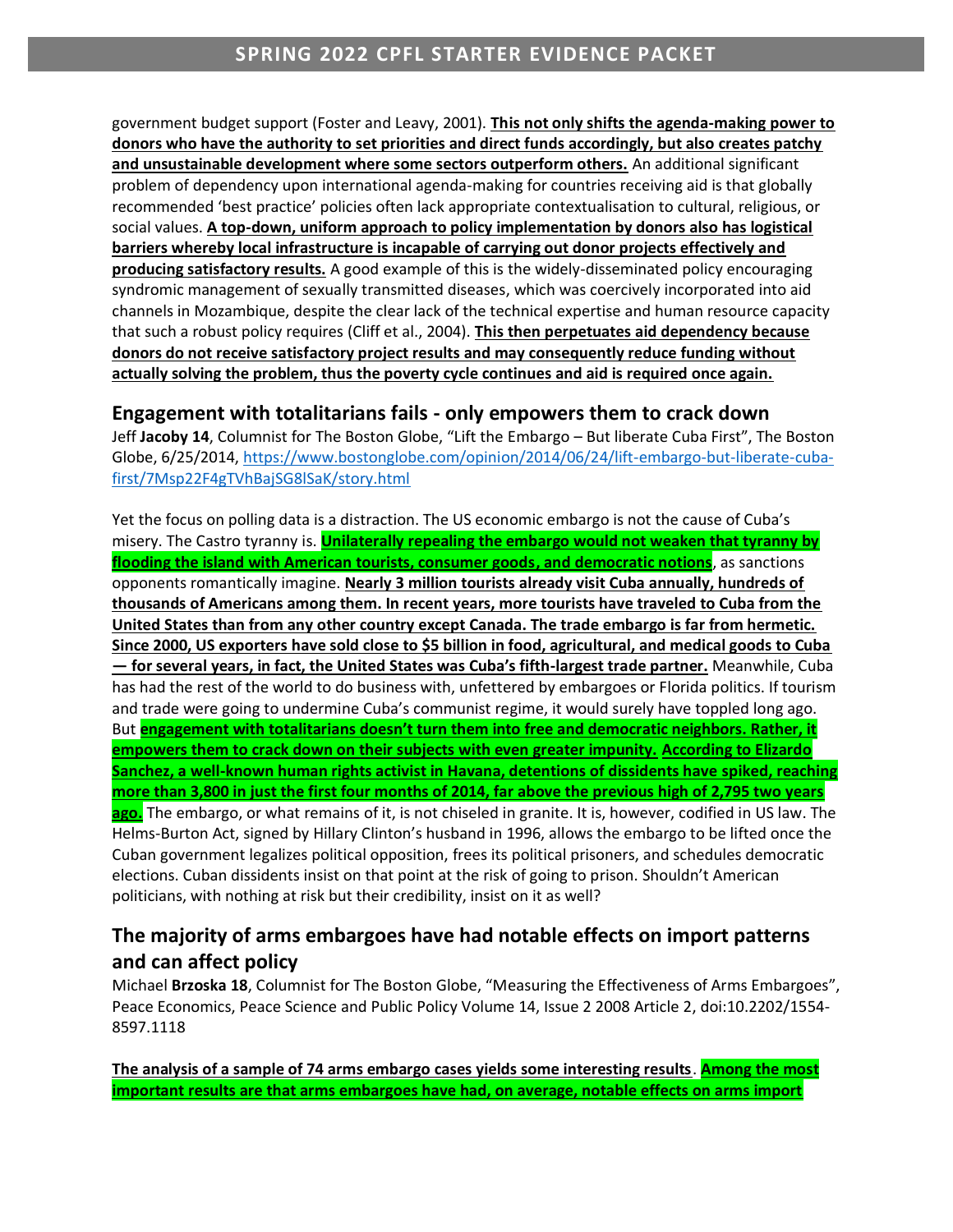government budget support (Foster and Leavy, 2001). **This not only shifts the agenda-making power to donors who have the authority to set priorities and direct funds accordingly, but also creates patchy and unsustainable development where some sectors outperform others.** An additional significant problem of dependency upon international agenda-making for countries receiving aid is that globally recommended 'best practice' policies often lack appropriate contextualisation to cultural, religious, or social values. **A top-down, uniform approach to policy implementation by donors also has logistical barriers whereby local infrastructure is incapable of carrying out donor projects effectively and producing satisfactory results.** A good example of this is the widely-disseminated policy encouraging syndromic management of sexually transmitted diseases, which was coercively incorporated into aid channels in Mozambique, despite the clear lack of the technical expertise and human resource capacity that such a robust policy requires (Cliff et al., 2004). **This then perpetuates aid dependency because donors do not receive satisfactory project results and may consequently reduce funding without actually solving the problem, thus the poverty cycle continues and aid is required once again.**

## Engagement with totalitarians fails - only empowers them to crack down

Jeff **Jacoby 14**, Columnist for The Boston Globe, "Lift the Embargo – But liberate Cuba First", The Boston Globe, 6/25/2014, https://www.bostonglobe.com/opinion/2014/06/24/lift-embargo-but-liberate-cuba-first/7Msp22F4gTVhBajSG8lSaK/story.html

Yet the focus on polling data is a distraction. The US economic embargo is not the cause of Cuba's misery. The Castro tyranny is. **Unilaterally repealing the embargo would not weaken that tyranny by flooding the island with American tourists, consumer goods, and democratic notions**, as sanctions opponents romantically imagine. **Nearly 3 million tourists already visit Cuba annually, hundreds of thousands of Americans among them. In recent years, more tourists have traveled to Cuba from the United States than from any other country except Canada. The trade embargo is far from hermetic. Since 2000, US exporters have sold close to $5 billion in food, agricultural, and medical goods to Cuba — for several years, in fact, the United States was Cuba's fifth-largest trade partner.** Meanwhile, Cuba has had the rest of the world to do business with, unfettered by embargoes or Florida politics. If tourism and trade were going to undermine Cuba's communist regime, it would surely have toppled long ago. But **engagement with totalitarians doesn't turn them into free and democratic neighbors. Rather, it empowers them to crack down on their subjects with even greater impunity. According to Elizardo Sanchez, a well-known human rights activist in Havana, detentions of dissidents have spiked, reaching more than 3,800 in just the first four months of 2014, far above the previous high of 2,795 two years ago.** The embargo, or what remains of it, is not chiseled in granite. It is, however, codified in US law. The Helms-Burton Act, signed by Hillary Clinton's husband in 1996, allows the embargo to be lifted once the Cuban government legalizes political opposition, frees its political prisoners, and schedules democratic elections. Cuban dissidents insist on that point at the risk of going to prison. Shouldn't American politicians, with nothing at risk but their credibility, insist on it as well?

## The majority of arms embargoes have had notable effects on import patterns and can affect policy

Michael **Brzoska 18**, Columnist for The Boston Globe, "Measuring the Effectiveness of Arms Embargoes", Peace Economics, Peace Science and Public Policy Volume 14, Issue 2 2008 Article 2, doi:10.2202/1554-8597.1118

**The analysis of a sample of 74 arms embargo cases yields some interesting results**. **Among the most important results are that arms embargoes have had, on average, notable effects on arms import**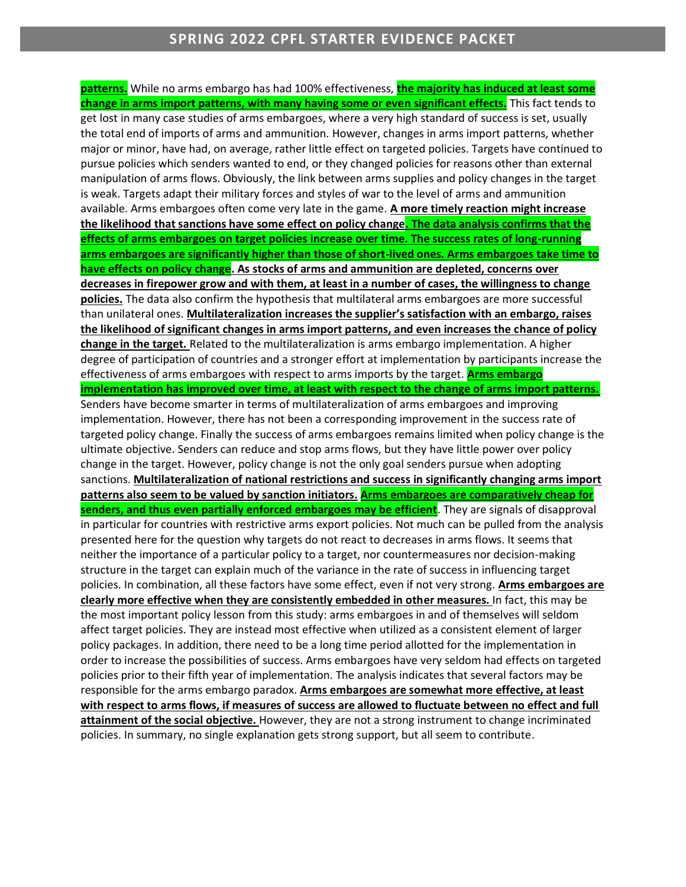**patterns.** While no arms embargo has had 100% effectiveness, **the majority has induced at least some change in arms import patterns, with many having some or even significant effects.** This fact tends to get lost in many case studies of arms embargoes, where a very high standard of success is set, usually the total end of imports of arms and ammunition. However, changes in arms import patterns, whether major or minor, have had, on average, rather little effect on targeted policies. Targets have continued to pursue policies which senders wanted to end, or they changed policies for reasons other than external manipulation of arms flows. Obviously, the link between arms supplies and policy changes in the target is weak. Targets adapt their military forces and styles of war to the level of arms and ammunition available. Arms embargoes often come very late in the game. **A more timely reaction might increase the likelihood that sanctions have some effect on policy change. The data analysis confirms that the effects of arms embargoes on target policies increase over time. The success rates of long-running arms embargoes are significantly higher than those of short-lived ones. Arms embargoes take time to have effects on policy change. As stocks of arms and ammunition are depleted, concerns over decreases in firepower grow and with them, at least in a number of cases, the willingness to change policies.** The data also confirm the hypothesis that multilateral arms embargoes are more successful than unilateral ones. **Multilateralization increases the supplier's satisfaction with an embargo, raises the likelihood of significant changes in arms import patterns, and even increases the chance of policy change in the target.** Related to the multilateralization is arms embargo implementation. A higher degree of participation of countries and a stronger effort at implementation by participants increase the effectiveness of arms embargoes with respect to arms imports by the target. **Arms embargo implementation has improved over time, at least with respect to the change of arms import patterns.** Senders have become smarter in terms of multilateralization of arms embargoes and improving implementation. However, there has not been a corresponding improvement in the success rate of targeted policy change. Finally the success of arms embargoes remains limited when policy change is the ultimate objective. Senders can reduce and stop arms flows, but they have little power over policy change in the target. However, policy change is not the only goal senders pursue when adopting sanctions. **Multilateralization of national restrictions and success in significantly changing arms import patterns also seem to be valued by sanction initiators. Arms embargoes are comparatively cheap for senders, and thus even partially enforced embargoes may be efficient**. They are signals of disapproval in particular for countries with restrictive arms export policies. Not much can be pulled from the analysis presented here for the question why targets do not react to decreases in arms flows. It seems that neither the importance of a particular policy to a target, nor countermeasures nor decision-making structure in the target can explain much of the variance in the rate of success in influencing target policies. In combination, all these factors have some effect, even if not very strong. **Arms embargoes are clearly more effective when they are consistently embedded in other measures.** In fact, this may be the most important policy lesson from this study: arms embargoes in and of themselves will seldom affect target policies. They are instead most effective when utilized as a consistent element of larger policy packages. In addition, there need to be a long time period allotted for the implementation in order to increase the possibilities of success. Arms embargoes have very seldom had effects on targeted policies prior to their fifth year of implementation. The analysis indicates that several factors may be responsible for the arms embargo paradox. **Arms embargoes are somewhat more effective, at least with respect to arms flows, if measures of success are allowed to fluctuate between no effect and full attainment of the social objective.** However, they are not a strong instrument to change incriminated policies. In summary, no single explanation gets strong support, but all seem to contribute.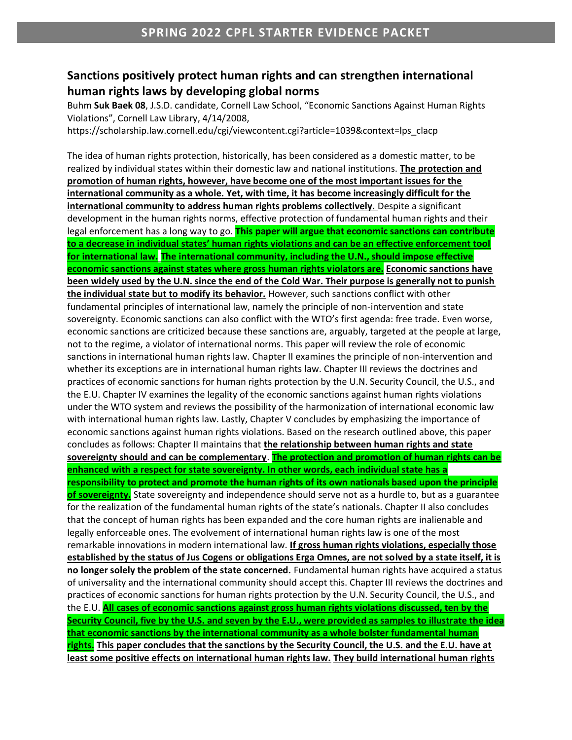## Sanctions positively protect human rights and can strengthen international human rights laws by developing global norms

Buhm **Suk Baek 08**, J.S.D. candidate, Cornell Law School, "Economic Sanctions Against Human Rights Violations", Cornell Law Library, 4/14/2008, https://scholarship.law.cornell.edu/cgi/viewcontent.cgi?article=1039&context=lps_clacp

The idea of human rights protection, historically, has been considered as a domestic matter, to be realized by individual states within their domestic law and national institutions. **The protection and promotion of human rights, however, have become one of the most important issues for the international community as a whole. Yet, with time, it has become increasingly difficult for the international community to address human rights problems collectively.** Despite a significant development in the human rights norms, effective protection of fundamental human rights and their legal enforcement has a long way to go. **This paper will argue that economic sanctions can contribute to a decrease in individual states' human rights violations and can be an effective enforcement tool for international law. The international community, including the U.N., should impose effective economic sanctions against states where gross human rights violators are. Economic sanctions have been widely used by the U.N. since the end of the Cold War. Their purpose is generally not to punish the individual state but to modify its behavior.** However, such sanctions conflict with other fundamental principles of international law, namely the principle of non-intervention and state sovereignty. Economic sanctions can also conflict with the WTO's first agenda: free trade. Even worse, economic sanctions are criticized because these sanctions are, arguably, targeted at the people at large, not to the regime, a violator of international norms. This paper will review the role of economic sanctions in international human rights law. Chapter II examines the principle of non-intervention and whether its exceptions are in international human rights law. Chapter III reviews the doctrines and practices of economic sanctions for human rights protection by the U.N. Security Council, the U.S., and the E.U. Chapter IV examines the legality of the economic sanctions against human rights violations under the WTO system and reviews the possibility of the harmonization of international economic law with international human rights law. Lastly, Chapter V concludes by emphasizing the importance of economic sanctions against human rights violations. Based on the research outlined above, this paper concludes as follows: Chapter II maintains that **the relationship between human rights and state sovereignty should and can be complementary. The protection and promotion of human rights can be enhanced with a respect for state sovereignty. In other words, each individual state has a responsibility to protect and promote the human rights of its own nationals based upon the principle of sovereignty.** State sovereignty and independence should serve not as a hurdle to, but as a guarantee for the realization of the fundamental human rights of the state's nationals. Chapter II also concludes that the concept of human rights has been expanded and the core human rights are inalienable and legally enforceable ones. The evolvement of international human rights law is one of the most remarkable innovations in modern international law. **If gross human rights violations, especially those established by the status of Jus Cogens or obligations Erga Omnes, are not solved by a state itself, it is no longer solely the problem of the state concerned.** Fundamental human rights have acquired a status of universality and the international community should accept this. Chapter III reviews the doctrines and practices of economic sanctions for human rights protection by the U.N. Security Council, the U.S., and the E.U. **All cases of economic sanctions against gross human rights violations discussed, ten by the Security Council, five by the U.S. and seven by the E.U., were provided as samples to illustrate the idea that economic sanctions by the international community as a whole bolster fundamental human rights. This paper concludes that the sanctions by the Security Council, the U.S. and the E.U. have at least some positive effects on international human rights law. They build international human rights**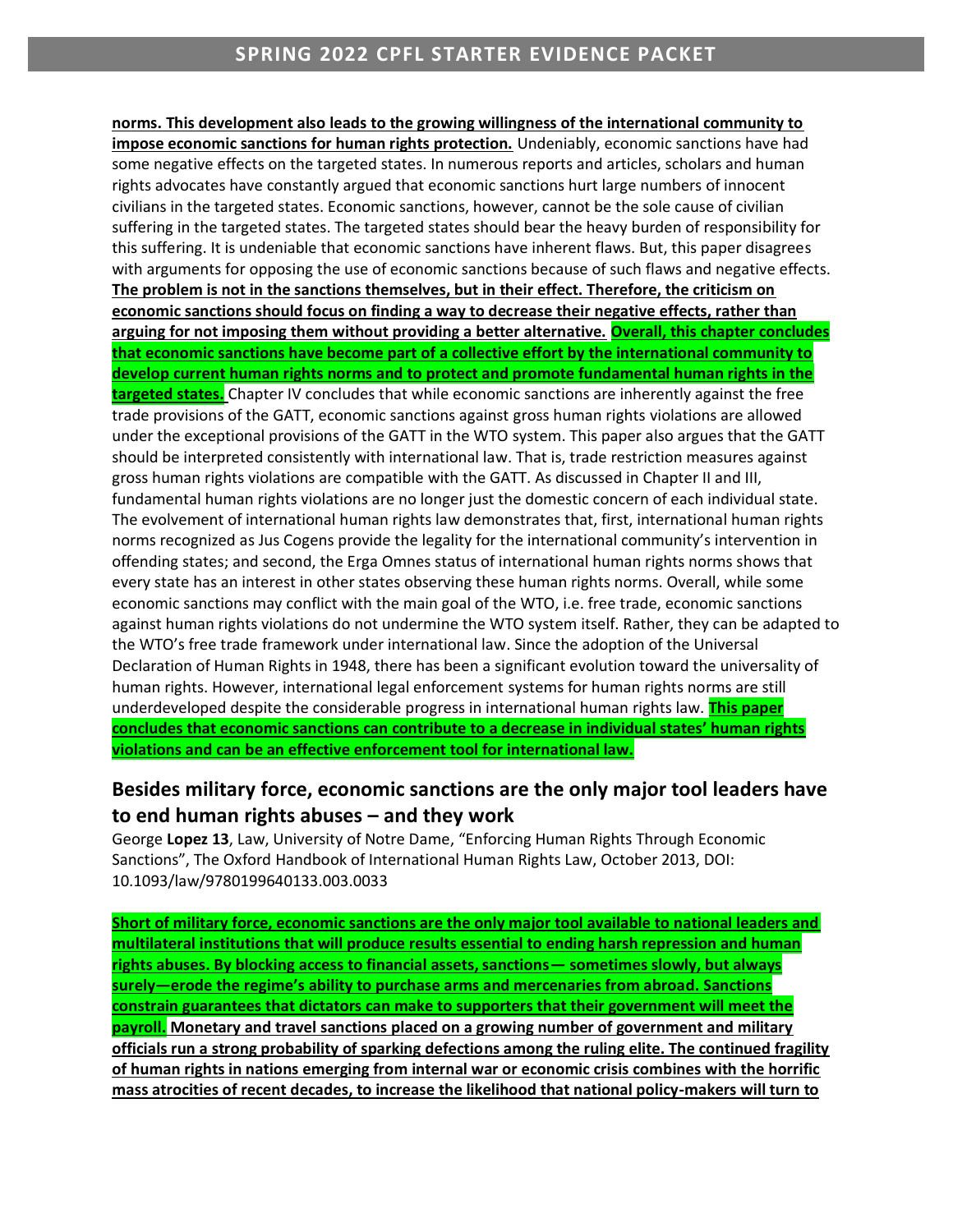**norms. This development also leads to the growing willingness of the international community to impose economic sanctions for human rights protection.** Undeniably, economic sanctions have had some negative effects on the targeted states. In numerous reports and articles, scholars and human rights advocates have constantly argued that economic sanctions hurt large numbers of innocent civilians in the targeted states. Economic sanctions, however, cannot be the sole cause of civilian suffering in the targeted states. The targeted states should bear the heavy burden of responsibility for this suffering. It is undeniable that economic sanctions have inherent flaws. But, this paper disagrees with arguments for opposing the use of economic sanctions because of such flaws and negative effects. **The problem is not in the sanctions themselves, but in their effect. Therefore, the criticism on economic sanctions should focus on finding a way to decrease their negative effects, rather than arguing for not imposing them without providing a better alternative. Overall, this chapter concludes that economic sanctions have become part of a collective effort by the international community to develop current human rights norms and to protect and promote fundamental human rights in the targeted states.** Chapter IV concludes that while economic sanctions are inherently against the free trade provisions of the GATT, economic sanctions against gross human rights violations are allowed under the exceptional provisions of the GATT in the WTO system. This paper also argues that the GATT should be interpreted consistently with international law. That is, trade restriction measures against gross human rights violations are compatible with the GATT. As discussed in Chapter II and III, fundamental human rights violations are no longer just the domestic concern of each individual state. The evolvement of international human rights law demonstrates that, first, international human rights norms recognized as Jus Cogens provide the legality for the international community's intervention in offending states; and second, the Erga Omnes status of international human rights norms shows that every state has an interest in other states observing these human rights norms. Overall, while some economic sanctions may conflict with the main goal of the WTO, i.e. free trade, economic sanctions against human rights violations do not undermine the WTO system itself. Rather, they can be adapted to the WTO's free trade framework under international law. Since the adoption of the Universal Declaration of Human Rights in 1948, there has been a significant evolution toward the universality of human rights. However, international legal enforcement systems for human rights norms are still underdeveloped despite the considerable progress in international human rights law. **This paper concludes that economic sanctions can contribute to a decrease in individual states' human rights violations and can be an effective enforcement tool for international law.**

## Besides military force, economic sanctions are the only major tool leaders have to end human rights abuses – and they work

George **Lopez 13**, Law, University of Notre Dame, "Enforcing Human Rights Through Economic Sanctions", The Oxford Handbook of International Human Rights Law, October 2013, DOI: 10.1093/law/9780199640133.003.0033

**Short of military force, economic sanctions are the only major tool available to national leaders and multilateral institutions that will produce results essential to ending harsh repression and human rights abuses. By blocking access to financial assets, sanctions— sometimes slowly, but always surely—erode the regime's ability to purchase arms and mercenaries from abroad. Sanctions constrain guarantees that dictators can make to supporters that their government will meet the payroll. Monetary and travel sanctions placed on a growing number of government and military officials run a strong probability of sparking defections among the ruling elite. The continued fragility of human rights in nations emerging from internal war or economic crisis combines with the horrific mass atrocities of recent decades, to increase the likelihood that national policy-makers will turn to**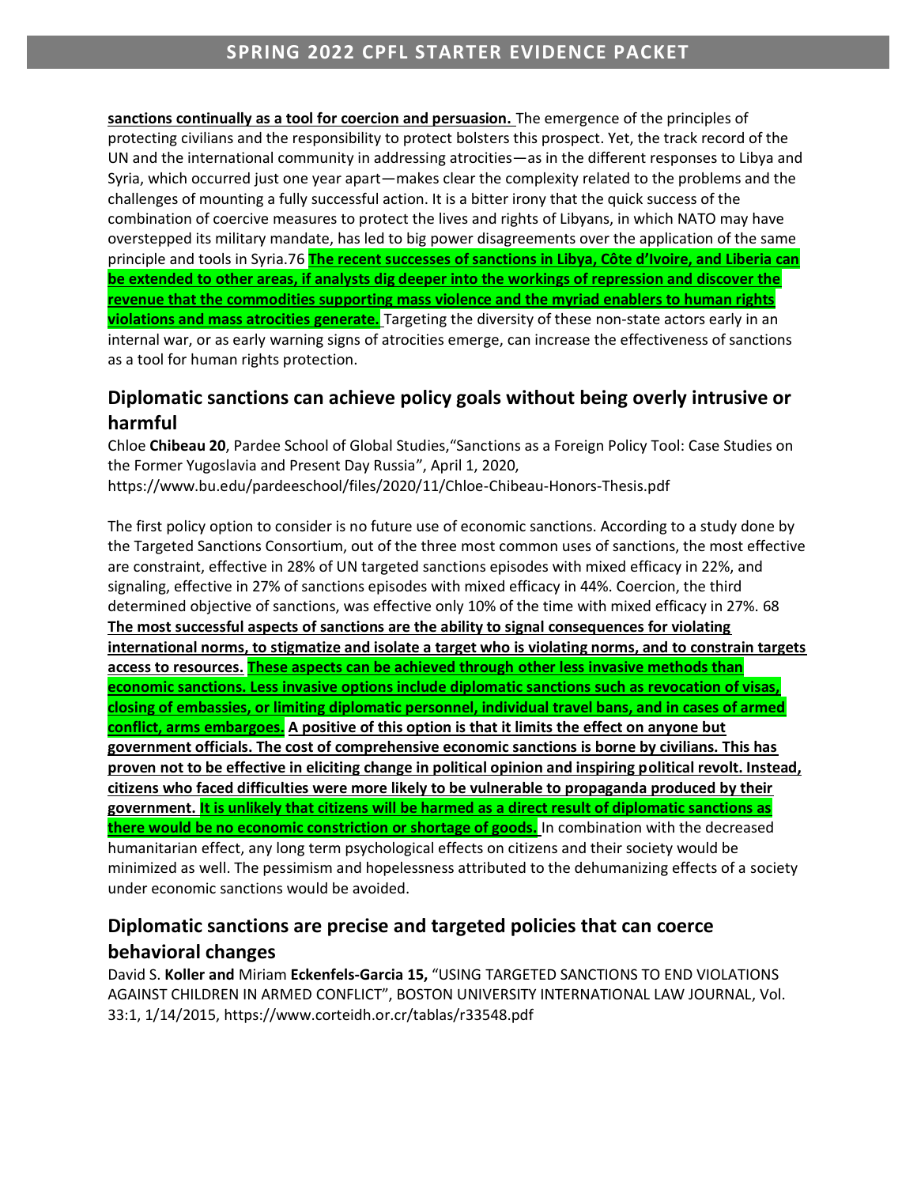**sanctions continually as a tool for coercion and persuasion.** The emergence of the principles of protecting civilians and the responsibility to protect bolsters this prospect. Yet, the track record of the UN and the international community in addressing atrocities—as in the different responses to Libya and Syria, which occurred just one year apart—makes clear the complexity related to the problems and the challenges of mounting a fully successful action. It is a bitter irony that the quick success of the combination of coercive measures to protect the lives and rights of Libyans, in which NATO may have overstepped its military mandate, has led to big power disagreements over the application of the same principle and tools in Syria.76 **The recent successes of sanctions in Libya, Côte d'Ivoire, and Liberia can be extended to other areas, if analysts dig deeper into the workings of repression and discover the revenue that the commodities supporting mass violence and the myriad enablers to human rights violations and mass atrocities generate.** Targeting the diversity of these non-state actors early in an internal war, or as early warning signs of atrocities emerge, can increase the effectiveness of sanctions as a tool for human rights protection.

## Diplomatic sanctions can achieve policy goals without being overly intrusive or harmful

Chloe **Chibeau 20**, Pardee School of Global Studies,"Sanctions as a Foreign Policy Tool: Case Studies on the Former Yugoslavia and Present Day Russia", April 1, 2020, https://www.bu.edu/pardeeschool/files/2020/11/Chloe-Chibeau-Honors-Thesis.pdf

The first policy option to consider is no future use of economic sanctions. According to a study done by the Targeted Sanctions Consortium, out of the three most common uses of sanctions, the most effective are constraint, effective in 28% of UN targeted sanctions episodes with mixed efficacy in 22%, and signaling, effective in 27% of sanctions episodes with mixed efficacy in 44%. Coercion, the third determined objective of sanctions, was effective only 10% of the time with mixed efficacy in 27%. 68 **The most successful aspects of sanctions are the ability to signal consequences for violating international norms, to stigmatize and isolate a target who is violating norms, and to constrain targets access to resources. These aspects can be achieved through other less invasive methods than economic sanctions. Less invasive options include diplomatic sanctions such as revocation of visas, closing of embassies, or limiting diplomatic personnel, individual travel bans, and in cases of armed conflict, arms embargoes. A positive of this option is that it limits the effect on anyone but government officials. The cost of comprehensive economic sanctions is borne by civilians. This has proven not to be effective in eliciting change in political opinion and inspiring political revolt. Instead, citizens who faced difficulties were more likely to be vulnerable to propaganda produced by their government. It is unlikely that citizens will be harmed as a direct result of diplomatic sanctions as there would be no economic constriction or shortage of goods.** In combination with the decreased humanitarian effect, any long term psychological effects on citizens and their society would be minimized as well. The pessimism and hopelessness attributed to the dehumanizing effects of a society under economic sanctions would be avoided.

## Diplomatic sanctions are precise and targeted policies that can coerce behavioral changes

David S. **Koller and** Miriam **Eckenfels-Garcia 15,** "USING TARGETED SANCTIONS TO END VIOLATIONS AGAINST CHILDREN IN ARMED CONFLICT", BOSTON UNIVERSITY INTERNATIONAL LAW JOURNAL, Vol. 33:1, 1/14/2015, https://www.corteidh.or.cr/tablas/r33548.pdf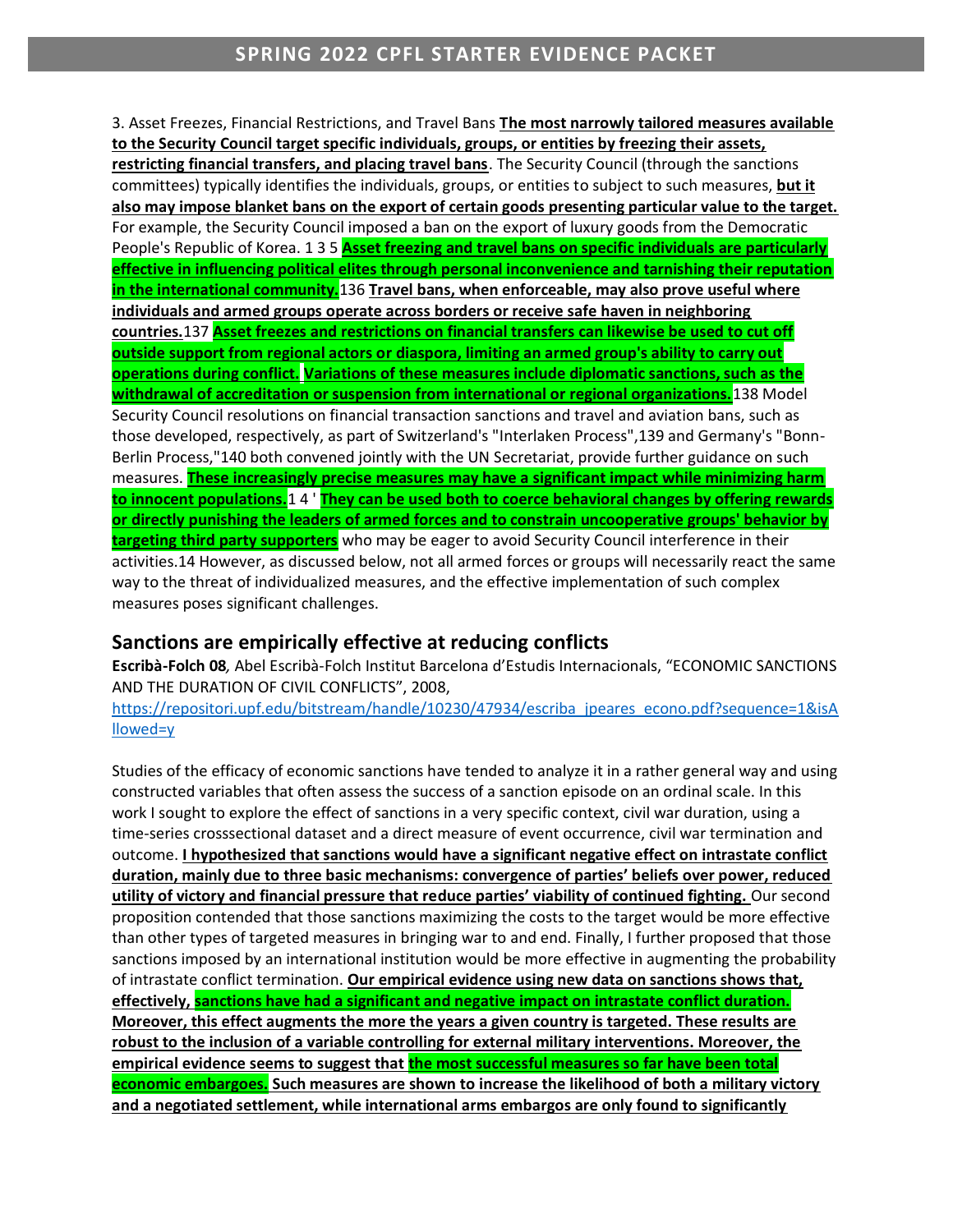3. Asset Freezes, Financial Restrictions, and Travel Bans **The most narrowly tailored measures available to the Security Council target specific individuals, groups, or entities by freezing their assets, restricting financial transfers, and placing travel bans**. The Security Council (through the sanctions committees) typically identifies the individuals, groups, or entities to subject to such measures, **but it also may impose blanket bans on the export of certain goods presenting particular value to the target.** For example, the Security Council imposed a ban on the export of luxury goods from the Democratic People's Republic of Korea. 1 3 5 **Asset freezing and travel bans on specific individuals are particularly effective in influencing political elites through personal inconvenience and tarnishing their reputation in the international community.**136 **Travel bans, when enforceable, may also prove useful where individuals and armed groups operate across borders or receive safe haven in neighboring countries.**137 **Asset freezes and restrictions on financial transfers can likewise be used to cut off outside support from regional actors or diaspora, limiting an armed group's ability to carry out operations during conflict. Variations of these measures include diplomatic sanctions, such as the withdrawal of accreditation or suspension from international or regional organizations.**138 Model Security Council resolutions on financial transaction sanctions and travel and aviation bans, such as those developed, respectively, as part of Switzerland's "Interlaken Process",139 and Germany's "Bonn-Berlin Process,"140 both convened jointly with the UN Secretariat, provide further guidance on such measures. **These increasingly precise measures may have a significant impact while minimizing harm to innocent populations.**1 4 ' **They can be used both to coerce behavioral changes by offering rewards or directly punishing the leaders of armed forces and to constrain uncooperative groups' behavior by targeting third party supporters** who may be eager to avoid Security Council interference in their activities.14 However, as discussed below, not all armed forces or groups will necessarily react the same way to the threat of individualized measures, and the effective implementation of such complex measures poses significant challenges.

## Sanctions are empirically effective at reducing conflicts

**Escribà-Folch 08***,* Abel Escribà-Folch Institut Barcelona d'Estudis Internacionals, "ECONOMIC SANCTIONS AND THE DURATION OF CIVIL CONFLICTS", 2008, https://repositori.upf.edu/bitstream/handle/10230/47934/escriba_jpeares_econo.pdf?sequence=1&isAllowed=y

Studies of the efficacy of economic sanctions have tended to analyze it in a rather general way and using constructed variables that often assess the success of a sanction episode on an ordinal scale. In this work I sought to explore the effect of sanctions in a very specific context, civil war duration, using a time-series crosssectional dataset and a direct measure of event occurrence, civil war termination and outcome. **I hypothesized that sanctions would have a significant negative effect on intrastate conflict duration, mainly due to three basic mechanisms: convergence of parties' beliefs over power, reduced utility of victory and financial pressure that reduce parties' viability of continued fighting.** Our second proposition contended that those sanctions maximizing the costs to the target would be more effective than other types of targeted measures in bringing war to and end. Finally, I further proposed that those sanctions imposed by an international institution would be more effective in augmenting the probability of intrastate conflict termination. **Our empirical evidence using new data on sanctions shows that, effectively, sanctions have had a significant and negative impact on intrastate conflict duration. Moreover, this effect augments the more the years a given country is targeted. These results are robust to the inclusion of a variable controlling for external military interventions. Moreover, the empirical evidence seems to suggest that the most successful measures so far have been total economic embargoes. Such measures are shown to increase the likelihood of both a military victory and a negotiated settlement, while international arms embargos are only found to significantly**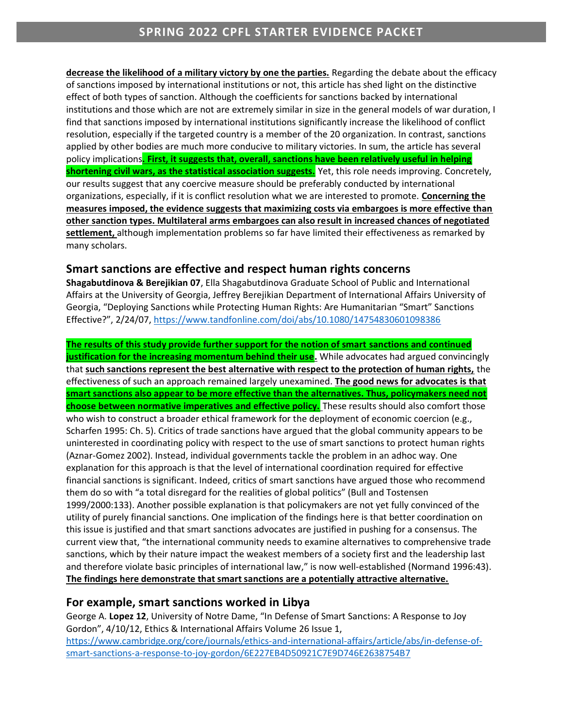**decrease the likelihood of a military victory by one the parties.** Regarding the debate about the efficacy of sanctions imposed by international institutions or not, this article has shed light on the distinctive effect of both types of sanction. Although the coefficients for sanctions backed by international institutions and those which are not are extremely similar in size in the general models of war duration, I find that sanctions imposed by international institutions significantly increase the likelihood of conflict resolution, especially if the targeted country is a member of the 20 organization. In contrast, sanctions applied by other bodies are much more conducive to military victories. In sum, the article has several policy implications**. First, it suggests that, overall, sanctions have been relatively useful in helping shortening civil wars, as the statistical association suggests.** Yet, this role needs improving. Concretely, our results suggest that any coercive measure should be preferably conducted by international organizations, especially, if it is conflict resolution what we are interested to promote. **Concerning the measures imposed, the evidence suggests that maximizing costs via embargoes is more effective than other sanction types. Multilateral arms embargoes can also result in increased chances of negotiated settlement,** although implementation problems so far have limited their effectiveness as remarked by many scholars.

## Smart sanctions are effective and respect human rights concerns

**Shagabutdinova & Berejikian 07**, Ella Shagabutdinova Graduate School of Public and International Affairs at the University of Georgia, Jeffrey Berejikian Department of International Affairs University of Georgia, "Deploying Sanctions while Protecting Human Rights: Are Humanitarian "Smart" Sanctions Effective?", 2/24/07, https://www.tandfonline.com/doi/abs/10.1080/14754830601098386

**The results of this study provide further support for the notion of smart sanctions and continued justification for the increasing momentum behind their use.** While advocates had argued convincingly that **such sanctions represent the best alternative with respect to the protection of human rights,** the effectiveness of such an approach remained largely unexamined. **The good news for advocates is that smart sanctions also appear to be more effective than the alternatives. Thus, policymakers need not choose between normative imperatives and effective policy.** These results should also comfort those who wish to construct a broader ethical framework for the deployment of economic coercion (e.g., Scharfen 1995: Ch. 5). Critics of trade sanctions have argued that the global community appears to be uninterested in coordinating policy with respect to the use of smart sanctions to protect human rights (Aznar-Gomez 2002). Instead, individual governments tackle the problem in an adhoc way. One explanation for this approach is that the level of international coordination required for effective financial sanctions is significant. Indeed, critics of smart sanctions have argued those who recommend them do so with "a total disregard for the realities of global politics" (Bull and Tostensen 1999/2000:133). Another possible explanation is that policymakers are not yet fully convinced of the utility of purely financial sanctions. One implication of the findings here is that better coordination on this issue is justified and that smart sanctions advocates are justified in pushing for a consensus. The current view that, "the international community needs to examine alternatives to comprehensive trade sanctions, which by their nature impact the weakest members of a society first and the leadership last and therefore violate basic principles of international law," is now well-established (Normand 1996:43). **The findings here demonstrate that smart sanctions are a potentially attractive alternative.**

## For example, smart sanctions worked in Libya

George A. **Lopez 12**, University of Notre Dame, "In Defense of Smart Sanctions: A Response to Joy Gordon", 4/10/12, Ethics & International Affairs Volume 26 Issue 1, https://www.cambridge.org/core/journals/ethics-and-international-affairs/article/abs/in-defense-of-smart-sanctions-a-response-to-joy-gordon/6E227EB4D50921C7E9D746E2638754B7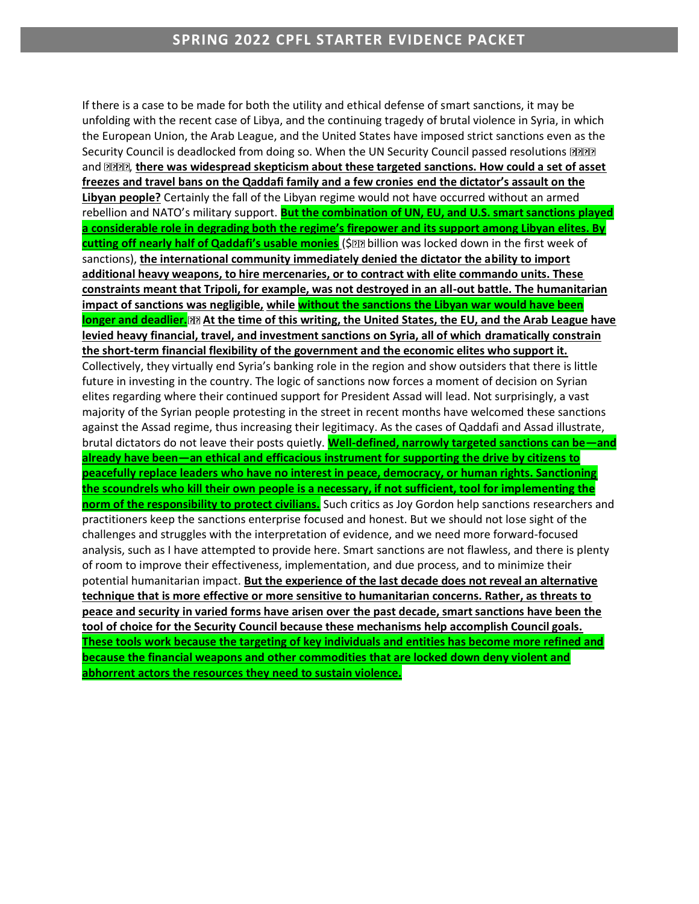If there is a case to be made for both the utility and ethical defense of smart sanctions, it may be unfolding with the recent case of Libya, and the continuing tragedy of brutal violence in Syria, in which the European Union, the Arab League, and the United States have imposed strict sanctions even as the Security Council is deadlocked from doing so. When the UN Security Council passed resolutions ���� and ����, **there was widespread skepticism about these targeted sanctions. How could a set of asset freezes and travel bans on the Qaddafi family and a few cronies end the dictator's assault on the Libyan people?** Certainly the fall of the Libyan regime would not have occurred without an armed rebellion and NATO's military support. **But the combination of UN, EU, and U.S. smart sanctions played a considerable role in degrading both the regime's firepower and its support among Libyan elites. By cutting off nearly half of Qaddafi's usable monies** ($�� billion was locked down in the first week of sanctions), **the international community immediately denied the dictator the ability to import additional heavy weapons, to hire mercenaries, or to contract with elite commando units. These constraints meant that Tripoli, for example, was not destroyed in an all-out battle. The humanitarian impact of sanctions was negligible, while without the sanctions the Libyan war would have been longer and deadlier.** �� **At the time of this writing, the United States, the EU, and the Arab League have levied heavy financial, travel, and investment sanctions on Syria, all of which dramatically constrain the short-term financial flexibility of the government and the economic elites who support it.** Collectively, they virtually end Syria's banking role in the region and show outsiders that there is little future in investing in the country. The logic of sanctions now forces a moment of decision on Syrian elites regarding where their continued support for President Assad will lead. Not surprisingly, a vast majority of the Syrian people protesting in the street in recent months have welcomed these sanctions against the Assad regime, thus increasing their legitimacy. As the cases of Qaddafi and Assad illustrate, brutal dictators do not leave their posts quietly. **Well-defined, narrowly targeted sanctions can be—and already have been—an ethical and efficacious instrument for supporting the drive by citizens to peacefully replace leaders who have no interest in peace, democracy, or human rights. Sanctioning the scoundrels who kill their own people is a necessary, if not sufficient, tool for implementing the norm of the responsibility to protect civilians.** Such critics as Joy Gordon help sanctions researchers and practitioners keep the sanctions enterprise focused and honest. But we should not lose sight of the challenges and struggles with the interpretation of evidence, and we need more forward-focused analysis, such as I have attempted to provide here. Smart sanctions are not flawless, and there is plenty of room to improve their effectiveness, implementation, and due process, and to minimize their potential humanitarian impact. **But the experience of the last decade does not reveal an alternative technique that is more effective or more sensitive to humanitarian concerns. Rather, as threats to peace and security in varied forms have arisen over the past decade, smart sanctions have been the tool of choice for the Security Council because these mechanisms help accomplish Council goals. These tools work because the targeting of key individuals and entities has become more refined and because the financial weapons and other commodities that are locked down deny violent and abhorrent actors the resources they need to sustain violence.**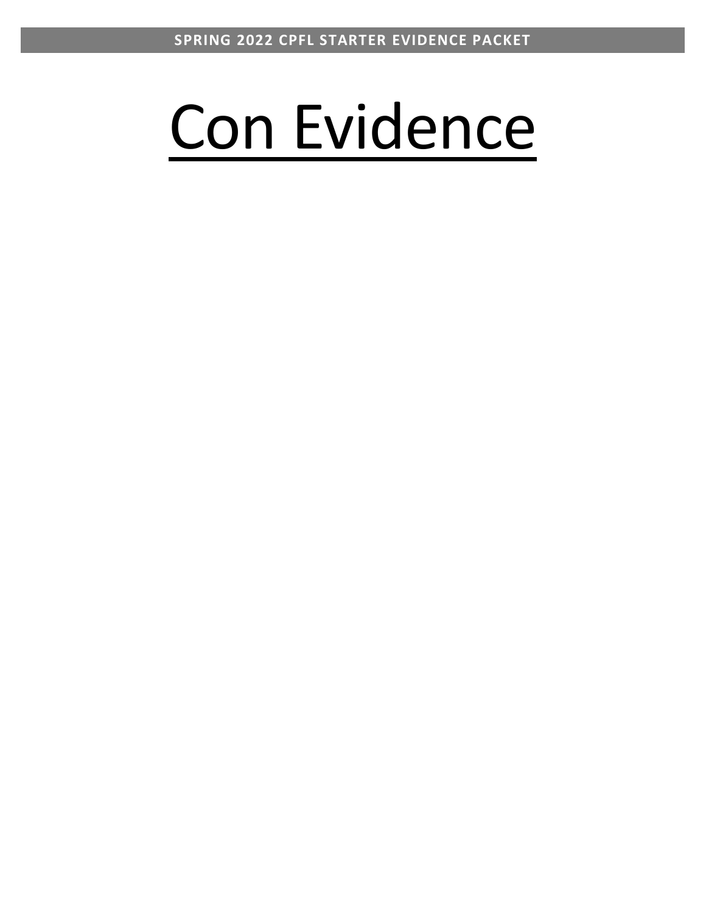# Con Evidence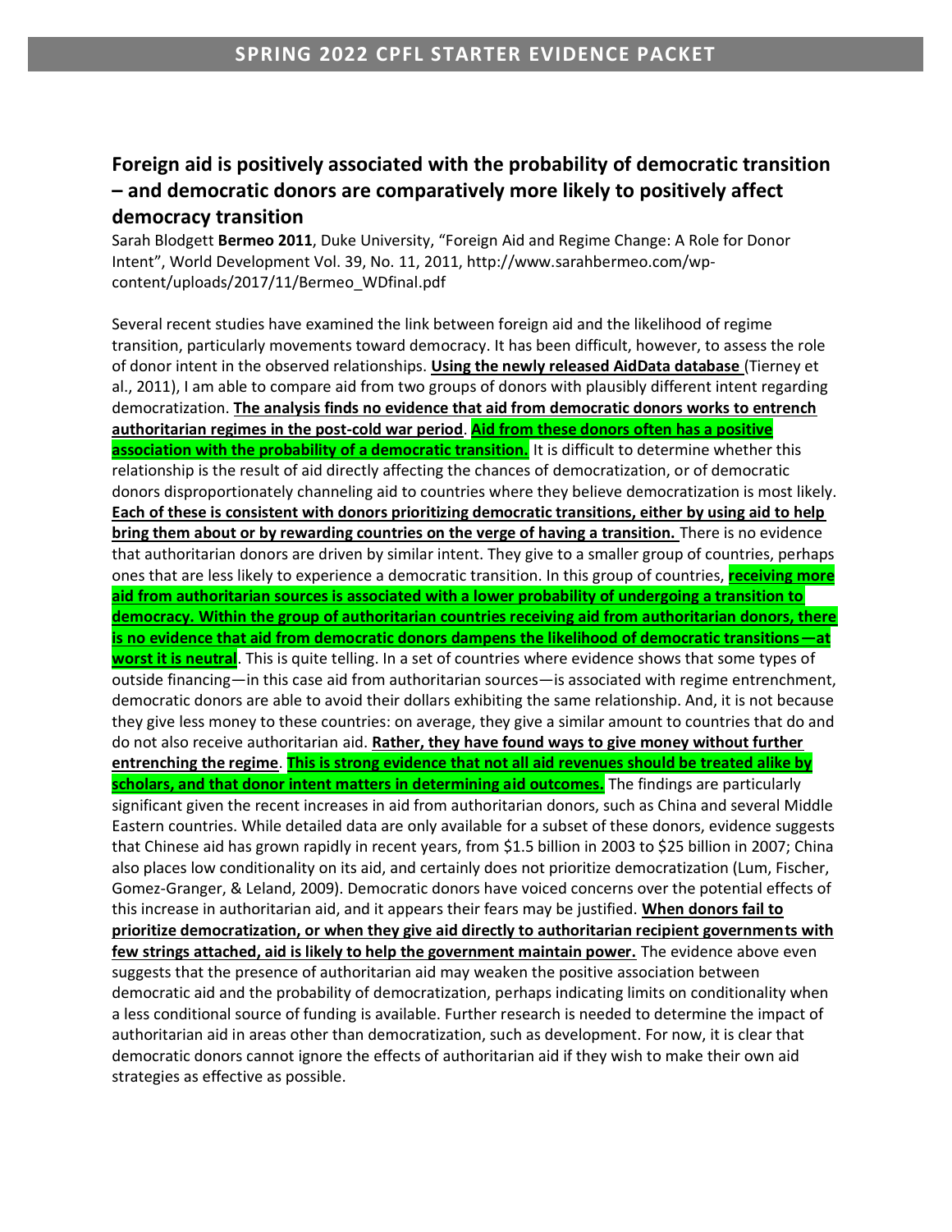## Foreign aid is positively associated with the probability of democratic transition – and democratic donors are comparatively more likely to positively affect democracy transition

Sarah Blodgett **Bermeo 2011**, Duke University, "Foreign Aid and Regime Change: A Role for Donor Intent", World Development Vol. 39, No. 11, 2011, http://www.sarahbermeo.com/wp-content/uploads/2017/11/Bermeo_WDfinal.pdf

Several recent studies have examined the link between foreign aid and the likelihood of regime transition, particularly movements toward democracy. It has been difficult, however, to assess the role of donor intent in the observed relationships. **Using the newly released AidData database** (Tierney et al., 2011), I am able to compare aid from two groups of donors with plausibly different intent regarding democratization. **The analysis finds no evidence that aid from democratic donors works to entrench authoritarian regimes in the post-cold war period**. **Aid from these donors often has a positive association with the probability of a democratic transition.** It is difficult to determine whether this relationship is the result of aid directly affecting the chances of democratization, or of democratic donors disproportionately channeling aid to countries where they believe democratization is most likely. **Each of these is consistent with donors prioritizing democratic transitions, either by using aid to help bring them about or by rewarding countries on the verge of having a transition.** There is no evidence that authoritarian donors are driven by similar intent. They give to a smaller group of countries, perhaps ones that are less likely to experience a democratic transition. In this group of countries, **receiving more aid from authoritarian sources is associated with a lower probability of undergoing a transition to democracy. Within the group of authoritarian countries receiving aid from authoritarian donors, there is no evidence that aid from democratic donors dampens the likelihood of democratic transitions—at worst it is neutral**. This is quite telling. In a set of countries where evidence shows that some types of outside financing—in this case aid from authoritarian sources—is associated with regime entrenchment, democratic donors are able to avoid their dollars exhibiting the same relationship. And, it is not because they give less money to these countries: on average, they give a similar amount to countries that do and do not also receive authoritarian aid. **Rather, they have found ways to give money without further entrenching the regime**. **This is strong evidence that not all aid revenues should be treated alike by scholars, and that donor intent matters in determining aid outcomes.** The findings are particularly significant given the recent increases in aid from authoritarian donors, such as China and several Middle Eastern countries. While detailed data are only available for a subset of these donors, evidence suggests that Chinese aid has grown rapidly in recent years, from $1.5 billion in 2003 to $25 billion in 2007; China also places low conditionality on its aid, and certainly does not prioritize democratization (Lum, Fischer, Gomez-Granger, & Leland, 2009). Democratic donors have voiced concerns over the potential effects of this increase in authoritarian aid, and it appears their fears may be justified. **When donors fail to prioritize democratization, or when they give aid directly to authoritarian recipient governments with few strings attached, aid is likely to help the government maintain power.** The evidence above even suggests that the presence of authoritarian aid may weaken the positive association between democratic aid and the probability of democratization, perhaps indicating limits on conditionality when a less conditional source of funding is available. Further research is needed to determine the impact of authoritarian aid in areas other than democratization, such as development. For now, it is clear that democratic donors cannot ignore the effects of authoritarian aid if they wish to make their own aid strategies as effective as possible.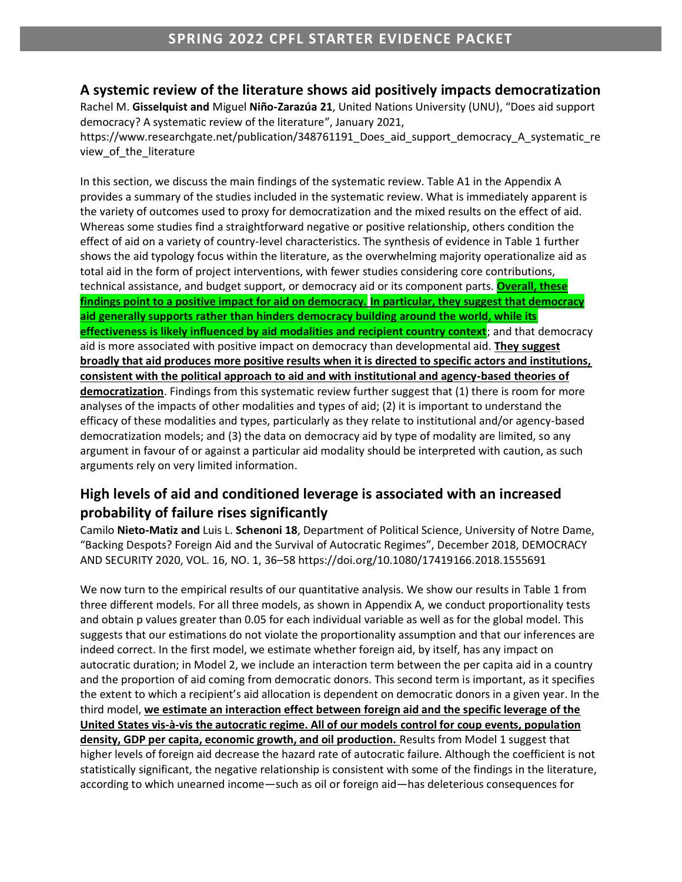## A systemic review of the literature shows aid positively impacts democratization

Rachel M. **Gisselquist and** Miguel **Niño-Zarazúa 21**, United Nations University (UNU), "Does aid support democracy? A systematic review of the literature", January 2021, https://www.researchgate.net/publication/348761191_Does_aid_support_democracy_A_systematic_review_of_the_literature

In this section, we discuss the main findings of the systematic review. Table A1 in the Appendix A provides a summary of the studies included in the systematic review. What is immediately apparent is the variety of outcomes used to proxy for democratization and the mixed results on the effect of aid. Whereas some studies find a straightforward negative or positive relationship, others condition the effect of aid on a variety of country-level characteristics. The synthesis of evidence in Table 1 further shows the aid typology focus within the literature, as the overwhelming majority operationalize aid as total aid in the form of project interventions, with fewer studies considering core contributions, technical assistance, and budget support, or democracy aid or its component parts. **Overall, these findings point to a positive impact for aid on democracy. In particular, they suggest that democracy aid generally supports rather than hinders democracy building around the world, while its effectiveness is likely influenced by aid modalities and recipient country context**; and that democracy aid is more associated with positive impact on democracy than developmental aid. **They suggest broadly that aid produces more positive results when it is directed to specific actors and institutions, consistent with the political approach to aid and with institutional and agency-based theories of democratization**. Findings from this systematic review further suggest that (1) there is room for more analyses of the impacts of other modalities and types of aid; (2) it is important to understand the efficacy of these modalities and types, particularly as they relate to institutional and/or agency-based democratization models; and (3) the data on democracy aid by type of modality are limited, so any argument in favour of or against a particular aid modality should be interpreted with caution, as such arguments rely on very limited information.

## High levels of aid and conditioned leverage is associated with an increased probability of failure rises significantly

Camilo **Nieto-Matiz and** Luis L. **Schenoni 18**, Department of Political Science, University of Notre Dame, "Backing Despots? Foreign Aid and the Survival of Autocratic Regimes", December 2018, DEMOCRACY AND SECURITY 2020, VOL. 16, NO. 1, 36–58 https://doi.org/10.1080/17419166.2018.1555691

We now turn to the empirical results of our quantitative analysis. We show our results in Table 1 from three different models. For all three models, as shown in Appendix A, we conduct proportionality tests and obtain p values greater than 0.05 for each individual variable as well as for the global model. This suggests that our estimations do not violate the proportionality assumption and that our inferences are indeed correct. In the first model, we estimate whether foreign aid, by itself, has any impact on autocratic duration; in Model 2, we include an interaction term between the per capita aid in a country and the proportion of aid coming from democratic donors. This second term is important, as it specifies the extent to which a recipient's aid allocation is dependent on democratic donors in a given year. In the third model, **we estimate an interaction effect between foreign aid and the specific leverage of the United States vis-à-vis the autocratic regime. All of our models control for coup events, population density, GDP per capita, economic growth, and oil production.** Results from Model 1 suggest that higher levels of foreign aid decrease the hazard rate of autocratic failure. Although the coefficient is not statistically significant, the negative relationship is consistent with some of the findings in the literature, according to which unearned income—such as oil or foreign aid—has deleterious consequences for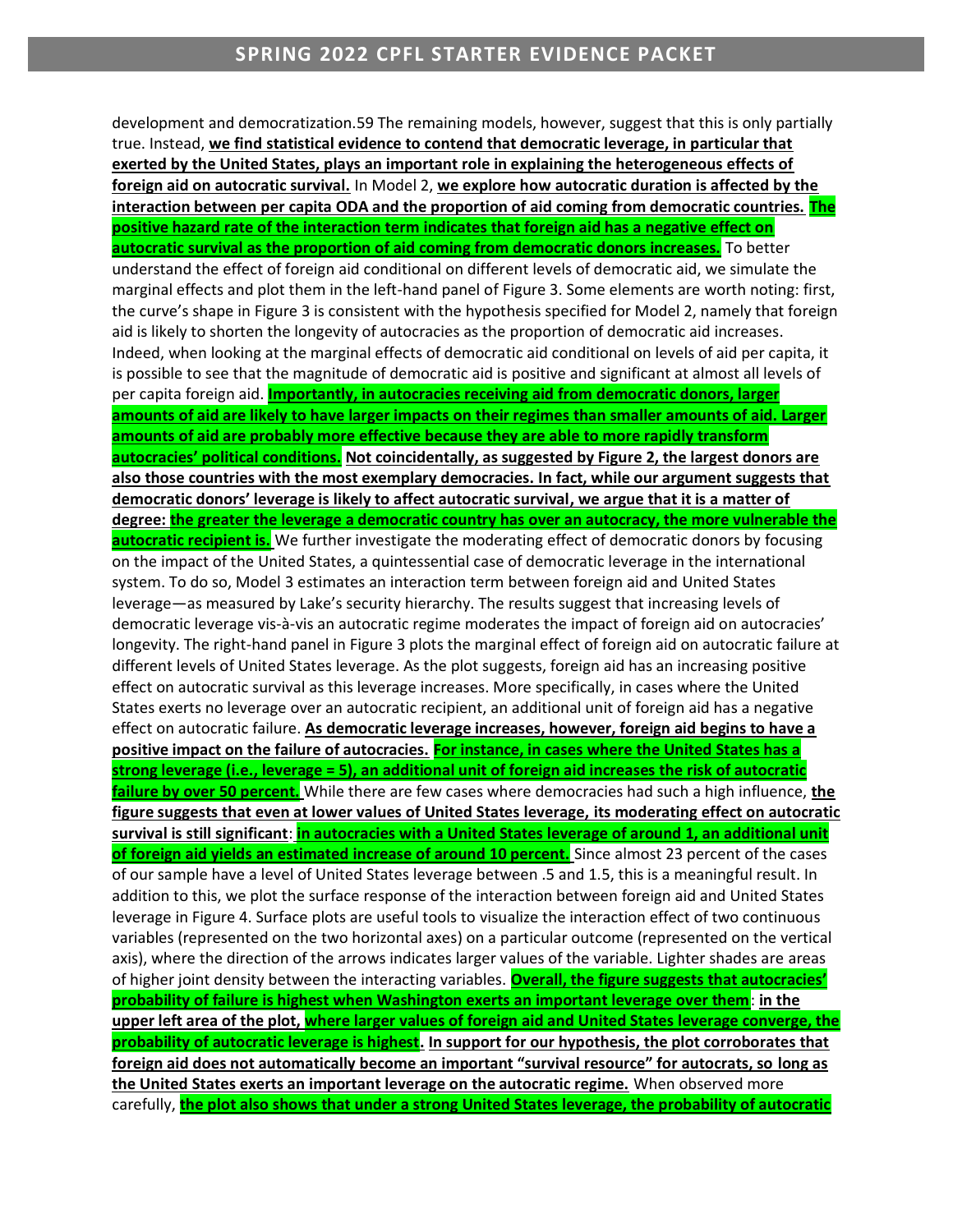development and democratization.59 The remaining models, however, suggest that this is only partially true. Instead, **we find statistical evidence to contend that democratic leverage, in particular that exerted by the United States, plays an important role in explaining the heterogeneous effects of foreign aid on autocratic survival.** In Model 2, **we explore how autocratic duration is affected by the interaction between per capita ODA and the proportion of aid coming from democratic countries. The positive hazard rate of the interaction term indicates that foreign aid has a negative effect on autocratic survival as the proportion of aid coming from democratic donors increases.** To better understand the effect of foreign aid conditional on different levels of democratic aid, we simulate the marginal effects and plot them in the left-hand panel of Figure 3. Some elements are worth noting: first, the curve's shape in Figure 3 is consistent with the hypothesis specified for Model 2, namely that foreign aid is likely to shorten the longevity of autocracies as the proportion of democratic aid increases. Indeed, when looking at the marginal effects of democratic aid conditional on levels of aid per capita, it is possible to see that the magnitude of democratic aid is positive and significant at almost all levels of per capita foreign aid. **Importantly, in autocracies receiving aid from democratic donors, larger amounts of aid are likely to have larger impacts on their regimes than smaller amounts of aid. Larger amounts of aid are probably more effective because they are able to more rapidly transform autocracies' political conditions. Not coincidentally, as suggested by Figure 2, the largest donors are also those countries with the most exemplary democracies. In fact, while our argument suggests that democratic donors' leverage is likely to affect autocratic survival, we argue that it is a matter of degree: the greater the leverage a democratic country has over an autocracy, the more vulnerable the autocratic recipient is.** We further investigate the moderating effect of democratic donors by focusing on the impact of the United States, a quintessential case of democratic leverage in the international system. To do so, Model 3 estimates an interaction term between foreign aid and United States leverage—as measured by Lake's security hierarchy. The results suggest that increasing levels of democratic leverage vis-à-vis an autocratic regime moderates the impact of foreign aid on autocracies' longevity. The right-hand panel in Figure 3 plots the marginal effect of foreign aid on autocratic failure at different levels of United States leverage. As the plot suggests, foreign aid has an increasing positive effect on autocratic survival as this leverage increases. More specifically, in cases where the United States exerts no leverage over an autocratic recipient, an additional unit of foreign aid has a negative effect on autocratic failure. **As democratic leverage increases, however, foreign aid begins to have a positive impact on the failure of autocracies. For instance, in cases where the United States has a strong leverage (i.e., leverage = 5), an additional unit of foreign aid increases the risk of autocratic failure by over 50 percent.** While there are few cases where democracies had such a high influence, **the figure suggests that even at lower values of United States leverage, its moderating effect on autocratic survival is still significant**: **in autocracies with a United States leverage of around 1, an additional unit of foreign aid yields an estimated increase of around 10 percent.** Since almost 23 percent of the cases of our sample have a level of United States leverage between .5 and 1.5, this is a meaningful result. In addition to this, we plot the surface response of the interaction between foreign aid and United States leverage in Figure 4. Surface plots are useful tools to visualize the interaction effect of two continuous variables (represented on the two horizontal axes) on a particular outcome (represented on the vertical axis), where the direction of the arrows indicates larger values of the variable. Lighter shades are areas of higher joint density between the interacting variables. **Overall, the figure suggests that autocracies' probability of failure is highest when Washington exerts an important leverage over them**: **in the upper left area of the plot, where larger values of foreign aid and United States leverage converge, the probability of autocratic leverage is highest. In support for our hypothesis, the plot corroborates that foreign aid does not automatically become an important "survival resource" for autocrats, so long as the United States exerts an important leverage on the autocratic regime.** When observed more carefully, **the plot also shows that under a strong United States leverage, the probability of autocratic**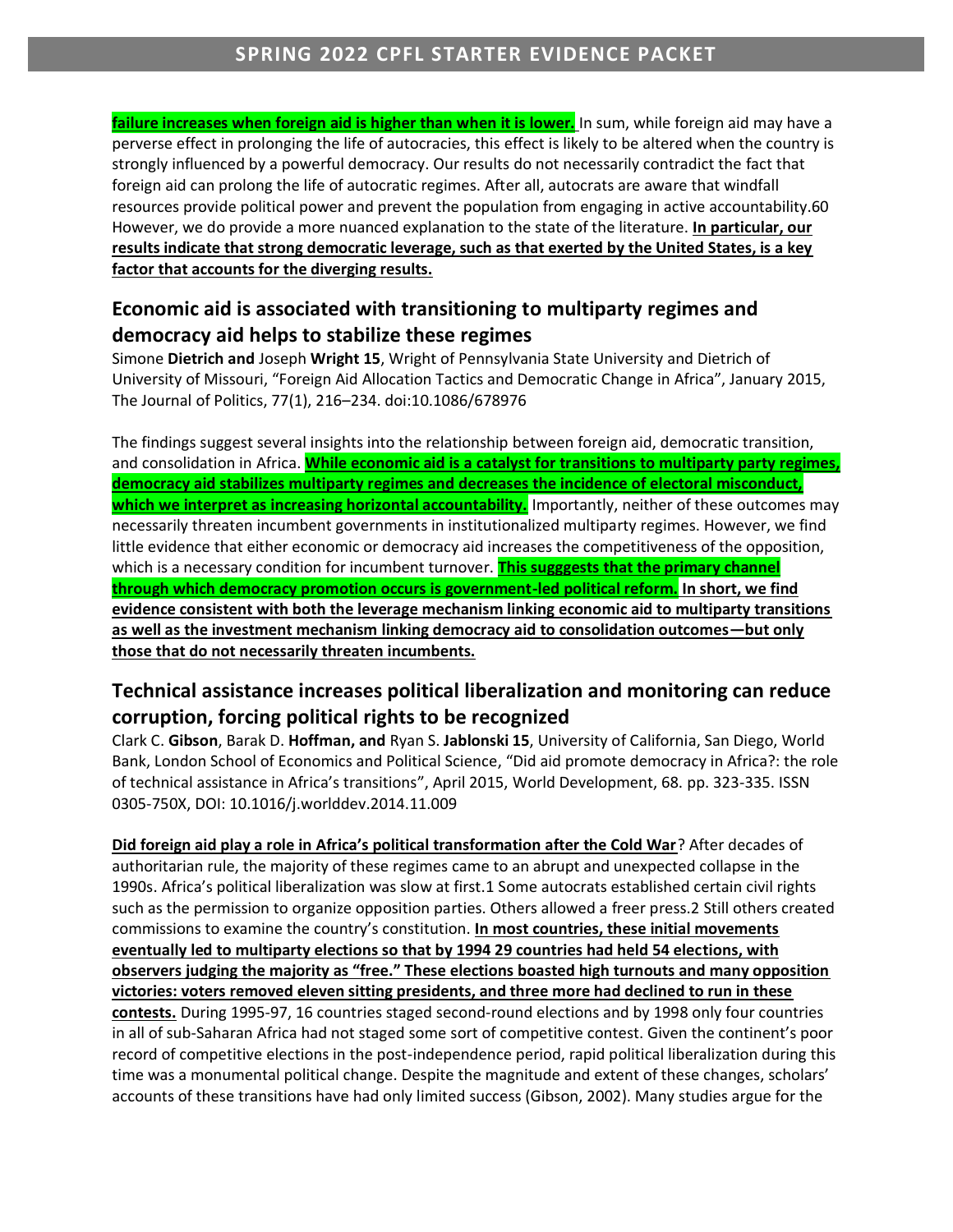**failure increases when foreign aid is higher than when it is lower.** In sum, while foreign aid may have a perverse effect in prolonging the life of autocracies, this effect is likely to be altered when the country is strongly influenced by a powerful democracy. Our results do not necessarily contradict the fact that foreign aid can prolong the life of autocratic regimes. After all, autocrats are aware that windfall resources provide political power and prevent the population from engaging in active accountability.60 However, we do provide a more nuanced explanation to the state of the literature. **In particular, our results indicate that strong democratic leverage, such as that exerted by the United States, is a key factor that accounts for the diverging results.**

## Economic aid is associated with transitioning to multiparty regimes and democracy aid helps to stabilize these regimes

Simone **Dietrich and** Joseph **Wright 15**, Wright of Pennsylvania State University and Dietrich of University of Missouri, "Foreign Aid Allocation Tactics and Democratic Change in Africa", January 2015, The Journal of Politics, 77(1), 216–234. doi:10.1086/678976

The findings suggest several insights into the relationship between foreign aid, democratic transition, and consolidation in Africa. **While economic aid is a catalyst for transitions to multiparty party regimes, democracy aid stabilizes multiparty regimes and decreases the incidence of electoral misconduct, which we interpret as increasing horizontal accountability.** Importantly, neither of these outcomes may necessarily threaten incumbent governments in institutionalized multiparty regimes. However, we find little evidence that either economic or democracy aid increases the competitiveness of the opposition, which is a necessary condition for incumbent turnover. **This sugggests that the primary channel through which democracy promotion occurs is government-led political reform. In short, we find evidence consistent with both the leverage mechanism linking economic aid to multiparty transitions as well as the investment mechanism linking democracy aid to consolidation outcomes—but only those that do not necessarily threaten incumbents.**

## Technical assistance increases political liberalization and monitoring can reduce corruption, forcing political rights to be recognized

Clark C. **Gibson**, Barak D. **Hoffman, and** Ryan S. **Jablonski 15**, University of California, San Diego, World Bank, London School of Economics and Political Science, "Did aid promote democracy in Africa?: the role of technical assistance in Africa's transitions", April 2015, World Development, 68. pp. 323-335. ISSN 0305-750X, DOI: 10.1016/j.worlddev.2014.11.009

**Did foreign aid play a role in Africa's political transformation after the Cold War**? After decades of authoritarian rule, the majority of these regimes came to an abrupt and unexpected collapse in the 1990s. Africa's political liberalization was slow at first.1 Some autocrats established certain civil rights such as the permission to organize opposition parties. Others allowed a freer press.2 Still others created commissions to examine the country's constitution. **In most countries, these initial movements eventually led to multiparty elections so that by 1994 29 countries had held 54 elections, with observers judging the majority as "free." These elections boasted high turnouts and many opposition victories: voters removed eleven sitting presidents, and three more had declined to run in these contests.** During 1995-97, 16 countries staged second-round elections and by 1998 only four countries in all of sub-Saharan Africa had not staged some sort of competitive contest. Given the continent's poor record of competitive elections in the post-independence period, rapid political liberalization during this time was a monumental political change. Despite the magnitude and extent of these changes, scholars' accounts of these transitions have had only limited success (Gibson, 2002). Many studies argue for the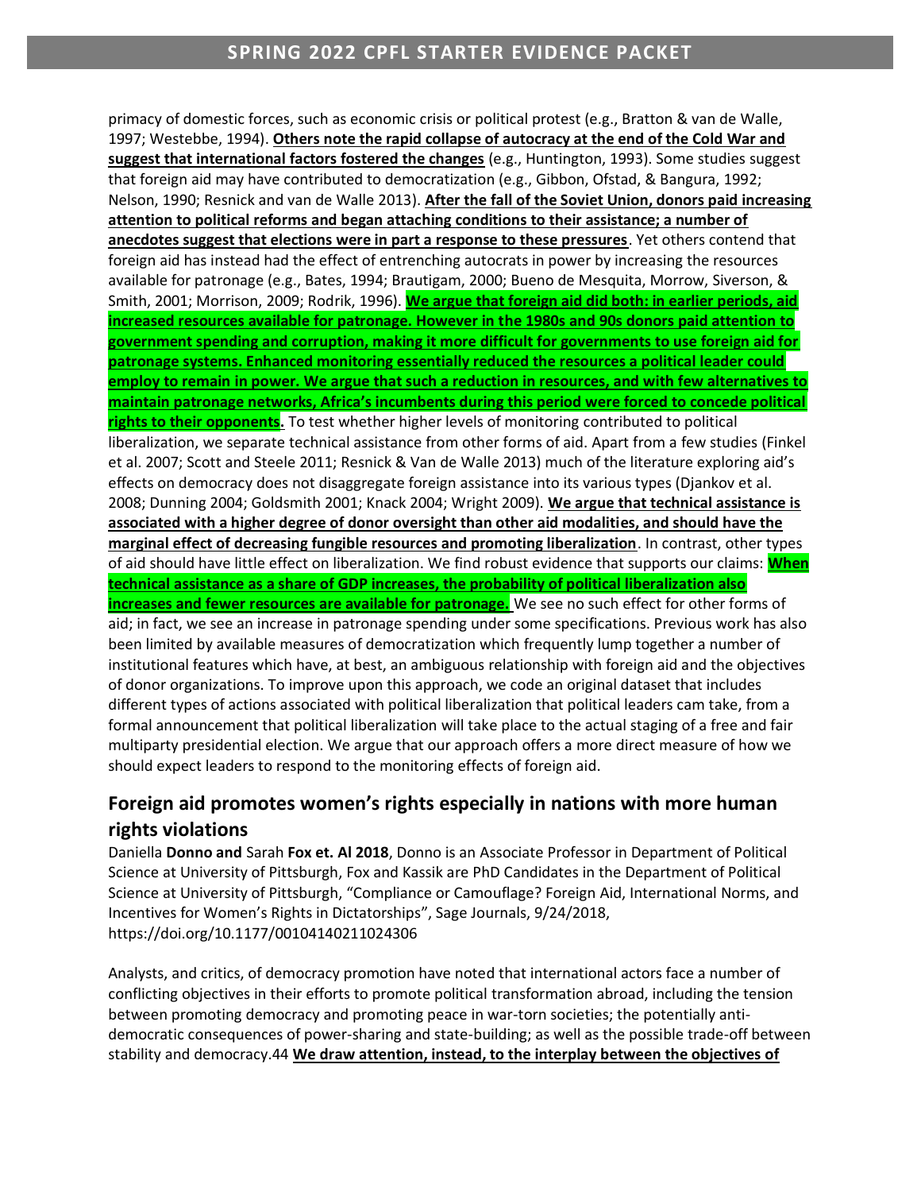primacy of domestic forces, such as economic crisis or political protest (e.g., Bratton & van de Walle, 1997; Westebbe, 1994). **Others note the rapid collapse of autocracy at the end of the Cold War and suggest that international factors fostered the changes** (e.g., Huntington, 1993). Some studies suggest that foreign aid may have contributed to democratization (e.g., Gibbon, Ofstad, & Bangura, 1992; Nelson, 1990; Resnick and van de Walle 2013). **After the fall of the Soviet Union, donors paid increasing attention to political reforms and began attaching conditions to their assistance; a number of anecdotes suggest that elections were in part a response to these pressures**. Yet others contend that foreign aid has instead had the effect of entrenching autocrats in power by increasing the resources available for patronage (e.g., Bates, 1994; Brautigam, 2000; Bueno de Mesquita, Morrow, Siverson, & Smith, 2001; Morrison, 2009; Rodrik, 1996). **We argue that foreign aid did both: in earlier periods, aid increased resources available for patronage. However in the 1980s and 90s donors paid attention to government spending and corruption, making it more difficult for governments to use foreign aid for patronage systems. Enhanced monitoring essentially reduced the resources a political leader could employ to remain in power. We argue that such a reduction in resources, and with few alternatives to maintain patronage networks, Africa's incumbents during this period were forced to concede political rights to their opponents.** To test whether higher levels of monitoring contributed to political liberalization, we separate technical assistance from other forms of aid. Apart from a few studies (Finkel et al. 2007; Scott and Steele 2011; Resnick & Van de Walle 2013) much of the literature exploring aid's effects on democracy does not disaggregate foreign assistance into its various types (Djankov et al. 2008; Dunning 2004; Goldsmith 2001; Knack 2004; Wright 2009). **We argue that technical assistance is associated with a higher degree of donor oversight than other aid modalities, and should have the marginal effect of decreasing fungible resources and promoting liberalization**. In contrast, other types of aid should have little effect on liberalization. We find robust evidence that supports our claims: **When technical assistance as a share of GDP increases, the probability of political liberalization also increases and fewer resources are available for patronage.** We see no such effect for other forms of aid; in fact, we see an increase in patronage spending under some specifications. Previous work has also been limited by available measures of democratization which frequently lump together a number of institutional features which have, at best, an ambiguous relationship with foreign aid and the objectives of donor organizations. To improve upon this approach, we code an original dataset that includes different types of actions associated with political liberalization that political leaders cam take, from a formal announcement that political liberalization will take place to the actual staging of a free and fair multiparty presidential election. We argue that our approach offers a more direct measure of how we should expect leaders to respond to the monitoring effects of foreign aid.

## Foreign aid promotes women's rights especially in nations with more human rights violations

Daniella **Donno and** Sarah **Fox et. Al 2018**, Donno is an Associate Professor in Department of Political Science at University of Pittsburgh, Fox and Kassik are PhD Candidates in the Department of Political Science at University of Pittsburgh, "Compliance or Camouflage? Foreign Aid, International Norms, and Incentives for Women's Rights in Dictatorships", Sage Journals, 9/24/2018, https://doi.org/10.1177/00104140211024306

Analysts, and critics, of democracy promotion have noted that international actors face a number of conflicting objectives in their efforts to promote political transformation abroad, including the tension between promoting democracy and promoting peace in war-torn societies; the potentially anti-democratic consequences of power-sharing and state-building; as well as the possible trade-off between stability and democracy.44 **We draw attention, instead, to the interplay between the objectives of**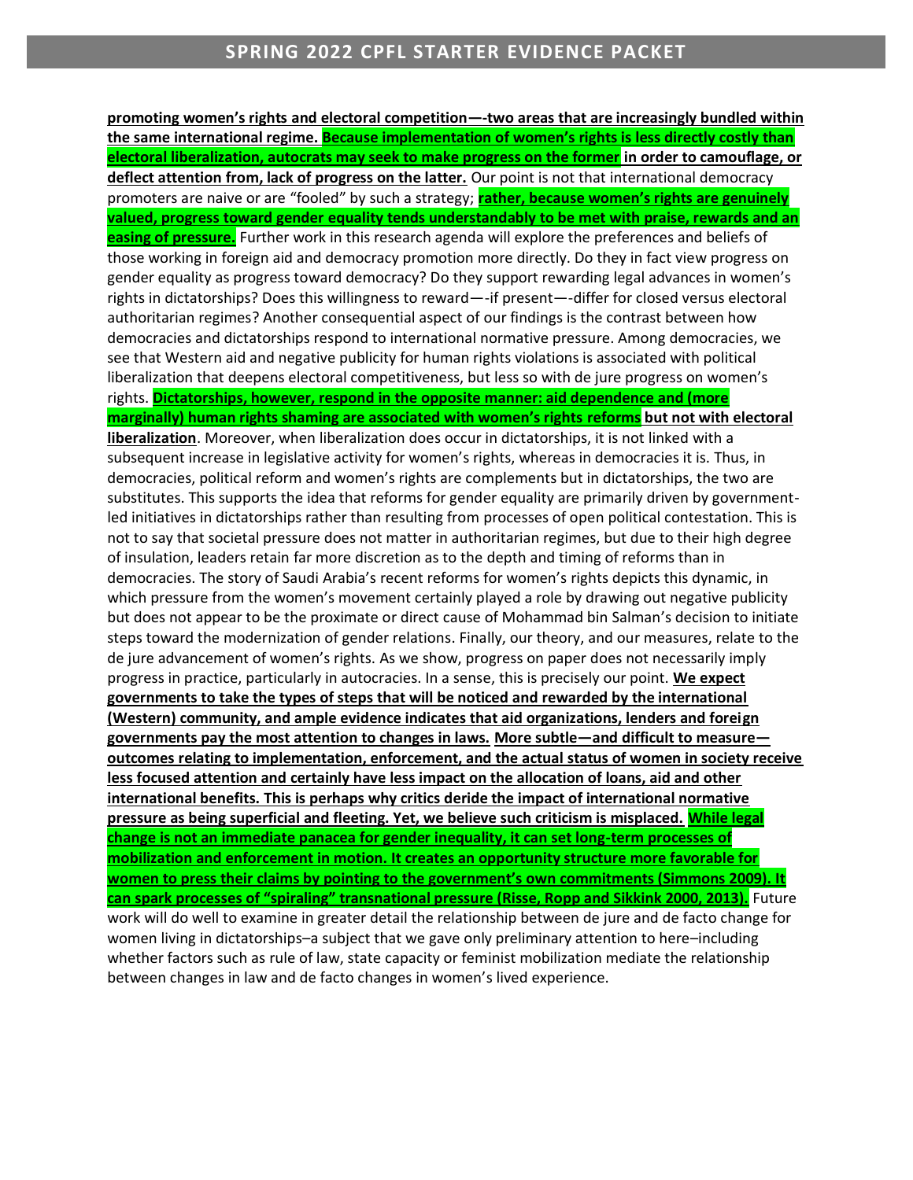**promoting women's rights and electoral competition—-two areas that are increasingly bundled within the same international regime. Because implementation of women's rights is less directly costly than electoral liberalization, autocrats may seek to make progress on the former in order to camouflage, or deflect attention from, lack of progress on the latter.** Our point is not that international democracy promoters are naive or are "fooled" by such a strategy; **rather, because women's rights are genuinely valued, progress toward gender equality tends understandably to be met with praise, rewards and an easing of pressure.** Further work in this research agenda will explore the preferences and beliefs of those working in foreign aid and democracy promotion more directly. Do they in fact view progress on gender equality as progress toward democracy? Do they support rewarding legal advances in women's rights in dictatorships? Does this willingness to reward—-if present—-differ for closed versus electoral authoritarian regimes? Another consequential aspect of our findings is the contrast between how democracies and dictatorships respond to international normative pressure. Among democracies, we see that Western aid and negative publicity for human rights violations is associated with political liberalization that deepens electoral competitiveness, but less so with de jure progress on women's rights. **Dictatorships, however, respond in the opposite manner: aid dependence and (more marginally) human rights shaming are associated with women's rights reforms but not with electoral liberalization**. Moreover, when liberalization does occur in dictatorships, it is not linked with a subsequent increase in legislative activity for women's rights, whereas in democracies it is. Thus, in democracies, political reform and women's rights are complements but in dictatorships, the two are substitutes. This supports the idea that reforms for gender equality are primarily driven by government-led initiatives in dictatorships rather than resulting from processes of open political contestation. This is not to say that societal pressure does not matter in authoritarian regimes, but due to their high degree of insulation, leaders retain far more discretion as to the depth and timing of reforms than in democracies. The story of Saudi Arabia's recent reforms for women's rights depicts this dynamic, in which pressure from the women's movement certainly played a role by drawing out negative publicity but does not appear to be the proximate or direct cause of Mohammad bin Salman's decision to initiate steps toward the modernization of gender relations. Finally, our theory, and our measures, relate to the de jure advancement of women's rights. As we show, progress on paper does not necessarily imply progress in practice, particularly in autocracies. In a sense, this is precisely our point. **We expect governments to take the types of steps that will be noticed and rewarded by the international (Western) community, and ample evidence indicates that aid organizations, lenders and foreign governments pay the most attention to changes in laws. More subtle—and difficult to measure—outcomes relating to implementation, enforcement, and the actual status of women in society receive less focused attention and certainly have less impact on the allocation of loans, aid and other international benefits. This is perhaps why critics deride the impact of international normative pressure as being superficial and fleeting. Yet, we believe such criticism is misplaced. While legal change is not an immediate panacea for gender inequality, it can set long-term processes of mobilization and enforcement in motion. It creates an opportunity structure more favorable for women to press their claims by pointing to the government's own commitments (Simmons 2009). It can spark processes of "spiraling" transnational pressure (Risse, Ropp and Sikkink 2000, 2013).** Future work will do well to examine in greater detail the relationship between de jure and de facto change for women living in dictatorships–a subject that we gave only preliminary attention to here–including whether factors such as rule of law, state capacity or feminist mobilization mediate the relationship between changes in law and de facto changes in women's lived experience.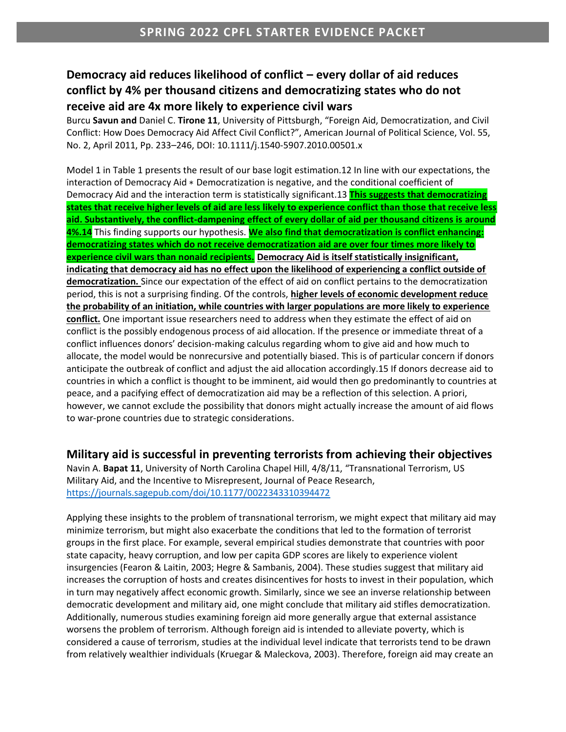## Democracy aid reduces likelihood of conflict – every dollar of aid reduces conflict by 4% per thousand citizens and democratizing states who do not receive aid are 4x more likely to experience civil wars

Burcu **Savun and** Daniel C. **Tirone 11**, University of Pittsburgh, "Foreign Aid, Democratization, and Civil Conflict: How Does Democracy Aid Affect Civil Conflict?", American Journal of Political Science, Vol. 55, No. 2, April 2011, Pp. 233–246, DOI: 10.1111/j.1540-5907.2010.00501.x

Model 1 in Table 1 presents the result of our base logit estimation.12 In line with our expectations, the interaction of Democracy Aid ∗ Democratization is negative, and the conditional coefficient of Democracy Aid and the interaction term is statistically significant.13 **This suggests that democratizing states that receive higher levels of aid are less likely to experience conflict than those that receive less aid. Substantively, the conflict-dampening effect of every dollar of aid per thousand citizens is around 4%.14** This finding supports our hypothesis. **We also find that democratization is conflict enhancing: democratizing states which do not receive democratization aid are over four times more likely to experience civil wars than nonaid recipients.** **Democracy Aid is itself statistically insignificant, indicating that democracy aid has no effect upon the likelihood of experiencing a conflict outside of democratization.** Since our expectation of the effect of aid on conflict pertains to the democratization period, this is not a surprising finding. Of the controls, **higher levels of economic development reduce the probability of an initiation, while countries with larger populations are more likely to experience conflict.** One important issue researchers need to address when they estimate the effect of aid on conflict is the possibly endogenous process of aid allocation. If the presence or immediate threat of a conflict influences donors' decision-making calculus regarding whom to give aid and how much to allocate, the model would be nonrecursive and potentially biased. This is of particular concern if donors anticipate the outbreak of conflict and adjust the aid allocation accordingly.15 If donors decrease aid to countries in which a conflict is thought to be imminent, aid would then go predominantly to countries at peace, and a pacifying effect of democratization aid may be a reflection of this selection. A priori, however, we cannot exclude the possibility that donors might actually increase the amount of aid flows to war-prone countries due to strategic considerations.

## Military aid is successful in preventing terrorists from achieving their objectives

Navin A. **Bapat 11**, University of North Carolina Chapel Hill, 4/8/11, "Transnational Terrorism, US Military Aid, and the Incentive to Misrepresent, Journal of Peace Research, https://journals.sagepub.com/doi/10.1177/0022343310394472

Applying these insights to the problem of transnational terrorism, we might expect that military aid may minimize terrorism, but might also exacerbate the conditions that led to the formation of terrorist groups in the first place. For example, several empirical studies demonstrate that countries with poor state capacity, heavy corruption, and low per capita GDP scores are likely to experience violent insurgencies (Fearon & Laitin, 2003; Hegre & Sambanis, 2004). These studies suggest that military aid increases the corruption of hosts and creates disincentives for hosts to invest in their population, which in turn may negatively affect economic growth. Similarly, since we see an inverse relationship between democratic development and military aid, one might conclude that military aid stifles democratization. Additionally, numerous studies examining foreign aid more generally argue that external assistance worsens the problem of terrorism. Although foreign aid is intended to alleviate poverty, which is considered a cause of terrorism, studies at the individual level indicate that terrorists tend to be drawn from relatively wealthier individuals (Kruegar & Maleckova, 2003). Therefore, foreign aid may create an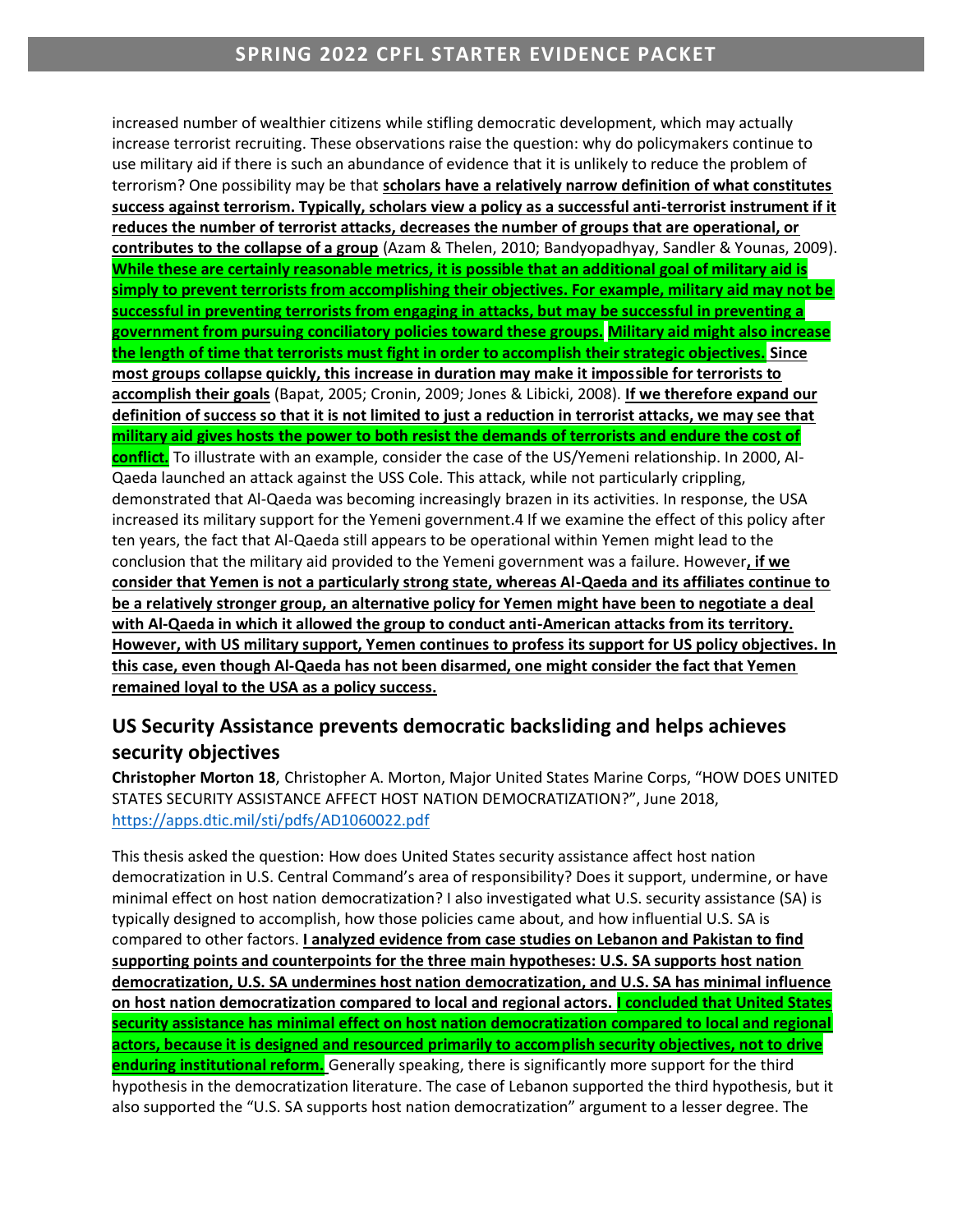increased number of wealthier citizens while stifling democratic development, which may actually increase terrorist recruiting. These observations raise the question: why do policymakers continue to use military aid if there is such an abundance of evidence that it is unlikely to reduce the problem of terrorism? One possibility may be that **scholars have a relatively narrow definition of what constitutes success against terrorism. Typically, scholars view a policy as a successful anti-terrorist instrument if it reduces the number of terrorist attacks, decreases the number of groups that are operational, or contributes to the collapse of a group** (Azam & Thelen, 2010; Bandyopadhyay, Sandler & Younas, 2009). **While these are certainly reasonable metrics, it is possible that an additional goal of military aid is simply to prevent terrorists from accomplishing their objectives. For example, military aid may not be successful in preventing terrorists from engaging in attacks, but may be successful in preventing a government from pursuing conciliatory policies toward these groups. Military aid might also increase the length of time that terrorists must fight in order to accomplish their strategic objectives. Since most groups collapse quickly, this increase in duration may make it impossible for terrorists to accomplish their goals** (Bapat, 2005; Cronin, 2009; Jones & Libicki, 2008). **If we therefore expand our definition of success so that it is not limited to just a reduction in terrorist attacks, we may see that military aid gives hosts the power to both resist the demands of terrorists and endure the cost of conflict.** To illustrate with an example, consider the case of the US/Yemeni relationship. In 2000, Al-Qaeda launched an attack against the USS Cole. This attack, while not particularly crippling, demonstrated that Al-Qaeda was becoming increasingly brazen in its activities. In response, the USA increased its military support for the Yemeni government.4 If we examine the effect of this policy after ten years, the fact that Al-Qaeda still appears to be operational within Yemen might lead to the conclusion that the military aid provided to the Yemeni government was a failure. However**, if we consider that Yemen is not a particularly strong state, whereas Al-Qaeda and its affiliates continue to be a relatively stronger group, an alternative policy for Yemen might have been to negotiate a deal with Al-Qaeda in which it allowed the group to conduct anti-American attacks from its territory. However, with US military support, Yemen continues to profess its support for US policy objectives. In this case, even though Al-Qaeda has not been disarmed, one might consider the fact that Yemen remained loyal to the USA as a policy success.**

## US Security Assistance prevents democratic backsliding and helps achieves security objectives

**Christopher Morton 18**, Christopher A. Morton, Major United States Marine Corps, "HOW DOES UNITED STATES SECURITY ASSISTANCE AFFECT HOST NATION DEMOCRATIZATION?", June 2018, https://apps.dtic.mil/sti/pdfs/AD1060022.pdf

This thesis asked the question: How does United States security assistance affect host nation democratization in U.S. Central Command's area of responsibility? Does it support, undermine, or have minimal effect on host nation democratization? I also investigated what U.S. security assistance (SA) is typically designed to accomplish, how those policies came about, and how influential U.S. SA is compared to other factors. **I analyzed evidence from case studies on Lebanon and Pakistan to find supporting points and counterpoints for the three main hypotheses: U.S. SA supports host nation democratization, U.S. SA undermines host nation democratization, and U.S. SA has minimal influence on host nation democratization compared to local and regional actors. I concluded that United States security assistance has minimal effect on host nation democratization compared to local and regional actors, because it is designed and resourced primarily to accomplish security objectives, not to drive enduring institutional reform.** Generally speaking, there is significantly more support for the third hypothesis in the democratization literature. The case of Lebanon supported the third hypothesis, but it also supported the "U.S. SA supports host nation democratization" argument to a lesser degree. The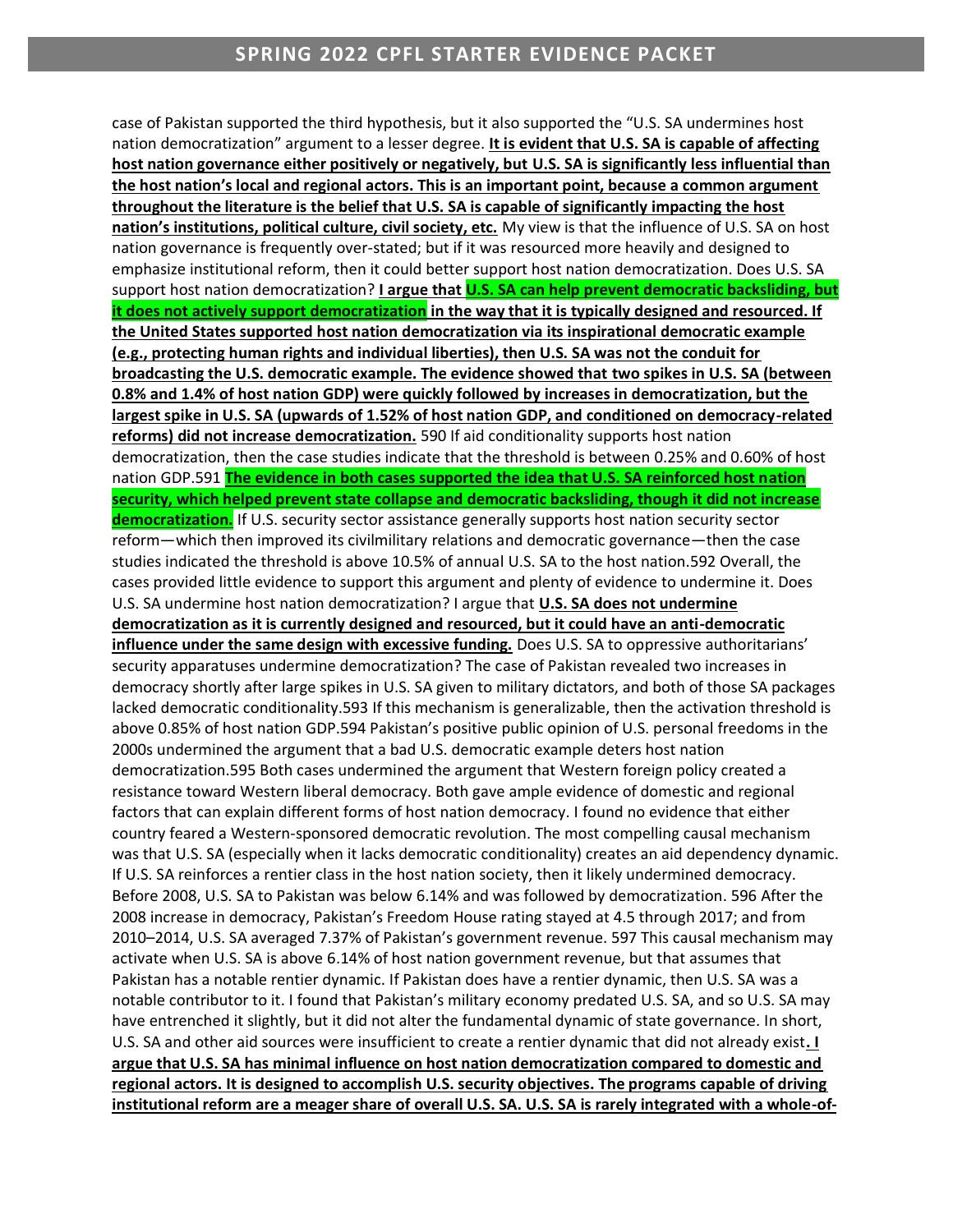case of Pakistan supported the third hypothesis, but it also supported the "U.S. SA undermines host nation democratization" argument to a lesser degree. **It is evident that U.S. SA is capable of affecting host nation governance either positively or negatively, but U.S. SA is significantly less influential than the host nation's local and regional actors. This is an important point, because a common argument throughout the literature is the belief that U.S. SA is capable of significantly impacting the host nation's institutions, political culture, civil society, etc.** My view is that the influence of U.S. SA on host nation governance is frequently over-stated; but if it was resourced more heavily and designed to emphasize institutional reform, then it could better support host nation democratization. Does U.S. SA support host nation democratization? **I argue that U.S. SA can help prevent democratic backsliding, but it does not actively support democratization in the way that it is typically designed and resourced. If the United States supported host nation democratization via its inspirational democratic example (e.g., protecting human rights and individual liberties), then U.S. SA was not the conduit for broadcasting the U.S. democratic example. The evidence showed that two spikes in U.S. SA (between 0.8% and 1.4% of host nation GDP) were quickly followed by increases in democratization, but the largest spike in U.S. SA (upwards of 1.52% of host nation GDP, and conditioned on democracy-related reforms) did not increase democratization.** 590 If aid conditionality supports host nation democratization, then the case studies indicate that the threshold is between 0.25% and 0.60% of host nation GDP.591 **The evidence in both cases supported the idea that U.S. SA reinforced host nation security, which helped prevent state collapse and democratic backsliding, though it did not increase democratization.** If U.S. security sector assistance generally supports host nation security sector reform—which then improved its civilmilitary relations and democratic governance—then the case studies indicated the threshold is above 10.5% of annual U.S. SA to the host nation.592 Overall, the cases provided little evidence to support this argument and plenty of evidence to undermine it. Does U.S. SA undermine host nation democratization? I argue that **U.S. SA does not undermine democratization as it is currently designed and resourced, but it could have an anti-democratic influence under the same design with excessive funding.** Does U.S. SA to oppressive authoritarians' security apparatuses undermine democratization? The case of Pakistan revealed two increases in democracy shortly after large spikes in U.S. SA given to military dictators, and both of those SA packages lacked democratic conditionality.593 If this mechanism is generalizable, then the activation threshold is above 0.85% of host nation GDP.594 Pakistan's positive public opinion of U.S. personal freedoms in the 2000s undermined the argument that a bad U.S. democratic example deters host nation democratization.595 Both cases undermined the argument that Western foreign policy created a resistance toward Western liberal democracy. Both gave ample evidence of domestic and regional factors that can explain different forms of host nation democracy. I found no evidence that either country feared a Western-sponsored democratic revolution. The most compelling causal mechanism was that U.S. SA (especially when it lacks democratic conditionality) creates an aid dependency dynamic. If U.S. SA reinforces a rentier class in the host nation society, then it likely undermined democracy. Before 2008, U.S. SA to Pakistan was below 6.14% and was followed by democratization. 596 After the 2008 increase in democracy, Pakistan's Freedom House rating stayed at 4.5 through 2017; and from 2010–2014, U.S. SA averaged 7.37% of Pakistan's government revenue. 597 This causal mechanism may activate when U.S. SA is above 6.14% of host nation government revenue, but that assumes that Pakistan has a notable rentier dynamic. If Pakistan does have a rentier dynamic, then U.S. SA was a notable contributor to it. I found that Pakistan's military economy predated U.S. SA, and so U.S. SA may have entrenched it slightly, but it did not alter the fundamental dynamic of state governance. In short, U.S. SA and other aid sources were insufficient to create a rentier dynamic that did not already exist**. I argue that U.S. SA has minimal influence on host nation democratization compared to domestic and regional actors. It is designed to accomplish U.S. security objectives. The programs capable of driving institutional reform are a meager share of overall U.S. SA. U.S. SA is rarely integrated with a whole-of-**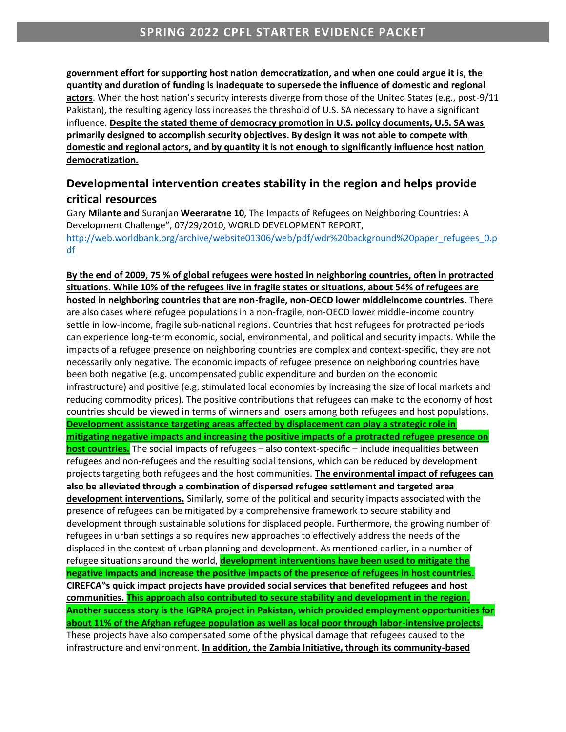**government effort for supporting host nation democratization, and when one could argue it is, the quantity and duration of funding is inadequate to supersede the influence of domestic and regional actors**. When the host nation's security interests diverge from those of the United States (e.g., post-9/11 Pakistan), the resulting agency loss increases the threshold of U.S. SA necessary to have a significant influence. **Despite the stated theme of democracy promotion in U.S. policy documents, U.S. SA was primarily designed to accomplish security objectives. By design it was not able to compete with domestic and regional actors, and by quantity it is not enough to significantly influence host nation democratization.**

## Developmental intervention creates stability in the region and helps provide critical resources

Gary **Milante and** Suranjan **Weeraratne 10**, The Impacts of Refugees on Neighboring Countries: A Development Challenge", 07/29/2010, WORLD DEVELOPMENT REPORT, http://web.worldbank.org/archive/website01306/web/pdf/wdr%20background%20paper_refugees_0.pdf

**By the end of 2009, 75 % of global refugees were hosted in neighboring countries, often in protracted situations. While 10% of the refugees live in fragile states or situations, about 54% of refugees are hosted in neighboring countries that are non-fragile, non-OECD lower middleincome countries.** There are also cases where refugee populations in a non-fragile, non-OECD lower middle-income country settle in low-income, fragile sub-national regions. Countries that host refugees for protracted periods can experience long-term economic, social, environmental, and political and security impacts. While the impacts of a refugee presence on neighboring countries are complex and context-specific, they are not necessarily only negative. The economic impacts of refugee presence on neighboring countries have been both negative (e.g. uncompensated public expenditure and burden on the economic infrastructure) and positive (e.g. stimulated local economies by increasing the size of local markets and reducing commodity prices). The positive contributions that refugees can make to the economy of host countries should be viewed in terms of winners and losers among both refugees and host populations. **Development assistance targeting areas affected by displacement can play a strategic role in mitigating negative impacts and increasing the positive impacts of a protracted refugee presence on host countries.** The social impacts of refugees – also context-specific – include inequalities between refugees and non-refugees and the resulting social tensions, which can be reduced by development projects targeting both refugees and the host communities. **The environmental impact of refugees can also be alleviated through a combination of dispersed refugee settlement and targeted area development interventions.** Similarly, some of the political and security impacts associated with the presence of refugees can be mitigated by a comprehensive framework to secure stability and development through sustainable solutions for displaced people. Furthermore, the growing number of refugees in urban settings also requires new approaches to effectively address the needs of the displaced in the context of urban planning and development. As mentioned earlier, in a number of refugee situations around the world, **development interventions have been used to mitigate the negative impacts and increase the positive impacts of the presence of refugees in host countries. CIREFCA"s quick impact projects have provided social services that benefited refugees and host communities. This approach also contributed to secure stability and development in the region. Another success story is the IGPRA project in Pakistan, which provided employment opportunities for about 11% of the Afghan refugee population as well as local poor through labor-intensive projects.** These projects have also compensated some of the physical damage that refugees caused to the infrastructure and environment. **In addition, the Zambia Initiative, through its community-based**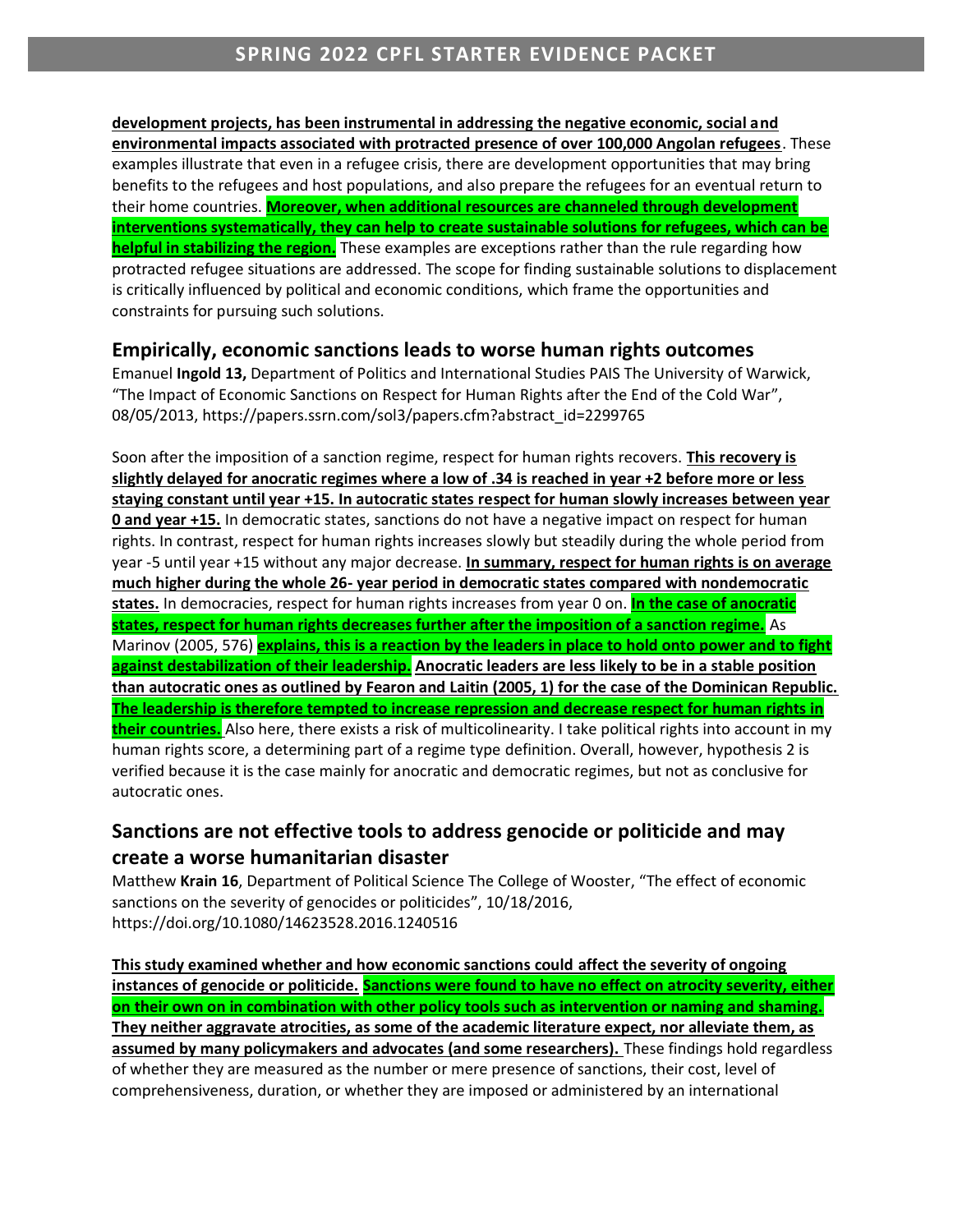**development projects, has been instrumental in addressing the negative economic, social and environmental impacts associated with protracted presence of over 100,000 Angolan refugees**. These examples illustrate that even in a refugee crisis, there are development opportunities that may bring benefits to the refugees and host populations, and also prepare the refugees for an eventual return to their home countries. **Moreover, when additional resources are channeled through development interventions systematically, they can help to create sustainable solutions for refugees, which can be helpful in stabilizing the region.** These examples are exceptions rather than the rule regarding how protracted refugee situations are addressed. The scope for finding sustainable solutions to displacement is critically influenced by political and economic conditions, which frame the opportunities and constraints for pursuing such solutions.

## Empirically, economic sanctions leads to worse human rights outcomes

Emanuel **Ingold 13,** Department of Politics and International Studies PAIS The University of Warwick, "The Impact of Economic Sanctions on Respect for Human Rights after the End of the Cold War", 08/05/2013, https://papers.ssrn.com/sol3/papers.cfm?abstract_id=2299765

Soon after the imposition of a sanction regime, respect for human rights recovers. **This recovery is slightly delayed for anocratic regimes where a low of .34 is reached in year +2 before more or less staying constant until year +15. In autocratic states respect for human slowly increases between year 0 and year +15.** In democratic states, sanctions do not have a negative impact on respect for human rights. In contrast, respect for human rights increases slowly but steadily during the whole period from year -5 until year +15 without any major decrease. **In summary, respect for human rights is on average much higher during the whole 26- year period in democratic states compared with nondemocratic states.** In democracies, respect for human rights increases from year 0 on. **In the case of anocratic states, respect for human rights decreases further after the imposition of a sanction regime.** As Marinov (2005, 576) **explains, this is a reaction by the leaders in place to hold onto power and to fight against destabilization of their leadership. Anocratic leaders are less likely to be in a stable position than autocratic ones as outlined by Fearon and Laitin (2005, 1) for the case of the Dominican Republic. The leadership is therefore tempted to increase repression and decrease respect for human rights in their countries.** Also here, there exists a risk of multicolinearity. I take political rights into account in my human rights score, a determining part of a regime type definition. Overall, however, hypothesis 2 is verified because it is the case mainly for anocratic and democratic regimes, but not as conclusive for autocratic ones.

## Sanctions are not effective tools to address genocide or politicide and may create a worse humanitarian disaster

Matthew **Krain 16**, Department of Political Science The College of Wooster, "The effect of economic sanctions on the severity of genocides or politicides", 10/18/2016, https://doi.org/10.1080/14623528.2016.1240516

**This study examined whether and how economic sanctions could affect the severity of ongoing instances of genocide or politicide. Sanctions were found to have no effect on atrocity severity, either on their own on in combination with other policy tools such as intervention or naming and shaming. They neither aggravate atrocities, as some of the academic literature expect, nor alleviate them, as assumed by many policymakers and advocates (and some researchers).** These findings hold regardless of whether they are measured as the number or mere presence of sanctions, their cost, level of comprehensiveness, duration, or whether they are imposed or administered by an international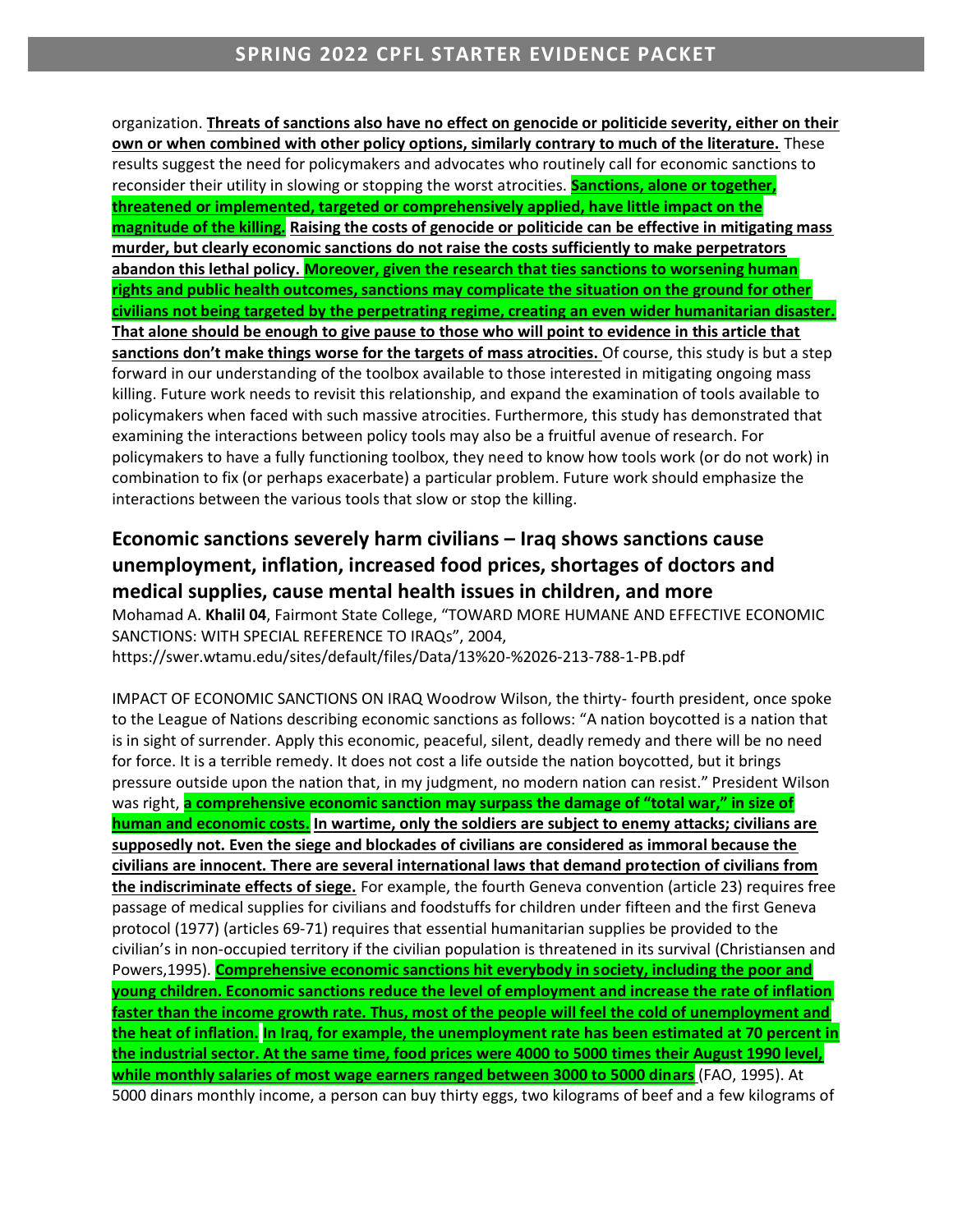organization. **Threats of sanctions also have no effect on genocide or politicide severity, either on their own or when combined with other policy options, similarly contrary to much of the literature.** These results suggest the need for policymakers and advocates who routinely call for economic sanctions to reconsider their utility in slowing or stopping the worst atrocities. **Sanctions, alone or together, threatened or implemented, targeted or comprehensively applied, have little impact on the magnitude of the killing. Raising the costs of genocide or politicide can be effective in mitigating mass murder, but clearly economic sanctions do not raise the costs sufficiently to make perpetrators abandon this lethal policy. Moreover, given the research that ties sanctions to worsening human rights and public health outcomes, sanctions may complicate the situation on the ground for other civilians not being targeted by the perpetrating regime, creating an even wider humanitarian disaster. That alone should be enough to give pause to those who will point to evidence in this article that sanctions don't make things worse for the targets of mass atrocities.** Of course, this study is but a step forward in our understanding of the toolbox available to those interested in mitigating ongoing mass killing. Future work needs to revisit this relationship, and expand the examination of tools available to policymakers when faced with such massive atrocities. Furthermore, this study has demonstrated that examining the interactions between policy tools may also be a fruitful avenue of research. For policymakers to have a fully functioning toolbox, they need to know how tools work (or do not work) in combination to fix (or perhaps exacerbate) a particular problem. Future work should emphasize the interactions between the various tools that slow or stop the killing.

## Economic sanctions severely harm civilians – Iraq shows sanctions cause unemployment, inflation, increased food prices, shortages of doctors and medical supplies, cause mental health issues in children, and more

Mohamad A. **Khalil 04**, Fairmont State College, "TOWARD MORE HUMANE AND EFFECTIVE ECONOMIC SANCTIONS: WITH SPECIAL REFERENCE TO IRAQs", 2004, https://swer.wtamu.edu/sites/default/files/Data/13%20-%2026-213-788-1-PB.pdf

IMPACT OF ECONOMIC SANCTIONS ON IRAQ Woodrow Wilson, the thirty- fourth president, once spoke to the League of Nations describing economic sanctions as follows: "A nation boycotted is a nation that is in sight of surrender. Apply this economic, peaceful, silent, deadly remedy and there will be no need for force. It is a terrible remedy. It does not cost a life outside the nation boycotted, but it brings pressure outside upon the nation that, in my judgment, no modern nation can resist." President Wilson was right, **a comprehensive economic sanction may surpass the damage of "total war," in size of human and economic costs. In wartime, only the soldiers are subject to enemy attacks; civilians are supposedly not. Even the siege and blockades of civilians are considered as immoral because the civilians are innocent. There are several international laws that demand protection of civilians from the indiscriminate effects of siege.** For example, the fourth Geneva convention (article 23) requires free passage of medical supplies for civilians and foodstuffs for children under fifteen and the first Geneva protocol (1977) (articles 69-71) requires that essential humanitarian supplies be provided to the civilian's in non-occupied territory if the civilian population is threatened in its survival (Christiansen and Powers,1995). **Comprehensive economic sanctions hit everybody in society, including the poor and young children. Economic sanctions reduce the level of employment and increase the rate of inflation faster than the income growth rate. Thus, most of the people will feel the cold of unemployment and the heat of inflation. In Iraq, for example, the unemployment rate has been estimated at 70 percent in the industrial sector. At the same time, food prices were 4000 to 5000 times their August 1990 level, while monthly salaries of most wage earners ranged between 3000 to 5000 dinars** (FAO, 1995). At 5000 dinars monthly income, a person can buy thirty eggs, two kilograms of beef and a few kilograms of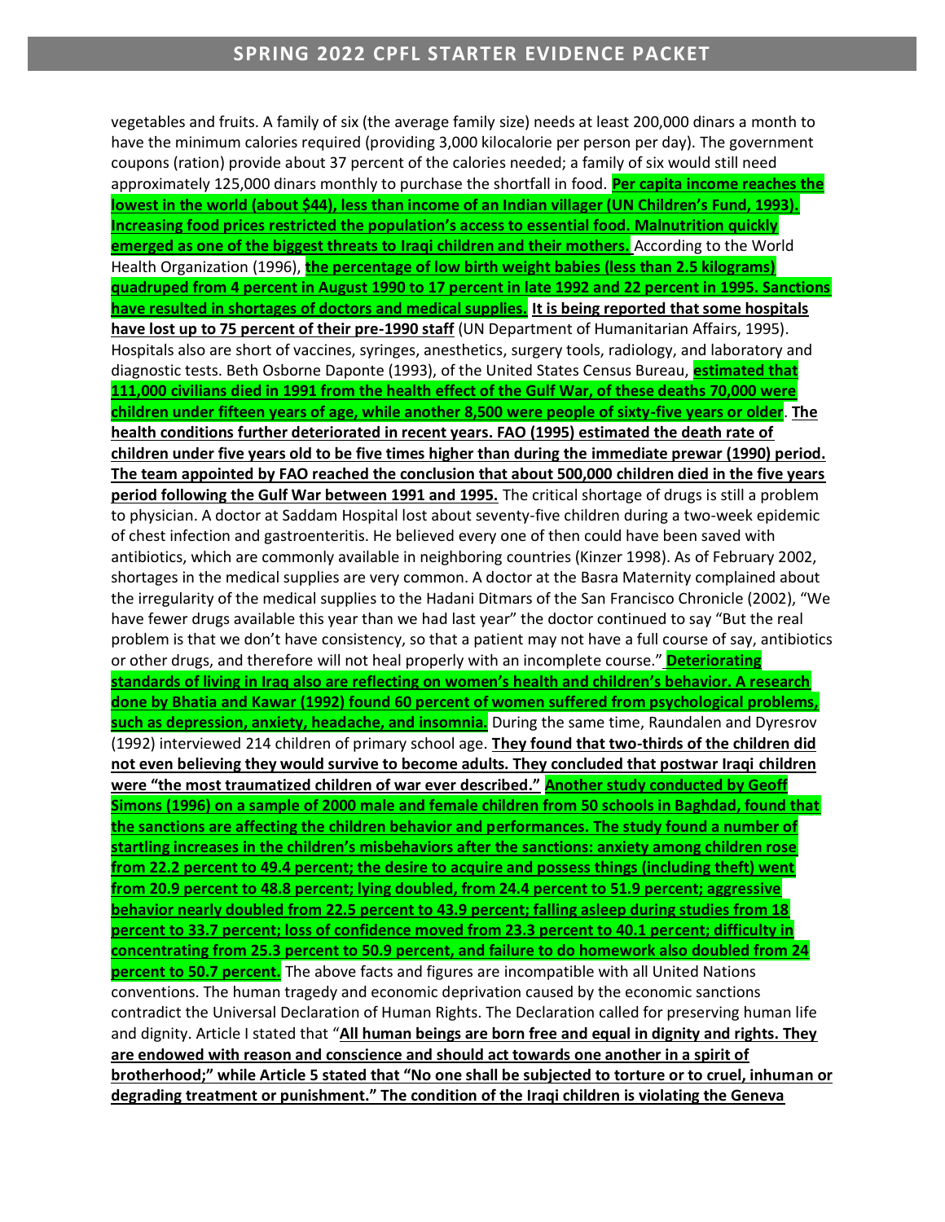vegetables and fruits. A family of six (the average family size) needs at least 200,000 dinars a month to have the minimum calories required (providing 3,000 kilocalorie per person per day). The government coupons (ration) provide about 37 percent of the calories needed; a family of six would still need approximately 125,000 dinars monthly to purchase the shortfall in food. **Per capita income reaches the lowest in the world (about $44), less than income of an Indian villager (UN Children's Fund, 1993). Increasing food prices restricted the population's access to essential food. Malnutrition quickly emerged as one of the biggest threats to Iraqi children and their mothers.** According to the World Health Organization (1996), **the percentage of low birth weight babies (less than 2.5 kilograms) quadrupled from 4 percent in August 1990 to 17 percent in late 1992 and 22 percent in 1995. Sanctions have resulted in shortages of doctors and medical supplies. It is being reported that some hospitals have lost up to 75 percent of their pre-1990 staff** (UN Department of Humanitarian Affairs, 1995). Hospitals also are short of vaccines, syringes, anesthetics, surgery tools, radiology, and laboratory and diagnostic tests. Beth Osborne Daponte (1993), of the United States Census Bureau, **estimated that 111,000 civilians died in 1991 from the health effect of the Gulf War, of these deaths 70,000 were children under fifteen years of age, while another 8,500 were people of sixty-five years or older. The health conditions further deteriorated in recent years. FAO (1995) estimated the death rate of children under five years old to be five times higher than during the immediate prewar (1990) period. The team appointed by FAO reached the conclusion that about 500,000 children died in the five years period following the Gulf War between 1991 and 1995.** The critical shortage of drugs is still a problem to physician. A doctor at Saddam Hospital lost about seventy-five children during a two-week epidemic of chest infection and gastroenteritis. He believed every one of then could have been saved with antibiotics, which are commonly available in neighboring countries (Kinzer 1998). As of February 2002, shortages in the medical supplies are very common. A doctor at the Basra Maternity complained about the irregularity of the medical supplies to the Hadani Ditmars of the San Francisco Chronicle (2002), "We have fewer drugs available this year than we had last year" the doctor continued to say "But the real problem is that we don't have consistency, so that a patient may not have a full course of say, antibiotics or other drugs, and therefore will not heal properly with an incomplete course." **Deteriorating standards of living in Iraq also are reflecting on women's health and children's behavior. A research done by Bhatia and Kawar (1992) found 60 percent of women suffered from psychological problems, such as depression, anxiety, headache, and insomnia.** During the same time, Raundalen and Dyresrov (1992) interviewed 214 children of primary school age. **They found that two-thirds of the children did not even believing they would survive to become adults. They concluded that postwar Iraqi children were "the most traumatized children of war ever described." Another study conducted by Geoff Simons (1996) on a sample of 2000 male and female children from 50 schools in Baghdad, found that the sanctions are affecting the children behavior and performances. The study found a number of startling increases in the children's misbehaviors after the sanctions: anxiety among children rose from 22.2 percent to 49.4 percent; the desire to acquire and possess things (including theft) went from 20.9 percent to 48.8 percent; lying doubled, from 24.4 percent to 51.9 percent; aggressive behavior nearly doubled from 22.5 percent to 43.9 percent; falling asleep during studies from 18 percent to 33.7 percent; loss of confidence moved from 23.3 percent to 40.1 percent; difficulty in concentrating from 25.3 percent to 50.9 percent, and failure to do homework also doubled from 24 percent to 50.7 percent.** The above facts and figures are incompatible with all United Nations conventions. The human tragedy and economic deprivation caused by the economic sanctions contradict the Universal Declaration of Human Rights. The Declaration called for preserving human life and dignity. Article I stated that "**All human beings are born free and equal in dignity and rights. They are endowed with reason and conscience and should act towards one another in a spirit of brotherhood;" while Article 5 stated that "No one shall be subjected to torture or to cruel, inhuman or degrading treatment or punishment." The condition of the Iraqi children is violating the Geneva**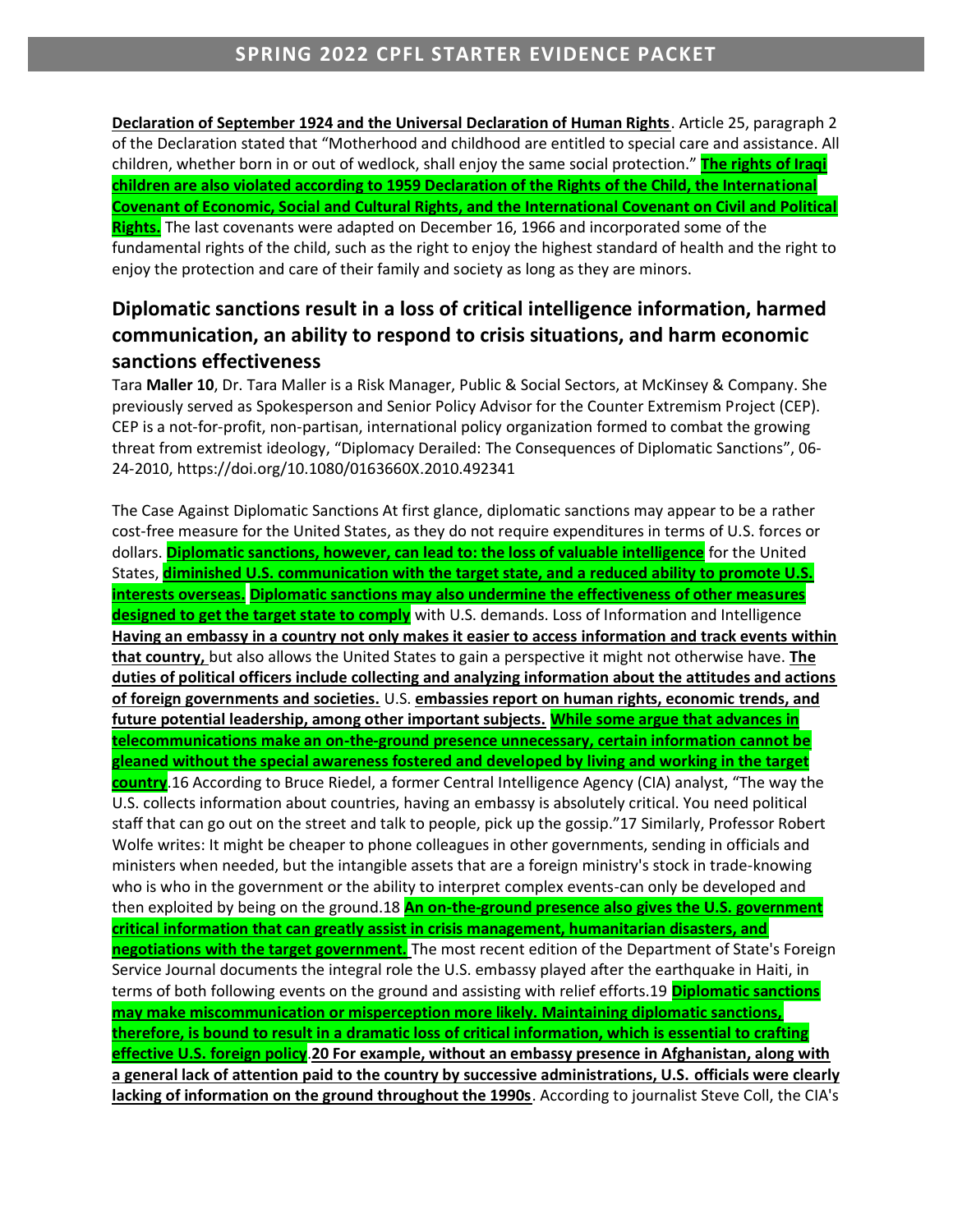**Declaration of September 1924 and the Universal Declaration of Human Rights**. Article 25, paragraph 2 of the Declaration stated that "Motherhood and childhood are entitled to special care and assistance. All children, whether born in or out of wedlock, shall enjoy the same social protection." **The rights of Iraqi children are also violated according to 1959 Declaration of the Rights of the Child, the International Covenant of Economic, Social and Cultural Rights, and the International Covenant on Civil and Political Rights.** The last covenants were adapted on December 16, 1966 and incorporated some of the fundamental rights of the child, such as the right to enjoy the highest standard of health and the right to enjoy the protection and care of their family and society as long as they are minors.

## Diplomatic sanctions result in a loss of critical intelligence information, harmed communication, an ability to respond to crisis situations, and harm economic sanctions effectiveness

Tara **Maller 10**, Dr. Tara Maller is a Risk Manager, Public & Social Sectors, at McKinsey & Company. She previously served as Spokesperson and Senior Policy Advisor for the Counter Extremism Project (CEP). CEP is a not-for-profit, non-partisan, international policy organization formed to combat the growing threat from extremist ideology, "Diplomacy Derailed: The Consequences of Diplomatic Sanctions", 06-24-2010, https://doi.org/10.1080/0163660X.2010.492341

The Case Against Diplomatic Sanctions At first glance, diplomatic sanctions may appear to be a rather cost-free measure for the United States, as they do not require expenditures in terms of U.S. forces or dollars. **Diplomatic sanctions, however, can lead to: the loss of valuable intelligence** for the United States, **diminished U.S. communication with the target state, and a reduced ability to promote U.S. interests overseas. Diplomatic sanctions may also undermine the effectiveness of other measures designed to get the target state to comply** with U.S. demands. Loss of Information and Intelligence **Having an embassy in a country not only makes it easier to access information and track events within that country,** but also allows the United States to gain a perspective it might not otherwise have. **The duties of political officers include collecting and analyzing information about the attitudes and actions of foreign governments and societies.** U.S. **embassies report on human rights, economic trends, and future potential leadership, among other important subjects. While some argue that advances in telecommunications make an on-the-ground presence unnecessary, certain information cannot be gleaned without the special awareness fostered and developed by living and working in the target country**.16 According to Bruce Riedel, a former Central Intelligence Agency (CIA) analyst, "The way the U.S. collects information about countries, having an embassy is absolutely critical. You need political staff that can go out on the street and talk to people, pick up the gossip."17 Similarly, Professor Robert Wolfe writes: It might be cheaper to phone colleagues in other governments, sending in officials and ministers when needed, but the intangible assets that are a foreign ministry's stock in trade-knowing who is who in the government or the ability to interpret complex events-can only be developed and then exploited by being on the ground.18 **An on-the-ground presence also gives the U.S. government critical information that can greatly assist in crisis management, humanitarian disasters, and negotiations with the target government.** The most recent edition of the Department of State's Foreign Service Journal documents the integral role the U.S. embassy played after the earthquake in Haiti, in terms of both following events on the ground and assisting with relief efforts.19 **Diplomatic sanctions may make miscommunication or misperception more likely. Maintaining diplomatic sanctions, therefore, is bound to result in a dramatic loss of critical information, which is essential to crafting effective U.S. foreign policy**.**20 For example, without an embassy presence in Afghanistan, along with a general lack of attention paid to the country by successive administrations, U.S. officials were clearly lacking of information on the ground throughout the 1990s**. According to journalist Steve Coll, the CIA's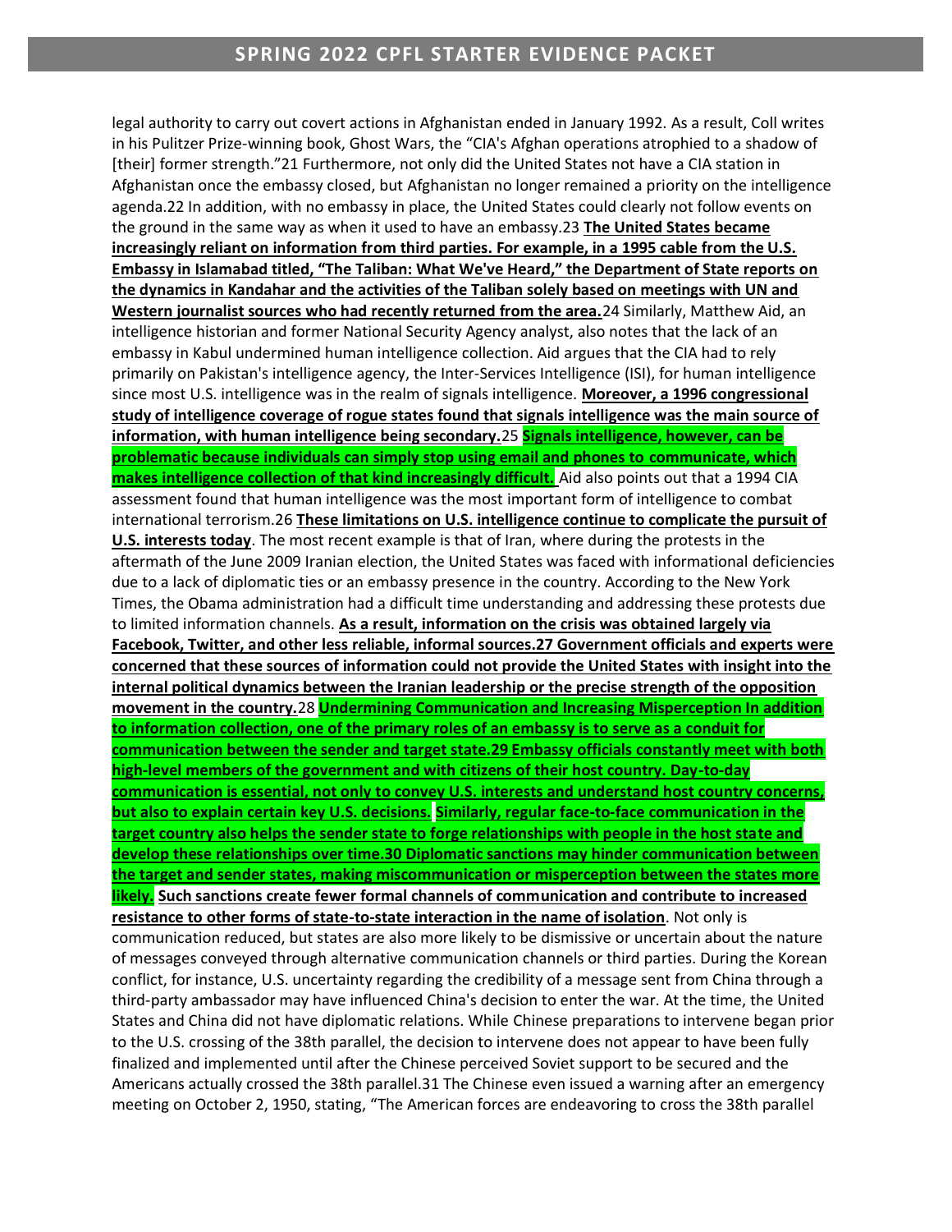legal authority to carry out covert actions in Afghanistan ended in January 1992. As a result, Coll writes in his Pulitzer Prize-winning book, Ghost Wars, the "CIA's Afghan operations atrophied to a shadow of [their] former strength."21 Furthermore, not only did the United States not have a CIA station in Afghanistan once the embassy closed, but Afghanistan no longer remained a priority on the intelligence agenda.22 In addition, with no embassy in place, the United States could clearly not follow events on the ground in the same way as when it used to have an embassy.23 **The United States became increasingly reliant on information from third parties. For example, in a 1995 cable from the U.S. Embassy in Islamabad titled, "The Taliban: What We've Heard," the Department of State reports on the dynamics in Kandahar and the activities of the Taliban solely based on meetings with UN and Western journalist sources who had recently returned from the area.**24 Similarly, Matthew Aid, an intelligence historian and former National Security Agency analyst, also notes that the lack of an embassy in Kabul undermined human intelligence collection. Aid argues that the CIA had to rely primarily on Pakistan's intelligence agency, the Inter-Services Intelligence (ISI), for human intelligence since most U.S. intelligence was in the realm of signals intelligence. **Moreover, a 1996 congressional study of intelligence coverage of rogue states found that signals intelligence was the main source of information, with human intelligence being secondary.**25 **Signals intelligence, however, can be problematic because individuals can simply stop using email and phones to communicate, which makes intelligence collection of that kind increasingly difficult.** Aid also points out that a 1994 CIA assessment found that human intelligence was the most important form of intelligence to combat international terrorism.26 **These limitations on U.S. intelligence continue to complicate the pursuit of U.S. interests today**. The most recent example is that of Iran, where during the protests in the aftermath of the June 2009 Iranian election, the United States was faced with informational deficiencies due to a lack of diplomatic ties or an embassy presence in the country. According to the New York Times, the Obama administration had a difficult time understanding and addressing these protests due to limited information channels. **As a result, information on the crisis was obtained largely via Facebook, Twitter, and other less reliable, informal sources.27 Government officials and experts were concerned that these sources of information could not provide the United States with insight into the internal political dynamics between the Iranian leadership or the precise strength of the opposition movement in the country.**28 **Undermining Communication and Increasing Misperception In addition to information collection, one of the primary roles of an embassy is to serve as a conduit for communication between the sender and target state.29 Embassy officials constantly meet with both high-level members of the government and with citizens of their host country. Day-to-day communication is essential, not only to convey U.S. interests and understand host country concerns, but also to explain certain key U.S. decisions. Similarly, regular face-to-face communication in the target country also helps the sender state to forge relationships with people in the host state and develop these relationships over time.30 Diplomatic sanctions may hinder communication between the target and sender states, making miscommunication or misperception between the states more likely. Such sanctions create fewer formal channels of communication and contribute to increased resistance to other forms of state-to-state interaction in the name of isolation**. Not only is communication reduced, but states are also more likely to be dismissive or uncertain about the nature of messages conveyed through alternative communication channels or third parties. During the Korean conflict, for instance, U.S. uncertainty regarding the credibility of a message sent from China through a third-party ambassador may have influenced China's decision to enter the war. At the time, the United States and China did not have diplomatic relations. While Chinese preparations to intervene began prior to the U.S. crossing of the 38th parallel, the decision to intervene does not appear to have been fully finalized and implemented until after the Chinese perceived Soviet support to be secured and the Americans actually crossed the 38th parallel.31 The Chinese even issued a warning after an emergency meeting on October 2, 1950, stating, "The American forces are endeavoring to cross the 38th parallel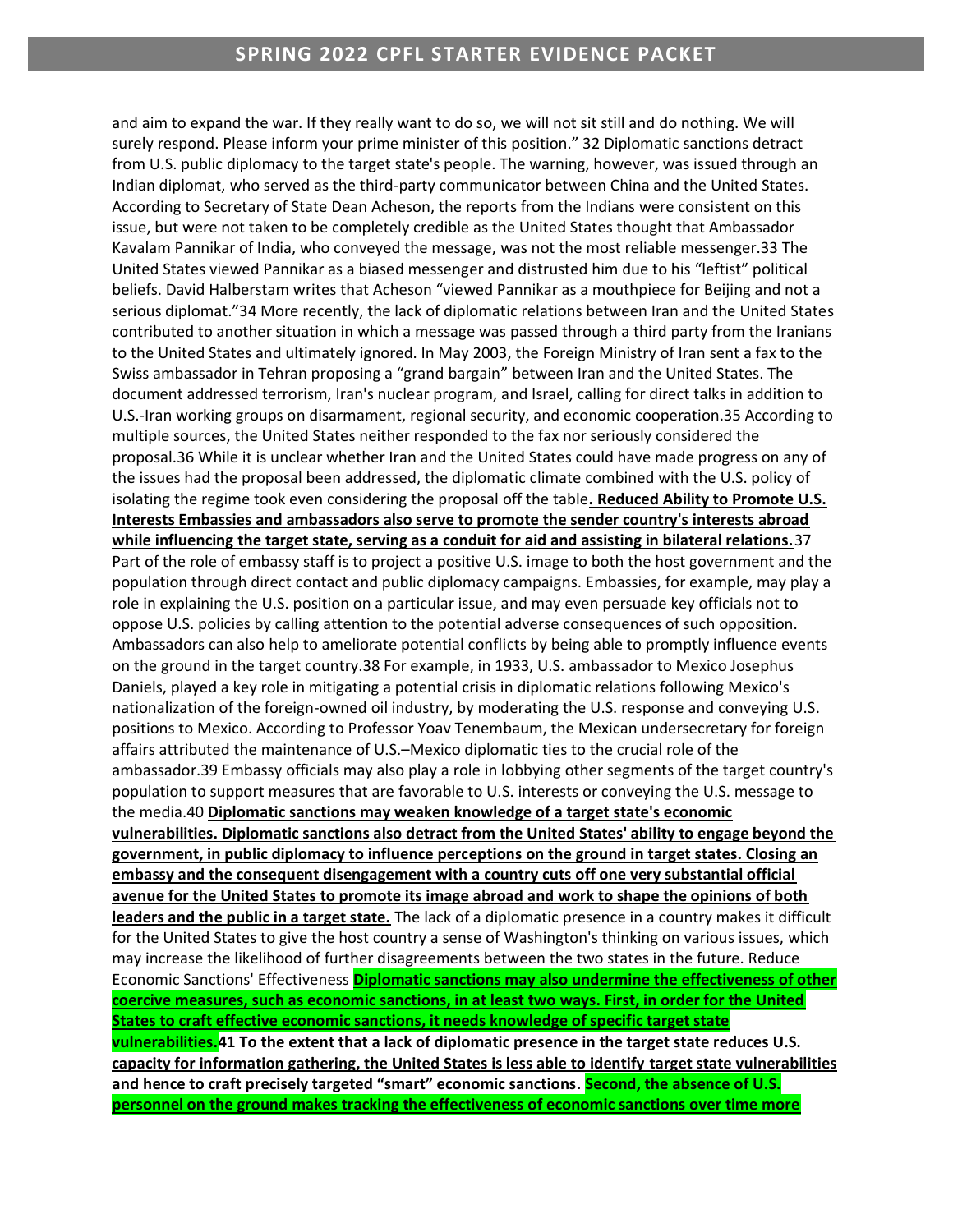and aim to expand the war. If they really want to do so, we will not sit still and do nothing. We will surely respond. Please inform your prime minister of this position." 32 Diplomatic sanctions detract from U.S. public diplomacy to the target state's people. The warning, however, was issued through an Indian diplomat, who served as the third-party communicator between China and the United States. According to Secretary of State Dean Acheson, the reports from the Indians were consistent on this issue, but were not taken to be completely credible as the United States thought that Ambassador Kavalam Pannikar of India, who conveyed the message, was not the most reliable messenger.33 The United States viewed Pannikar as a biased messenger and distrusted him due to his "leftist" political beliefs. David Halberstam writes that Acheson "viewed Pannikar as a mouthpiece for Beijing and not a serious diplomat."34 More recently, the lack of diplomatic relations between Iran and the United States contributed to another situation in which a message was passed through a third party from the Iranians to the United States and ultimately ignored. In May 2003, the Foreign Ministry of Iran sent a fax to the Swiss ambassador in Tehran proposing a "grand bargain" between Iran and the United States. The document addressed terrorism, Iran's nuclear program, and Israel, calling for direct talks in addition to U.S.-Iran working groups on disarmament, regional security, and economic cooperation.35 According to multiple sources, the United States neither responded to the fax nor seriously considered the proposal.36 While it is unclear whether Iran and the United States could have made progress on any of the issues had the proposal been addressed, the diplomatic climate combined with the U.S. policy of isolating the regime took even considering the proposal off the table**. Reduced Ability to Promote U.S. Interests Embassies and ambassadors also serve to promote the sender country's interests abroad while influencing the target state, serving as a conduit for aid and assisting in bilateral relations.**37 Part of the role of embassy staff is to project a positive U.S. image to both the host government and the population through direct contact and public diplomacy campaigns. Embassies, for example, may play a role in explaining the U.S. position on a particular issue, and may even persuade key officials not to oppose U.S. policies by calling attention to the potential adverse consequences of such opposition. Ambassadors can also help to ameliorate potential conflicts by being able to promptly influence events on the ground in the target country.38 For example, in 1933, U.S. ambassador to Mexico Josephus Daniels, played a key role in mitigating a potential crisis in diplomatic relations following Mexico's nationalization of the foreign-owned oil industry, by moderating the U.S. response and conveying U.S. positions to Mexico. According to Professor Yoav Tenembaum, the Mexican undersecretary for foreign affairs attributed the maintenance of U.S.–Mexico diplomatic ties to the crucial role of the ambassador.39 Embassy officials may also play a role in lobbying other segments of the target country's population to support measures that are favorable to U.S. interests or conveying the U.S. message to the media.40 **Diplomatic sanctions may weaken knowledge of a target state's economic vulnerabilities. Diplomatic sanctions also detract from the United States' ability to engage beyond the government, in public diplomacy to influence perceptions on the ground in target states. Closing an embassy and the consequent disengagement with a country cuts off one very substantial official avenue for the United States to promote its image abroad and work to shape the opinions of both leaders and the public in a target state.** The lack of a diplomatic presence in a country makes it difficult for the United States to give the host country a sense of Washington's thinking on various issues, which may increase the likelihood of further disagreements between the two states in the future. Reduce Economic Sanctions' Effectiveness **Diplomatic sanctions may also undermine the effectiveness of other coercive measures, such as economic sanctions, in at least two ways. First, in order for the United States to craft effective economic sanctions, it needs knowledge of specific target state vulnerabilities.41 To the extent that a lack of diplomatic presence in the target state reduces U.S. capacity for information gathering, the United States is less able to identify target state vulnerabilities and hence to craft precisely targeted "smart" economic sanctions**. **Second, the absence of U.S. personnel on the ground makes tracking the effectiveness of economic sanctions over time more**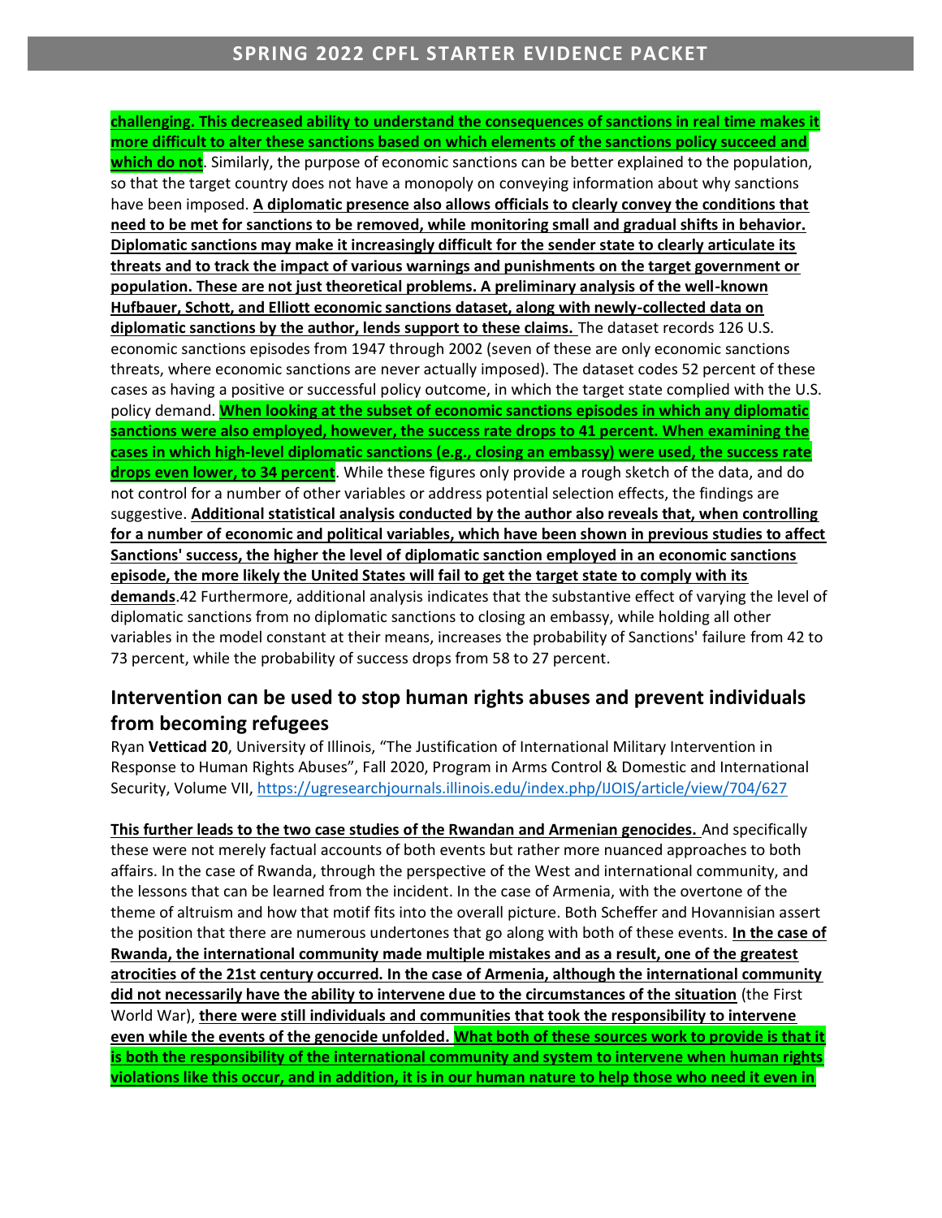**challenging. This decreased ability to understand the consequences of sanctions in real time makes it more difficult to alter these sanctions based on which elements of the sanctions policy succeed and which do not**. Similarly, the purpose of economic sanctions can be better explained to the population, so that the target country does not have a monopoly on conveying information about why sanctions have been imposed. **A diplomatic presence also allows officials to clearly convey the conditions that need to be met for sanctions to be removed, while monitoring small and gradual shifts in behavior. Diplomatic sanctions may make it increasingly difficult for the sender state to clearly articulate its threats and to track the impact of various warnings and punishments on the target government or population. These are not just theoretical problems. A preliminary analysis of the well-known Hufbauer, Schott, and Elliott economic sanctions dataset, along with newly-collected data on diplomatic sanctions by the author, lends support to these claims.** The dataset records 126 U.S. economic sanctions episodes from 1947 through 2002 (seven of these are only economic sanctions threats, where economic sanctions are never actually imposed). The dataset codes 52 percent of these cases as having a positive or successful policy outcome, in which the target state complied with the U.S. policy demand. **When looking at the subset of economic sanctions episodes in which any diplomatic sanctions were also employed, however, the success rate drops to 41 percent. When examining the cases in which high-level diplomatic sanctions (e.g., closing an embassy) were used, the success rate drops even lower, to 34 percent**. While these figures only provide a rough sketch of the data, and do not control for a number of other variables or address potential selection effects, the findings are suggestive. **Additional statistical analysis conducted by the author also reveals that, when controlling for a number of economic and political variables, which have been shown in previous studies to affect Sanctions' success, the higher the level of diplomatic sanction employed in an economic sanctions episode, the more likely the United States will fail to get the target state to comply with its demands**.42 Furthermore, additional analysis indicates that the substantive effect of varying the level of diplomatic sanctions from no diplomatic sanctions to closing an embassy, while holding all other variables in the model constant at their means, increases the probability of Sanctions' failure from 42 to 73 percent, while the probability of success drops from 58 to 27 percent.

## Intervention can be used to stop human rights abuses and prevent individuals from becoming refugees

Ryan **Vetticad 20**, University of Illinois, "The Justification of International Military Intervention in Response to Human Rights Abuses", Fall 2020, Program in Arms Control & Domestic and International Security, Volume VII, https://ugresearchjournals.illinois.edu/index.php/IJOIS/article/view/704/627

**This further leads to the two case studies of the Rwandan and Armenian genocides.** And specifically these were not merely factual accounts of both events but rather more nuanced approaches to both affairs. In the case of Rwanda, through the perspective of the West and international community, and the lessons that can be learned from the incident. In the case of Armenia, with the overtone of the theme of altruism and how that motif fits into the overall picture. Both Scheffer and Hovannisian assert the position that there are numerous undertones that go along with both of these events. **In the case of Rwanda, the international community made multiple mistakes and as a result, one of the greatest atrocities of the 21st century occurred. In the case of Armenia, although the international community did not necessarily have the ability to intervene due to the circumstances of the situation** (the First World War), **there were still individuals and communities that took the responsibility to intervene even while the events of the genocide unfolded. What both of these sources work to provide is that it is both the responsibility of the international community and system to intervene when human rights violations like this occur, and in addition, it is in our human nature to help those who need it even in**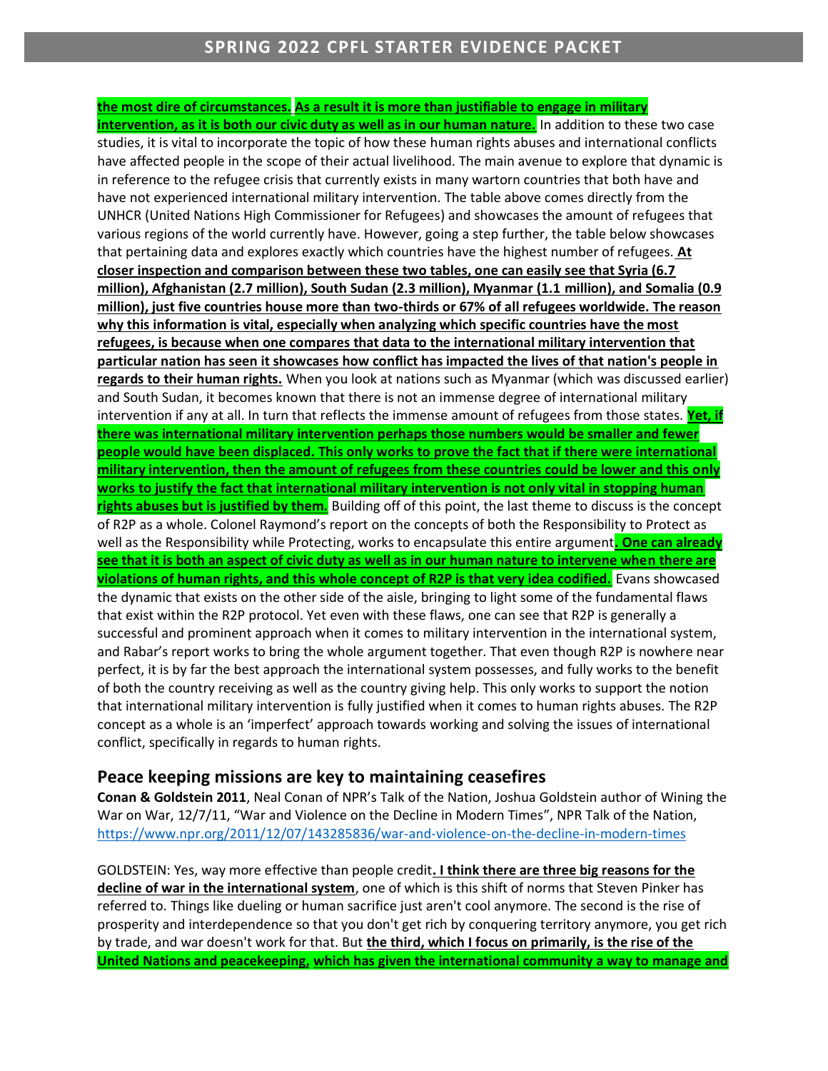**the most dire of circumstances. As a result it is more than justifiable to engage in military intervention, as it is both our civic duty as well as in our human nature.** In addition to these two case studies, it is vital to incorporate the topic of how these human rights abuses and international conflicts have affected people in the scope of their actual livelihood. The main avenue to explore that dynamic is in reference to the refugee crisis that currently exists in many wartorn countries that both have and have not experienced international military intervention. The table above comes directly from the UNHCR (United Nations High Commissioner for Refugees) and showcases the amount of refugees that various regions of the world currently have. However, going a step further, the table below showcases that pertaining data and explores exactly which countries have the highest number of refugees. **At closer inspection and comparison between these two tables, one can easily see that Syria (6.7 million), Afghanistan (2.7 million), South Sudan (2.3 million), Myanmar (1.1 million), and Somalia (0.9 million), just five countries house more than two-thirds or 67% of all refugees worldwide. The reason why this information is vital, especially when analyzing which specific countries have the most refugees, is because when one compares that data to the international military intervention that particular nation has seen it showcases how conflict has impacted the lives of that nation's people in regards to their human rights.** When you look at nations such as Myanmar (which was discussed earlier) and South Sudan, it becomes known that there is not an immense degree of international military intervention if any at all. In turn that reflects the immense amount of refugees from those states. **Yet, if there was international military intervention perhaps those numbers would be smaller and fewer people would have been displaced. This only works to prove the fact that if there were international military intervention, then the amount of refugees from these countries could be lower and this only works to justify the fact that international military intervention is not only vital in stopping human rights abuses but is justified by them.** Building off of this point, the last theme to discuss is the concept of R2P as a whole. Colonel Raymond's report on the concepts of both the Responsibility to Protect as well as the Responsibility while Protecting, works to encapsulate this entire argument**. One can already see that it is both an aspect of civic duty as well as in our human nature to intervene when there are violations of human rights, and this whole concept of R2P is that very idea codified.** Evans showcased the dynamic that exists on the other side of the aisle, bringing to light some of the fundamental flaws that exist within the R2P protocol. Yet even with these flaws, one can see that R2P is generally a successful and prominent approach when it comes to military intervention in the international system, and Rabar's report works to bring the whole argument together. That even though R2P is nowhere near perfect, it is by far the best approach the international system possesses, and fully works to the benefit of both the country receiving as well as the country giving help. This only works to support the notion that international military intervention is fully justified when it comes to human rights abuses. The R2P concept as a whole is an 'imperfect' approach towards working and solving the issues of international conflict, specifically in regards to human rights.

## Peace keeping missions are key to maintaining ceasefires

**Conan & Goldstein 2011**, Neal Conan of NPR's Talk of the Nation, Joshua Goldstein author of Wining the War on War, 12/7/11, "War and Violence on the Decline in Modern Times", NPR Talk of the Nation, https://www.npr.org/2011/12/07/143285836/war-and-violence-on-the-decline-in-modern-times

GOLDSTEIN: Yes, way more effective than people credit**. I think there are three big reasons for the decline of war in the international system**, one of which is this shift of norms that Steven Pinker has referred to. Things like dueling or human sacrifice just aren't cool anymore. The second is the rise of prosperity and interdependence so that you don't get rich by conquering territory anymore, you get rich by trade, and war doesn't work for that. But **the third, which I focus on primarily, is the rise of the United Nations and peacekeeping, which has given the international community a way to manage and**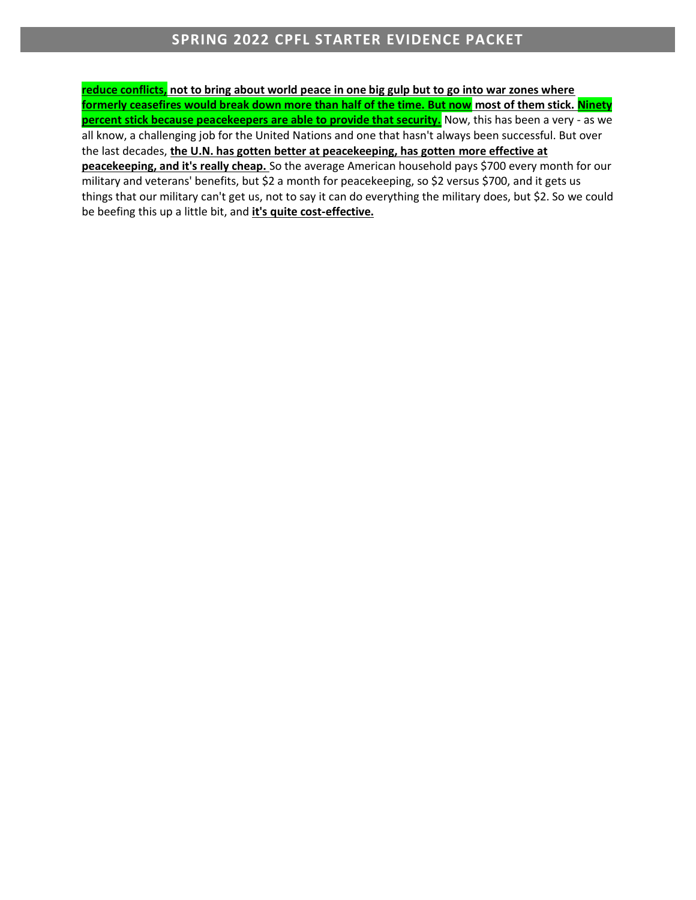**reduce conflicts, not to bring about world peace in one big gulp but to go into war zones where formerly ceasefires would break down more than half of the time. But now most of them stick. Ninety percent stick because peacekeepers are able to provide that security.** Now, this has been a very - as we all know, a challenging job for the United Nations and one that hasn't always been successful. But over the last decades, **the U.N. has gotten better at peacekeeping, has gotten more effective at peacekeeping, and it's really cheap.** So the average American household pays $700 every month for our military and veterans' benefits, but $2 a month for peacekeeping, so $2 versus $700, and it gets us things that our military can't get us, not to say it can do everything the military does, but $2. So we could be beefing this up a little bit, and **it's quite cost-effective.**